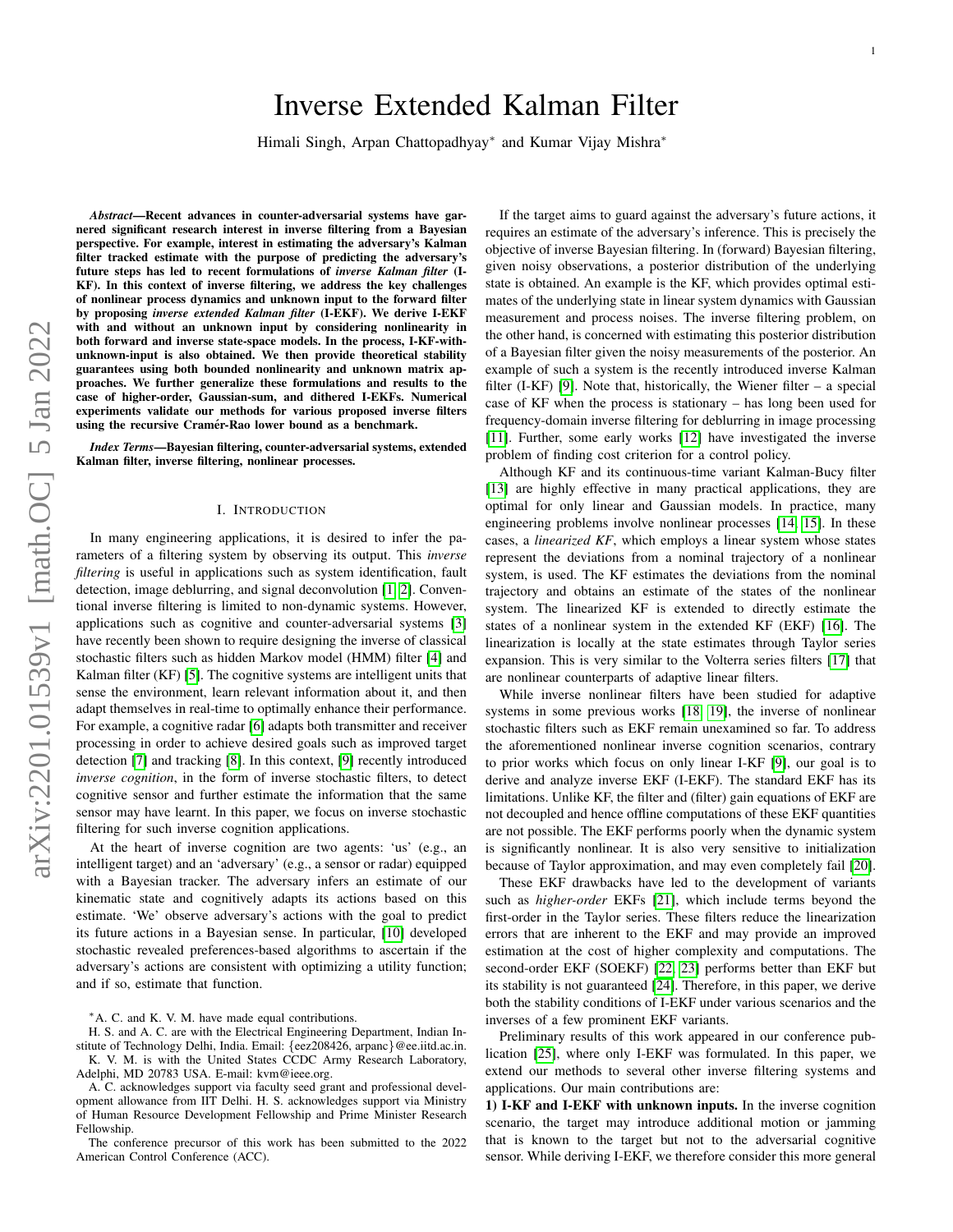# Inverse Extended Kalman Filter

Himali Singh, Arpan Chattopadhyay* and Kumar Vijay Mishra*

***Abstract*—Recent advances in counter-adversarial systems have garnered significant research interest in inverse filtering from a Bayesian perspective. For example, interest in estimating the adversary's Kalman filter tracked estimate with the purpose of predicting the adversary's future steps has led to recent formulations of *inverse Kalman filter* (I-KF). In this context of inverse filtering, we address the key challenges of nonlinear process dynamics and unknown input to the forward filter by proposing *inverse extended Kalman filter* (I-EKF). We derive I-EKF with and without an unknown input by considering nonlinearity in both forward and inverse state-space models. In the process, I-KF-with-unknown-input is also obtained. We then provide theoretical stability guarantees using both bounded nonlinearity and unknown matrix approaches. We further generalize these formulations and results to the case of higher-order, Gaussian-sum, and dithered I-EKFs. Numerical experiments validate our methods for various proposed inverse filters using the recursive Cramér-Rao lower bound as a benchmark.**

***Index Terms*—Bayesian filtering, counter-adversarial systems, extended Kalman filter, inverse filtering, nonlinear processes.**

## I. Introduction

In many engineering applications, it is desired to infer the parameters of a filtering system by observing its output. This *inverse filtering* is useful in applications such as system identification, fault detection, image deblurring, and signal deconvolution [1], [2]. Conventional inverse filtering is limited to non-dynamic systems. However, applications such as cognitive and counter-adversarial systems [3] have recently been shown to require designing the inverse of classical stochastic filters such as hidden Markov model (HMM) filter [4] and Kalman filter (KF) [5]. The cognitive systems are intelligent units that sense the environment, learn relevant information about it, and then adapt themselves in real-time to optimally enhance their performance. For example, a cognitive radar [6] adapts both transmitter and receiver processing in order to achieve desired goals such as improved target detection [7] and tracking [8]. In this context, [9] recently introduced *inverse cognition*, in the form of inverse stochastic filters, to detect cognitive sensor and further estimate the information that the same sensor may have learnt. In this paper, we focus on inverse stochastic filtering for such inverse cognition applications.

At the heart of inverse cognition are two agents: 'us' (e.g., an intelligent target) and an 'adversary' (e.g., a sensor or radar) equipped with a Bayesian tracker. The adversary infers an estimate of our kinematic state and cognitively adapts its actions based on this estimate. 'We' observe adversary's actions with the goal to predict its future actions in a Bayesian sense. In particular, [10] developed stochastic revealed preferences-based algorithms to ascertain if the adversary's actions are consistent with optimizing a utility function; and if so, estimate that function.

If the target aims to guard against the adversary's future actions, it requires an estimate of the adversary's inference. This is precisely the objective of inverse Bayesian filtering. In (forward) Bayesian filtering, given noisy observations, a posterior distribution of the underlying state is obtained. An example is the KF, which provides optimal estimates of the underlying state in linear system dynamics with Gaussian measurement and process noises. The inverse filtering problem, on the other hand, is concerned with estimating this posterior distribution of a Bayesian filter given the noisy measurements of the posterior. An example of such a system is the recently introduced inverse Kalman filter (I-KF) [9]. Note that, historically, the Wiener filter – a special case of KF when the process is stationary – has long been used for frequency-domain inverse filtering for deblurring in image processing [11]. Further, some early works [12] have investigated the inverse problem of finding cost criterion for a control policy.

Although KF and its continuous-time variant Kalman-Bucy filter [13] are highly effective in many practical applications, they are optimal for only linear and Gaussian models. In practice, many engineering problems involve nonlinear processes [14], [15]. In these cases, a *linearized KF*, which employs a linear system whose states represent the deviations from a nominal trajectory of a nonlinear system, is used. The KF estimates the deviations from the nominal trajectory and obtains an estimate of the states of the nonlinear system. The linearized KF is extended to directly estimate the states of a nonlinear system in the extended KF (EKF) [16]. The linearization is locally at the state estimates through Taylor series expansion. This is very similar to the Volterra series filters [17] that are nonlinear counterparts of adaptive linear filters.

While inverse nonlinear filters have been studied for adaptive systems in some previous works [18], [19], the inverse of nonlinear stochastic filters such as EKF remain unexamined so far. To address the aforementioned nonlinear inverse cognition scenarios, contrary to prior works which focus on only linear I-KF [9], our goal is to derive and analyze inverse EKF (I-EKF). The standard EKF has its limitations. Unlike KF, the filter and (filter) gain equations of EKF are not decoupled and hence offline computations of these EKF quantities are not possible. The EKF performs poorly when the dynamic system is significantly nonlinear. It is also very sensitive to initialization because of Taylor approximation, and may even completely fail [20].

These EKF drawbacks have led to the development of variants such as *higher-order* EKFs [21], which include terms beyond the first-order in the Taylor series. These filters reduce the linearization errors that are inherent to the EKF and may provide an improved estimation at the cost of higher complexity and computations. The second-order EKF (SOEKF) [22], [23] performs better than EKF but its stability is not guaranteed [24]. Therefore, in this paper, we derive both the stability conditions of I-EKF under various scenarios and the inverses of a few prominent EKF variants.

Preliminary results of this work appeared in our conference publication [25], where only I-EKF was formulated. In this paper, we extend our methods to several other inverse filtering systems and applications. Our main contributions are:

**1) I-KF and I-EKF with unknown inputs.** In the inverse cognition scenario, the target may introduce additional motion or jamming that is known to the target but not to the adversarial cognitive sensor. While deriving I-EKF, we therefore consider this more general

---

*A. C. and K. V. M. have made equal contributions.

H. S. and A. C. are with the Electrical Engineering Department, Indian Institute of Technology Delhi, India. Email: {eez208426, arpanc}@ee.iitd.ac.in.

K. V. M. is with the United States CCDC Army Research Laboratory, Adelphi, MD 20783 USA. E-mail: kvm@ieee.org.

A. C. acknowledges support via faculty seed grant and professional development allowance from IIT Delhi. H. S. acknowledges support via Ministry of Human Resource Development Fellowship and Prime Minister Research Fellowship.

The conference precursor of this work has been submitted to the 2022 American Control Conference (ACC).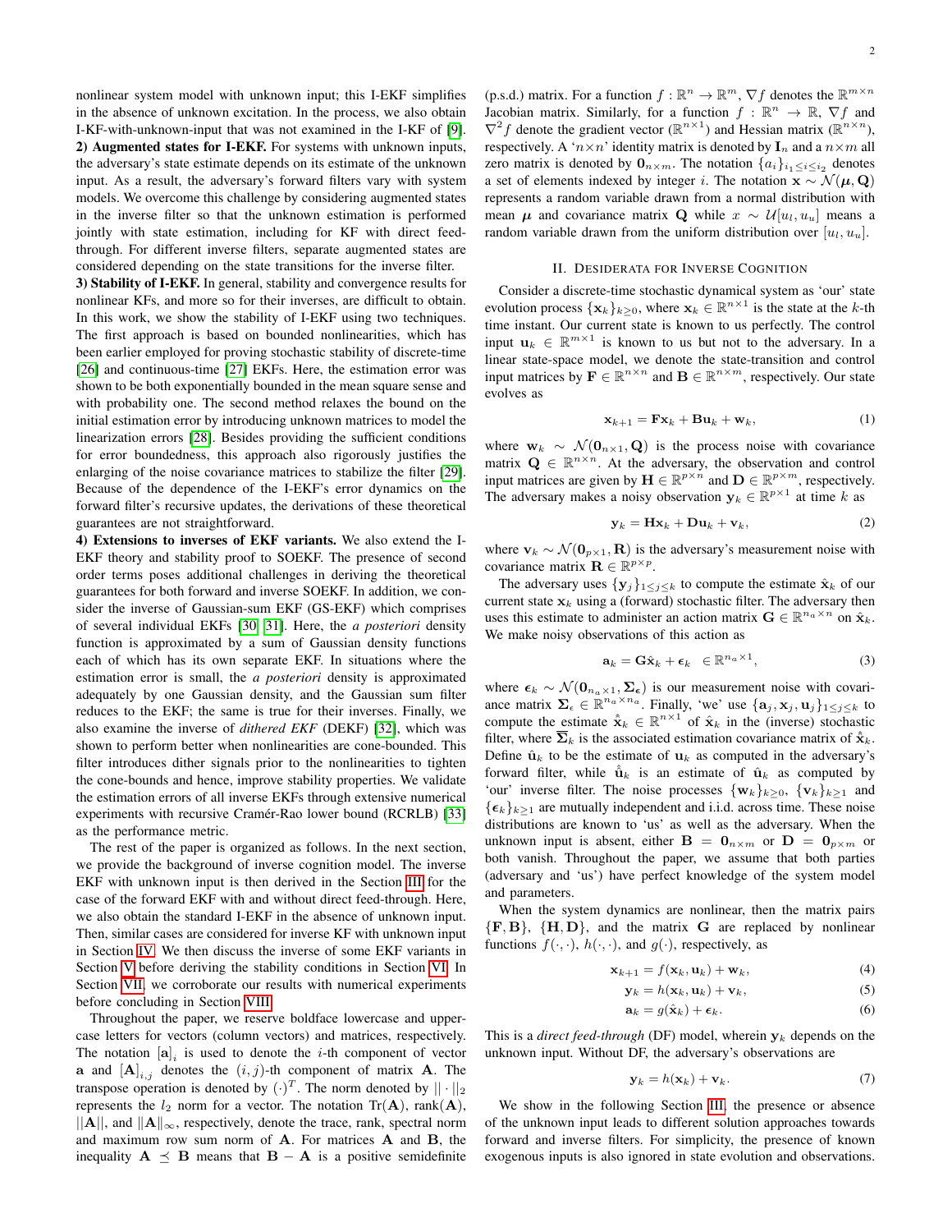nonlinear system model with unknown input; this I-EKF simplifies in the absence of unknown excitation. In the process, we also obtain I-KF-with-unknown-input that was not examined in the I-KF of [9].

**2) Augmented states for I-EKF.** For systems with unknown inputs, the adversary's state estimate depends on its estimate of the unknown input. As a result, the adversary's forward filters vary with system models. We overcome this challenge by considering augmented states in the inverse filter so that the unknown estimation is performed jointly with state estimation, including for KF with direct feed-through. For different inverse filters, separate augmented states are considered depending on the state transitions for the inverse filter.

**3) Stability of I-EKF.** In general, stability and convergence results for nonlinear KFs, and more so for their inverses, are difficult to obtain. In this work, we show the stability of I-EKF using two techniques. The first approach is based on bounded nonlinearities, which has been earlier employed for proving stochastic stability of discrete-time [26] and continuous-time [27] EKFs. Here, the estimation error was shown to be both exponentially bounded in the mean square sense and with probability one. The second method relaxes the bound on the initial estimation error by introducing unknown matrices to model the linearization errors [28]. Besides providing the sufficient conditions for error boundedness, this approach also rigorously justifies the enlarging of the noise covariance matrices to stabilize the filter [29]. Because of the dependence of the I-EKF's error dynamics on the forward filter's recursive updates, the derivations of these theoretical guarantees are not straightforward.

**4) Extensions to inverses of EKF variants.** We also extend the I-EKF theory and stability proof to SOEKF. The presence of second order terms poses additional challenges in deriving the theoretical guarantees for both forward and inverse SOEKF. In addition, we consider the inverse of Gaussian-sum EKF (GS-EKF) which comprises of several individual EKFs [30] [31]. Here, the *a posteriori* density function is approximated by a sum of Gaussian density functions each of which has its own separate EKF. In situations where the estimation error is small, the *a posteriori* density is approximated adequately by one Gaussian density, and the Gaussian sum filter reduces to the EKF; the same is true for their inverses. Finally, we also examine the inverse of *dithered EKF* (DEKF) [32], which was shown to perform better when nonlinearities are cone-bounded. This filter introduces dither signals prior to the nonlinearities to tighten the cone-bounds and hence, improve stability properties. We validate the estimation errors of all inverse EKFs through extensive numerical experiments with recursive Cramér-Rao lower bound (RCRLB) [33] as the performance metric.

The rest of the paper is organized as follows. In the next section, we provide the background of inverse cognition model. The inverse EKF with unknown input is then derived in the Section III for the case of the forward EKF with and without direct feed-through. Here, we also obtain the standard I-EKF in the absence of unknown input. Then, similar cases are considered for inverse KF with unknown input in Section IV. We then discuss the inverse of some EKF variants in Section V before deriving the stability conditions in Section VI. In Section VII, we corroborate our results with numerical experiments before concluding in Section VIII.

Throughout the paper, we reserve boldface lowercase and uppercase letters for vectors (column vectors) and matrices, respectively. The notation $[\mathbf{a}]_i$ is used to denote the $i$-th component of vector $\mathbf{a}$ and $[\mathbf{A}]_{i,j}$ denotes the $(i,j)$-th component of matrix $\mathbf{A}$. The transpose operation is denoted by $(\cdot)^T$. The norm denoted by $||\cdot||_2$ represents the $l_2$ norm for a vector. The notation $\mathrm{Tr}(\mathbf{A})$, $\mathrm{rank}(\mathbf{A})$, $||\mathbf{A}||$, and $\|\mathbf{A}\|_\infty$, respectively, denote the trace, rank, spectral norm and maximum row sum norm of $\mathbf{A}$. For matrices $\mathbf{A}$ and $\mathbf{B}$, the inequality $\mathbf{A} \preceq \mathbf{B}$ means that $\mathbf{B}-\mathbf{A}$ is a positive semidefinite (p.s.d.) matrix. For a function $f:\mathbb{R}^n \rightarrow \mathbb{R}^m$, $\nabla f$ denotes the $\mathbb{R}^{m\times n}$ Jacobian matrix. Similarly, for a function $f:\mathbb{R}^n\rightarrow\mathbb{R}$, $\nabla f$ and $\nabla^2 f$ denote the gradient vector ($\mathbb{R}^{n\times 1}$) and Hessian matrix ($\mathbb{R}^{n\times n}$), respectively. A '$n\times n$' identity matrix is denoted by $\mathbf{I}_n$ and a $n\times m$ all zero matrix is denoted by $\mathbf{0}_{n\times m}$. The notation $\{a_i\}_{i_1\leq i\leq i_2}$ denotes a set of elements indexed by integer $i$. The notation $\mathbf{x}\sim\mathcal{N}(\boldsymbol{\mu},\mathbf{Q})$ represents a random variable drawn from a normal distribution with mean $\boldsymbol{\mu}$ and covariance matrix $\mathbf{Q}$ while $x\sim\mathcal{U}[u_l,u_u]$ means a random variable drawn from the uniform distribution over $[u_l,u_u]$.

## II. Desiderata for Inverse Cognition

Consider a discrete-time stochastic dynamical system as 'our' state evolution process $\{\mathbf{x}_k\}_{k\geq 0}$, where $\mathbf{x}_k\in\mathbb{R}^{n\times 1}$ is the state at the $k$-th time instant. Our current state is known to us perfectly. The control input $\mathbf{u}_k\in\mathbb{R}^{m\times 1}$ is known to us but not to the adversary. In a linear state-space model, we denote the state-transition and control input matrices by $\mathbf{F}\in\mathbb{R}^{n\times n}$ and $\mathbf{B}\in\mathbb{R}^{n\times m}$, respectively. Our state evolves as

$$\mathbf{x}_{k+1}=\mathbf{F}\mathbf{x}_k+\mathbf{B}\mathbf{u}_k+\mathbf{w}_k, \tag{1}$$

where $\mathbf{w}_k\sim\mathcal{N}(\mathbf{0}_{n\times 1},\mathbf{Q})$ is the process noise with covariance matrix $\mathbf{Q}\in\mathbb{R}^{n\times n}$. At the adversary, the observation and control input matrices are given by $\mathbf{H}\in\mathbb{R}^{p\times n}$ and $\mathbf{D}\in\mathbb{R}^{p\times m}$, respectively. The adversary makes a noisy observation $\mathbf{y}_k\in\mathbb{R}^{p\times 1}$ at time $k$ as

$$\mathbf{y}_k=\mathbf{H}\mathbf{x}_k+\mathbf{D}\mathbf{u}_k+\mathbf{v}_k, \tag{2}$$

where $\mathbf{v}_k\sim\mathcal{N}(\mathbf{0}_{p\times 1},\mathbf{R})$ is the adversary's measurement noise with covariance matrix $\mathbf{R}\in\mathbb{R}^{p\times p}$.

The adversary uses $\{\mathbf{y}_j\}_{1\leq j\leq k}$ to compute the estimate $\hat{\mathbf{x}}_k$ of our current state $\mathbf{x}_k$ using a (forward) stochastic filter. The adversary then uses this estimate to administer an action matrix $\mathbf{G}\in\mathbb{R}^{n_a\times n}$ on $\hat{\mathbf{x}}_k$. We make noisy observations of this action as

$$\mathbf{a}_k=\mathbf{G}\hat{\mathbf{x}}_k+\boldsymbol{\epsilon}_k \quad \in\mathbb{R}^{n_a\times 1}, \tag{3}$$

where $\boldsymbol{\epsilon}_k\sim\mathcal{N}(\mathbf{0}_{n_a\times 1},\boldsymbol{\Sigma}_{\boldsymbol{\epsilon}})$ is our measurement noise with covariance matrix $\boldsymbol{\Sigma}_{\boldsymbol{\epsilon}}\in\mathbb{R}^{n_a\times n_a}$. Finally, 'we' use $\{\mathbf{a}_j,\mathbf{x}_j,\mathbf{u}_j\}_{1\leq j\leq k}$ to compute the estimate $\hat{\hat{\mathbf{x}}}_k\in\mathbb{R}^{n\times 1}$ of $\hat{\mathbf{x}}_k$ in the (inverse) stochastic filter, where $\overline{\boldsymbol{\Sigma}}_k$ is the associated estimation covariance matrix of $\hat{\hat{\mathbf{x}}}_k$. Define $\hat{\mathbf{u}}_k$ to be the estimate of $\mathbf{u}_k$ as computed in the adversary's forward filter, while $\hat{\hat{\mathbf{u}}}_k$ is an estimate of $\hat{\mathbf{u}}_k$ as computed by 'our' inverse filter. The noise processes $\{\mathbf{w}_k\}_{k\geq 0}$, $\{\mathbf{v}_k\}_{k\geq 1}$ and $\{\boldsymbol{\epsilon}_k\}_{k\geq 1}$ are mutually independent and i.i.d. across time. These noise distributions are known to 'us' as well as the adversary. When the unknown input is absent, either $\mathbf{B}=\mathbf{0}_{n\times m}$ or $\mathbf{D}=\mathbf{0}_{p\times m}$ or both vanish. Throughout the paper, we assume that both parties (adversary and 'us') have perfect knowledge of the system model and parameters.

When the system dynamics are nonlinear, then the matrix pairs $\{\mathbf{F},\mathbf{B}\}$, $\{\mathbf{H},\mathbf{D}\}$, and the matrix $\mathbf{G}$ are replaced by nonlinear functions $f(\cdot,\cdot)$, $h(\cdot,\cdot)$, and $g(\cdot)$, respectively, as

$$\mathbf{x}_{k+1}=f(\mathbf{x}_k,\mathbf{u}_k)+\mathbf{w}_k, \tag{4}$$

$$\mathbf{y}_k=h(\mathbf{x}_k,\mathbf{u}_k)+\mathbf{v}_k, \tag{5}$$

$$\mathbf{a}_k=g(\hat{\mathbf{x}}_k)+\boldsymbol{\epsilon}_k. \tag{6}$$

This is a *direct feed-through* (DF) model, wherein $\mathbf{y}_k$ depends on the unknown input. Without DF, the adversary's observations are

$$\mathbf{y}_k=h(\mathbf{x}_k)+\mathbf{v}_k. \tag{7}$$

We show in the following Section III, the presence or absence of the unknown input leads to different solution approaches towards forward and inverse filters. For simplicity, the presence of known exogenous inputs is also ignored in state evolution and observations.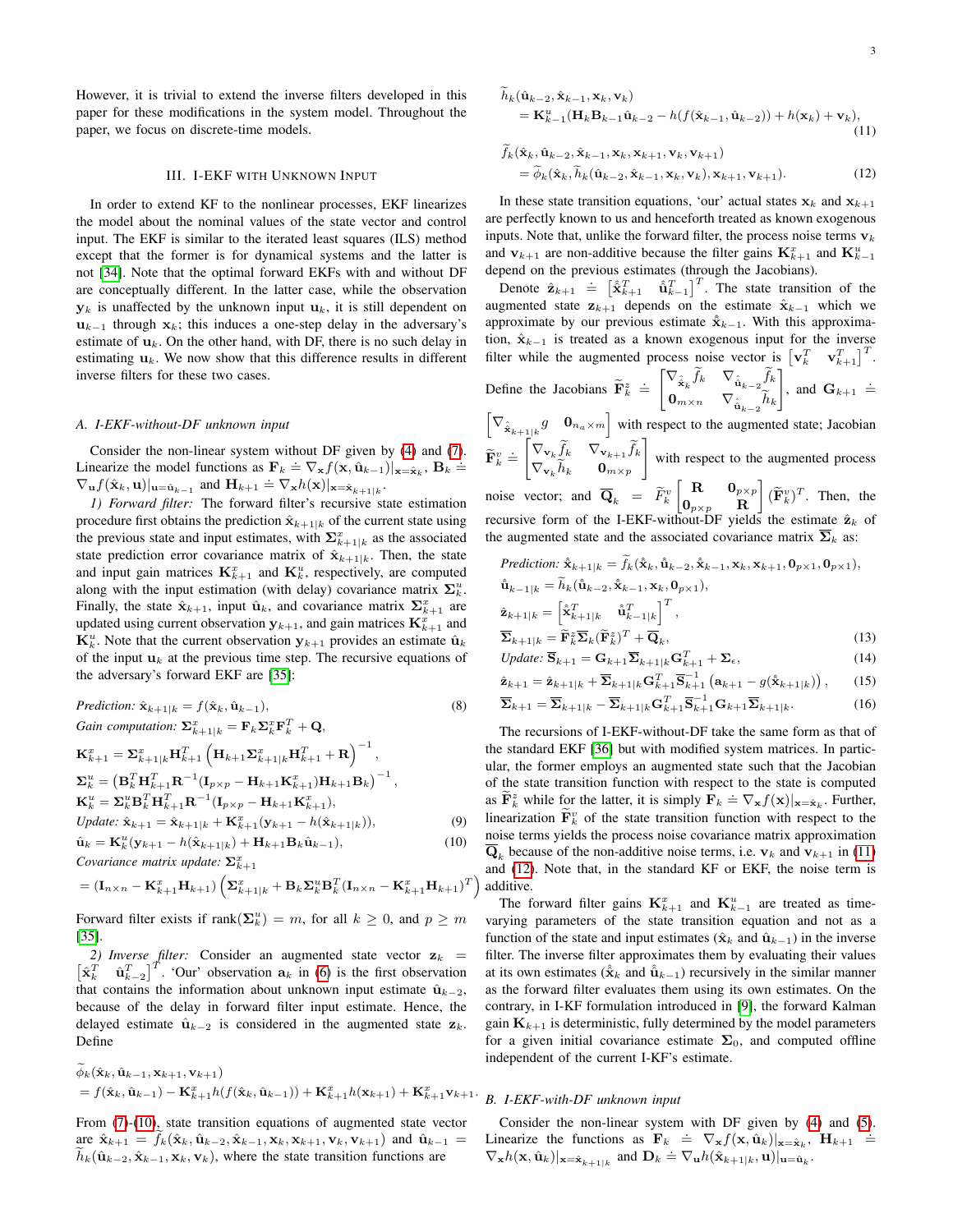However, it is trivial to extend the inverse filters developed in this paper for these modifications in the system model. Throughout the paper, we focus on discrete-time models.

## III. I-EKF with Unknown Input

In order to extend KF to the nonlinear processes, EKF linearizes the model about the nominal values of the state vector and control input. The EKF is similar to the iterated least squares (ILS) method except that the former is for dynamical systems and the latter is not [34]. Note that the optimal forward EKFs with and without DF are conceptually different. In the latter case, while the observation $\mathbf{y}_k$ is unaffected by the unknown input $\mathbf{u}_k$, it is still dependent on $\mathbf{u}_{k-1}$ through $\mathbf{x}_k$; this induces a one-step delay in the adversary's estimate of $\mathbf{u}_k$. On the other hand, with DF, there is no such delay in estimating $\mathbf{u}_k$. We now show that this difference results in different inverse filters for these two cases.

### A. I-EKF-without-DF unknown input

Consider the non-linear system without DF given by (4) and (7). Linearize the model functions as $\mathbf{F}_k \doteq \nabla_{\mathbf{x}} f(\mathbf{x}, \hat{\mathbf{u}}_{k-1})|_{\mathbf{x}=\hat{\mathbf{x}}_k}$, $\mathbf{B}_k \doteq \nabla_{\mathbf{u}} f(\hat{\mathbf{x}}_k, \mathbf{u})|_{\mathbf{u}=\hat{\mathbf{u}}_{k-1}}$ and $\mathbf{H}_{k+1} \doteq \nabla_{\mathbf{x}} h(\mathbf{x})|_{\mathbf{x}=\hat{\mathbf{x}}_{k+1|k}}$.

*1) Forward filter:* The forward filter's recursive state estimation procedure first obtains the prediction $\hat{\mathbf{x}}_{k+1|k}$ of the current state using the previous state and input estimates, with $\mathbf{\Sigma}^x_{k+1|k}$ as the associated state prediction error covariance matrix of $\hat{\mathbf{x}}_{k+1|k}$. Then, the state and input gain matrices $\mathbf{K}^x_{k+1}$ and $\mathbf{K}^u_k$, respectively, are computed along with the input estimation (with delay) covariance matrix $\mathbf{\Sigma}^u_k$. Finally, the state $\hat{\mathbf{x}}_{k+1}$, input $\hat{\mathbf{u}}_k$, and covariance matrix $\mathbf{\Sigma}^x_{k+1}$ are updated using current observation $\mathbf{y}_{k+1}$, and gain matrices $\mathbf{K}^x_{k+1}$ and $\mathbf{K}^u_k$. Note that the current observation $\mathbf{y}_{k+1}$ provides an estimate $\hat{\mathbf{u}}_k$ of the input $\mathbf{u}_k$ at the previous time step. The recursive equations of the adversary's forward EKF are [35]:

$$\textit{Prediction: } \hat{\mathbf{x}}_{k+1|k} = f(\hat{\mathbf{x}}_k, \hat{\mathbf{u}}_{k-1}), \tag{8}$$

$$\textit{Gain computation: } \mathbf{\Sigma}^x_{k+1|k} = \mathbf{F}_k \mathbf{\Sigma}^x_k \mathbf{F}^T_k + \mathbf{Q},$$

$$\mathbf{K}^x_{k+1} = \mathbf{\Sigma}^x_{k+1|k}\mathbf{H}^T_{k+1}\left(\mathbf{H}_{k+1}\mathbf{\Sigma}^x_{k+1|k}\mathbf{H}^T_{k+1} + \mathbf{R}\right)^{-1},$$

$$\mathbf{\Sigma}^u_k = \left(\mathbf{B}^T_k\mathbf{H}^T_{k+1}\mathbf{R}^{-1}(\mathbf{I}_{p\times p} - \mathbf{H}_{k+1}\mathbf{K}^x_{k+1})\mathbf{H}_{k+1}\mathbf{B}_k\right)^{-1},$$

$$\mathbf{K}^u_k = \mathbf{\Sigma}^u_k\mathbf{B}^T_k\mathbf{H}^T_{k+1}\mathbf{R}^{-1}(\mathbf{I}_{p\times p} - \mathbf{H}_{k+1}\mathbf{K}^x_{k+1}),$$

$$\textit{Update: } \hat{\mathbf{x}}_{k+1} = \hat{\mathbf{x}}_{k+1|k} + \mathbf{K}^x_{k+1}(\mathbf{y}_{k+1} - h(\hat{\mathbf{x}}_{k+1|k})), \tag{9}$$

$$\hat{\mathbf{u}}_k = \mathbf{K}^u_k(\mathbf{y}_{k+1} - h(\hat{\mathbf{x}}_{k+1|k}) + \mathbf{H}_{k+1}\mathbf{B}_k\hat{\mathbf{u}}_{k-1}), \tag{10}$$

$$\textit{Covariance matrix update: } \mathbf{\Sigma}^x_{k+1}$$
$$= (\mathbf{I}_{n\times n} - \mathbf{K}^x_{k+1}\mathbf{H}_{k+1})\left(\mathbf{\Sigma}^x_{k+1|k} + \mathbf{B}_k\mathbf{\Sigma}^u_k\mathbf{B}^T_k(\mathbf{I}_{n\times n} - \mathbf{K}^x_{k+1}\mathbf{H}_{k+1})^T\right).$$

Forward filter exists if $\text{rank}(\mathbf{\Sigma}^u_k) = m$, for all $k \geq 0$, and $p \geq m$ [35].

*2) Inverse filter:* Consider an augmented state vector $\mathbf{z}_k = \begin{bmatrix}\hat{\mathbf{x}}^T_k & \hat{\mathbf{u}}^T_{k-2}\end{bmatrix}^T$. 'Our' observation $\mathbf{a}_k$ in (6) is the first observation that contains the information about unknown input estimate $\hat{\mathbf{u}}_{k-2}$, because of the delay in forward filter input estimate. Hence, the delayed estimate $\hat{\mathbf{u}}_{k-2}$ is considered in the augmented state $\mathbf{z}_k$. Define

$$\widetilde{\phi}_k(\hat{\mathbf{x}}_k, \hat{\mathbf{u}}_{k-1}, \mathbf{x}_{k+1}, \mathbf{v}_{k+1})$$
$$= f(\hat{\mathbf{x}}_k, \hat{\mathbf{u}}_{k-1}) - \mathbf{K}^x_{k+1}h(f(\hat{\mathbf{x}}_k, \hat{\mathbf{u}}_{k-1})) + \mathbf{K}^x_{k+1}h(\mathbf{x}_{k+1}) + \mathbf{K}^x_{k+1}\mathbf{v}_{k+1}.$$

From (7)-(10), state transition equations of augmented state vector are $\hat{\mathbf{x}}_{k+1} = \widetilde{f}_k(\hat{\mathbf{x}}_k, \hat{\mathbf{u}}_{k-2}, \hat{\mathbf{x}}_{k-1}, \mathbf{x}_k, \mathbf{x}_{k+1}, \mathbf{v}_k, \mathbf{v}_{k+1})$ and $\hat{\mathbf{u}}_{k-1} = \widetilde{h}_k(\hat{\mathbf{u}}_{k-2}, \hat{\mathbf{x}}_{k-1}, \mathbf{x}_k, \mathbf{v}_k)$, where the state transition functions are

$$\widetilde{h}_k(\hat{\mathbf{u}}_{k-2}, \hat{\mathbf{x}}_{k-1}, \mathbf{x}_k, \mathbf{v}_k)$$
$$= \mathbf{K}^u_{k-1}(\mathbf{H}_k\mathbf{B}_{k-1}\hat{\mathbf{u}}_{k-2} - h(f(\hat{\mathbf{x}}_{k-1}, \hat{\mathbf{u}}_{k-2})) + h(\mathbf{x}_k) + \mathbf{v}_k), \tag{11}$$

$$\widetilde{f}_k(\hat{\mathbf{x}}_k, \hat{\mathbf{u}}_{k-2}, \hat{\mathbf{x}}_{k-1}, \mathbf{x}_k, \mathbf{x}_{k+1}, \mathbf{v}_k, \mathbf{v}_{k+1})$$
$$= \widetilde{\phi}_k(\hat{\mathbf{x}}_k, \widetilde{h}_k(\hat{\mathbf{u}}_{k-2}, \hat{\mathbf{x}}_{k-1}, \mathbf{x}_k, \mathbf{v}_k), \mathbf{x}_{k+1}, \mathbf{v}_{k+1}). \tag{12}$$

In these state transition equations, 'our' actual states $\mathbf{x}_k$ and $\mathbf{x}_{k+1}$ are perfectly known to us and henceforth treated as known exogenous inputs. Note that, unlike the forward filter, the process noise terms $\mathbf{v}_k$ and $\mathbf{v}_{k+1}$ are non-additive because the filter gains $\mathbf{K}^x_{k+1}$ and $\mathbf{K}^u_{k-1}$ depend on the previous estimates (through the Jacobians).

Denote $\hat{\mathbf{z}}_{k+1} \doteq \begin{bmatrix}\hat{\mathring{\mathbf{x}}}^T_{k+1} & \hat{\mathring{\mathbf{u}}}^T_{k-1}\end{bmatrix}^T$. The state transition of the augmented state $\mathbf{z}_{k+1}$ depends on the estimate $\hat{\mathbf{x}}_{k-1}$ which we approximate by our previous estimate $\mathring{\mathbf{x}}_{k-1}$. With this approximation, $\hat{\mathbf{x}}_{k-1}$ is treated as a known exogenous input for the inverse filter while the augmented process noise vector is $\begin{bmatrix}\mathbf{v}^T_k & \mathbf{v}^T_{k+1}\end{bmatrix}^T$. Define the Jacobians $\widetilde{\mathbf{F}}^z_k \doteq \begin{bmatrix}\nabla_{\hat{\mathbf{x}}_k}\widetilde{f}_k & \nabla_{\hat{\mathbf{u}}_{k-2}}\widetilde{f}_k \\ \mathbf{0}_{m\times n} & \nabla_{\hat{\mathbf{u}}_{k-2}}\widetilde{h}_k\end{bmatrix}$, and $\mathbf{G}_{k+1} \doteq \begin{bmatrix}\nabla_{\hat{\mathbf{x}}_{k+1|k}}g & \mathbf{0}_{n_a\times m}\end{bmatrix}$ with respect to the augmented state; Jacobian $\widetilde{\mathbf{F}}^v_k \doteq \begin{bmatrix}\nabla_{\mathbf{v}_k}\widetilde{f}_k & \nabla_{\mathbf{v}_{k+1}}\widetilde{f}_k \\ \nabla_{\mathbf{v}_k}\widetilde{h}_k & \mathbf{0}_{m\times p}\end{bmatrix}$ with respect to the augmented process noise vector; and $\overline{\mathbf{Q}}_k = \widetilde{F}^v_k\begin{bmatrix}\mathbf{R} & \mathbf{0}_{p\times p} \\ \mathbf{0}_{p\times p} & \mathbf{R}\end{bmatrix}(\widetilde{\mathbf{F}}^v_k)^T$. Then, the recursive form of the I-EKF-without-DF yields the estimate $\hat{\mathbf{z}}_k$ of the augmented state and the associated covariance matrix $\overline{\mathbf{\Sigma}}_k$ as:

$$\textit{Prediction: } \mathring{\mathbf{x}}_{k+1|k} = \widetilde{f}_k(\mathring{\mathbf{x}}_k, \mathring{\mathbf{u}}_{k-2}, \mathring{\mathbf{x}}_{k-1}, \mathbf{x}_k, \mathbf{x}_{k+1}, \mathbf{0}_{p\times 1}, \mathbf{0}_{p\times 1}),$$

$$\mathring{\mathbf{u}}_{k-1|k} = \widetilde{h}_k(\mathring{\mathbf{u}}_{k-2}, \mathring{\mathbf{x}}_{k-1}, \mathbf{x}_k, \mathbf{0}_{p\times 1}),$$

$$\hat{\mathbf{z}}_{k+1|k} = \begin{bmatrix}\mathring{\mathbf{x}}^T_{k+1|k} & \mathring{\mathbf{u}}^T_{k-1|k}\end{bmatrix}^T,$$

$$\overline{\mathbf{\Sigma}}_{k+1|k} = \widetilde{\mathbf{F}}^z_k\overline{\mathbf{\Sigma}}_k(\widetilde{\mathbf{F}}^z_k)^T + \overline{\mathbf{Q}}_k, \tag{13}$$

$$\textit{Update: } \overline{\mathbf{S}}_{k+1} = \mathbf{G}_{k+1}\overline{\mathbf{\Sigma}}_{k+1|k}\mathbf{G}^T_{k+1} + \mathbf{\Sigma}_\epsilon, \tag{14}$$

$$\hat{\mathbf{z}}_{k+1} = \hat{\mathbf{z}}_{k+1|k} + \overline{\mathbf{\Sigma}}_{k+1|k}\mathbf{G}^T_{k+1}\overline{\mathbf{S}}^{-1}_{k+1}\left(\mathbf{a}_{k+1} - g(\mathring{\mathbf{x}}_{k+1|k})\right), \tag{15}$$

$$\overline{\mathbf{\Sigma}}_{k+1} = \overline{\mathbf{\Sigma}}_{k+1|k} - \overline{\mathbf{\Sigma}}_{k+1|k}\mathbf{G}^T_{k+1}\overline{\mathbf{S}}^{-1}_{k+1}\mathbf{G}_{k+1}\overline{\mathbf{\Sigma}}_{k+1|k}. \tag{16}$$

The recursions of I-EKF-without-DF take the same form as that of the standard EKF [36] but with modified system matrices. In particular, the former employs an augmented state such that the Jacobian of the state transition function with respect to the state is computed as $\widetilde{\mathbf{F}}^z_k$ while for the latter, it is simply $\mathbf{F}_k \doteq \nabla_{\mathbf{x}}f(\mathbf{x})|_{\mathbf{x}=\hat{\mathbf{x}}_k}$. Further, linearization $\widetilde{\mathbf{F}}^v_k$ of the state transition function with respect to the noise terms yields the process noise covariance matrix approximation $\overline{\mathbf{Q}}_k$ because of the non-additive noise terms, i.e. $\mathbf{v}_k$ and $\mathbf{v}_{k+1}$ in (11) and (12). Note that, in the standard KF or EKF, the noise term is additive.

The forward filter gains $\mathbf{K}^x_{k+1}$ and $\mathbf{K}^u_{k-1}$ are treated as time-varying parameters of the state transition equation and not as a function of the state and input estimates ($\hat{\mathbf{x}}_k$ and $\hat{\mathbf{u}}_{k-1}$) in the inverse filter. The inverse filter approximates them by evaluating their values at its own estimates ($\mathring{\mathbf{x}}_k$ and $\mathring{\mathbf{u}}_{k-1}$) recursively in the similar manner as the forward filter evaluates them using its own estimates. On the contrary, in I-KF formulation introduced in [9], the forward Kalman gain $\mathbf{K}_{k+1}$ is deterministic, fully determined by the model parameters for a given initial covariance estimate $\mathbf{\Sigma}_0$, and computed offline independent of the current I-KF's estimate.

### B. I-EKF-with-DF unknown input

Consider the non-linear system with DF given by (4) and (5). Linearize the functions as $\mathbf{F}_k \doteq \nabla_{\mathbf{x}}f(\mathbf{x}, \hat{\mathbf{u}}_k)|_{\mathbf{x}=\hat{\mathbf{x}}_k}$, $\mathbf{H}_{k+1} \doteq \nabla_{\mathbf{x}}h(\mathbf{x}, \hat{\mathbf{u}}_k)|_{\mathbf{x}=\hat{\mathbf{x}}_{k+1|k}}$ and $\mathbf{D}_k \doteq \nabla_{\mathbf{u}}h(\hat{\mathbf{x}}_{k+1|k}, \mathbf{u})|_{\mathbf{u}=\hat{\mathbf{u}}_k}$.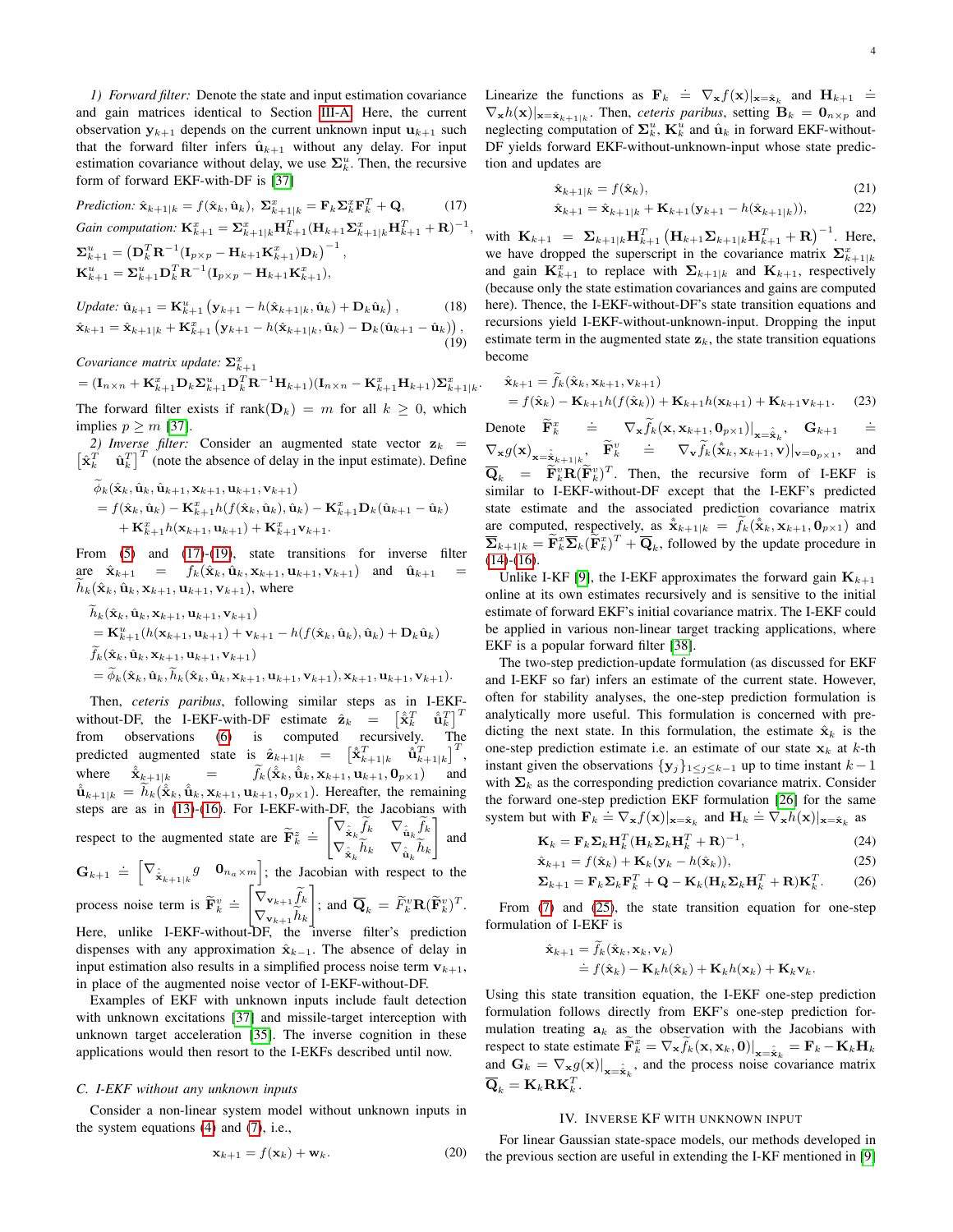*1) Forward filter:* Denote the state and input estimation covariance and gain matrices identical to Section III-A. Here, the current observation $\mathbf{y}_{k+1}$ depends on the current unknown input $\mathbf{u}_{k+1}$ such that the forward filter infers $\hat{\mathbf{u}}_{k+1}$ without any delay. For input estimation covariance without delay, we use $\mathbf{\Sigma}^u_k$. Then, the recursive form of forward EKF-with-DF is [37]

$$\textit{Prediction: } \hat{\mathbf{x}}_{k+1|k} = f(\hat{\mathbf{x}}_k, \hat{\mathbf{u}}_k),\; \mathbf{\Sigma}^x_{k+1|k} = \mathbf{F}_k \mathbf{\Sigma}^x_k \mathbf{F}_k^T + \mathbf{Q}, \tag{17}$$

$$\textit{Gain computation: } \mathbf{K}^x_{k+1} = \mathbf{\Sigma}^x_{k+1|k}\mathbf{H}^T_{k+1}(\mathbf{H}_{k+1}\mathbf{\Sigma}^x_{k+1|k}\mathbf{H}^T_{k+1} + \mathbf{R})^{-1},$$
$$\mathbf{\Sigma}^u_{k+1} = \left(\mathbf{D}^T_k \mathbf{R}^{-1}(\mathbf{I}_{p\times p} - \mathbf{H}_{k+1}\mathbf{K}^x_{k+1})\mathbf{D}_k\right)^{-1},$$
$$\mathbf{K}^u_{k+1} = \mathbf{\Sigma}^u_{k+1}\mathbf{D}^T_k \mathbf{R}^{-1}(\mathbf{I}_{p\times p} - \mathbf{H}_{k+1}\mathbf{K}^x_{k+1}),$$

$$\textit{Update: } \hat{\mathbf{u}}_{k+1} = \mathbf{K}^u_{k+1}\left(\mathbf{y}_{k+1} - h(\hat{\mathbf{x}}_{k+1|k}, \hat{\mathbf{u}}_k) + \mathbf{D}_k\hat{\mathbf{u}}_k\right), \tag{18}$$
$$\hat{\mathbf{x}}_{k+1} = \hat{\mathbf{x}}_{k+1|k} + \mathbf{K}^x_{k+1}\left(\mathbf{y}_{k+1} - h(\hat{\mathbf{x}}_{k+1|k}, \hat{\mathbf{u}}_k) - \mathbf{D}_k(\hat{\mathbf{u}}_{k+1} - \hat{\mathbf{u}}_k)\right), \tag{19}$$

*Covariance matrix update:* $\mathbf{\Sigma}^x_{k+1}$
$$= (\mathbf{I}_{n\times n} + \mathbf{K}^x_{k+1}\mathbf{D}_k\mathbf{\Sigma}^u_{k+1}\mathbf{D}^T_k\mathbf{R}^{-1}\mathbf{H}_{k+1})(\mathbf{I}_{n\times n} - \mathbf{K}^x_{k+1}\mathbf{H}_{k+1})\mathbf{\Sigma}^x_{k+1|k}.$$

The forward filter exists if $\text{rank}(\mathbf{D}_k) = m$ for all $k \geq 0$, which implies $p \geq m$ [37].

*2) Inverse filter:* Consider an augmented state vector $\mathbf{z}_k = \begin{bmatrix}\hat{\mathbf{x}}^T_k & \hat{\mathbf{u}}^T_k\end{bmatrix}^T$ (note the absence of delay in the input estimate). Define

$$\begin{aligned}
&\widetilde{\phi}_k(\hat{\mathbf{x}}_k, \hat{\mathbf{u}}_k, \hat{\mathbf{u}}_{k+1}, \mathbf{x}_{k+1}, \mathbf{u}_{k+1}, \mathbf{v}_{k+1})\\
&= f(\hat{\mathbf{x}}_k, \hat{\mathbf{u}}_k) - \mathbf{K}^x_{k+1}h(f(\hat{\mathbf{x}}_k, \hat{\mathbf{u}}_k), \hat{\mathbf{u}}_k) - \mathbf{K}^x_{k+1}\mathbf{D}_k(\hat{\mathbf{u}}_{k+1} - \hat{\mathbf{u}}_k)\\
&\quad + \mathbf{K}^x_{k+1}h(\mathbf{x}_{k+1}, \mathbf{u}_{k+1}) + \mathbf{K}^x_{k+1}\mathbf{v}_{k+1}.
\end{aligned}$$

From (5) and (17)-(19), state transitions for inverse filter are $\hat{\mathbf{x}}_{k+1} = \widetilde{f}_k(\hat{\mathbf{x}}_k, \hat{\mathbf{u}}_k, \mathbf{x}_{k+1}, \mathbf{u}_{k+1}, \mathbf{v}_{k+1})$ and $\hat{\mathbf{u}}_{k+1} = \widetilde{h}_k(\hat{\mathbf{x}}_k, \hat{\mathbf{u}}_k, \mathbf{x}_{k+1}, \mathbf{u}_{k+1}, \mathbf{v}_{k+1})$, where

$$\begin{aligned}
&\widetilde{h}_k(\hat{\mathbf{x}}_k, \hat{\mathbf{u}}_k, \mathbf{x}_{k+1}, \mathbf{u}_{k+1}, \mathbf{v}_{k+1})\\
&= \mathbf{K}^u_{k+1}(h(\mathbf{x}_{k+1}, \mathbf{u}_{k+1}) + \mathbf{v}_{k+1} - h(f(\hat{\mathbf{x}}_k, \hat{\mathbf{u}}_k), \hat{\mathbf{u}}_k) + \mathbf{D}_k\hat{\mathbf{u}}_k)\\
&\widetilde{f}_k(\hat{\mathbf{x}}_k, \hat{\mathbf{u}}_k, \mathbf{x}_{k+1}, \mathbf{u}_{k+1}, \mathbf{v}_{k+1})\\
&= \widetilde{\phi}_k(\hat{\mathbf{x}}_k, \hat{\mathbf{u}}_k, \widetilde{h}_k(\hat{\mathbf{x}}_k, \hat{\mathbf{u}}_k, \mathbf{x}_{k+1}, \mathbf{u}_{k+1}, \mathbf{v}_{k+1}), \mathbf{x}_{k+1}, \mathbf{u}_{k+1}, \mathbf{v}_{k+1}).
\end{aligned}$$

Then, *ceteris paribus*, following similar steps as in I-EKF-without-DF, the I-EKF-with-DF estimate $\hat{\mathbf{z}}_k = \begin{bmatrix}\hat{\hat{\mathbf{x}}}^T_k & \hat{\hat{\mathbf{u}}}^T_k\end{bmatrix}^T$ from observations (6) is computed recursively. The predicted augmented state is $\hat{\mathbf{z}}_{k+1|k} = \begin{bmatrix}\hat{\hat{\mathbf{x}}}^T_{k+1|k} & \hat{\hat{\mathbf{u}}}^T_{k+1|k}\end{bmatrix}^T$, where $\hat{\hat{\mathbf{x}}}_{k+1|k} = \widetilde{f}_k(\hat{\hat{\mathbf{x}}}_k, \hat{\hat{\mathbf{u}}}_k, \mathbf{x}_{k+1}, \mathbf{u}_{k+1}, \mathbf{0}_{p\times 1})$ and $\hat{\hat{\mathbf{u}}}_{k+1|k} = \widetilde{h}_k(\hat{\hat{\mathbf{x}}}_k, \hat{\hat{\mathbf{u}}}_k, \mathbf{x}_{k+1}, \mathbf{u}_{k+1}, \mathbf{0}_{p\times 1})$. Hereafter, the remaining steps are as in (13)-(16). For I-EKF-with-DF, the Jacobians with respect to the augmented state are $\widetilde{\mathbf{F}}^z_k \doteq \begin{bmatrix}\nabla_{\hat{\mathbf{x}}_k}\widetilde{f}_k & \nabla_{\hat{\mathbf{u}}_k}\widetilde{f}_k\\ \nabla_{\hat{\mathbf{x}}_k}\widetilde{h}_k & \nabla_{\hat{\mathbf{u}}_k}\widetilde{h}_k\end{bmatrix}$ and $\mathbf{G}_{k+1} \doteq \begin{bmatrix}\nabla_{\hat{\mathbf{x}}_{k+1|k}}g & \mathbf{0}_{n_a\times m}\end{bmatrix}$; the Jacobian with respect to the process noise term is $\widetilde{\mathbf{F}}^v_k \doteq \begin{bmatrix}\nabla_{\mathbf{v}_{k+1}}\widetilde{f}_k\\ \nabla_{\mathbf{v}_{k+1}}\widetilde{h}_k\end{bmatrix}$; and $\overline{\mathbf{Q}}_k = \widetilde{F}^v_k\mathbf{R}(\widetilde{\mathbf{F}}^v_k)^T$. Here, unlike I-EKF-without-DF, the inverse filter's prediction dispenses with any approximation $\hat{\mathbf{x}}_{k-1}$. The absence of delay in input estimation also results in a simplified process noise term $\mathbf{v}_{k+1}$, in place of the augmented noise vector of I-EKF-without-DF.

Examples of EKF with unknown inputs include fault detection with unknown excitations [37] and missile-target interception with unknown target acceleration [35]. The inverse cognition in these applications would then resort to the I-EKFs described until now.

### C. I-EKF without any unknown inputs

Consider a non-linear system model without unknown inputs in the system equations (4) and (7), i.e.,

$$\mathbf{x}_{k+1} = f(\mathbf{x}_k) + \mathbf{w}_k. \tag{20}$$

Linearize the functions as $\mathbf{F}_k \doteq \nabla_{\mathbf{x}}f(\mathbf{x})|_{\mathbf{x}=\hat{\mathbf{x}}_k}$ and $\mathbf{H}_{k+1} \doteq \nabla_{\mathbf{x}}h(\mathbf{x})|_{\mathbf{x}=\hat{\mathbf{x}}_{k+1|k}}$. Then, *ceteris paribus*, setting $\mathbf{B}_k = \mathbf{0}_{n\times p}$ and neglecting computation of $\mathbf{\Sigma}^u_k$, $\mathbf{K}^u_k$ and $\hat{\mathbf{u}}_k$ in forward EKF-without-DF yields forward EKF-without-unknown-input whose state prediction and updates are

$$\hat{\mathbf{x}}_{k+1|k} = f(\hat{\mathbf{x}}_k), \tag{21}$$
$$\hat{\mathbf{x}}_{k+1} = \hat{\mathbf{x}}_{k+1|k} + \mathbf{K}_{k+1}(\mathbf{y}_{k+1} - h(\hat{\mathbf{x}}_{k+1|k})), \tag{22}$$

with $\mathbf{K}_{k+1} = \mathbf{\Sigma}_{k+1|k}\mathbf{H}^T_{k+1}\left(\mathbf{H}_{k+1}\mathbf{\Sigma}_{k+1|k}\mathbf{H}^T_{k+1} + \mathbf{R}\right)^{-1}$. Here, we have dropped the superscript in the covariance matrix $\mathbf{\Sigma}^x_{k+1|k}$ and gain $\mathbf{K}^x_{k+1}$ to replace with $\mathbf{\Sigma}_{k+1|k}$ and $\mathbf{K}_{k+1}$, respectively (because only the state estimation covariances and gains are computed here). Thence, the I-EKF-without-DF's state transition equations and recursions yield I-EKF-without-unknown-input. Dropping the input estimate term in the augmented state $\mathbf{z}_k$, the state transition equations become

$$\begin{aligned}
\hat{\mathbf{x}}_{k+1} &= \widetilde{f}_k(\hat{\mathbf{x}}_k, \mathbf{x}_{k+1}, \mathbf{v}_{k+1})\\
&= f(\hat{\mathbf{x}}_k) - \mathbf{K}_{k+1}h(f(\hat{\mathbf{x}}_k)) + \mathbf{K}_{k+1}h(\mathbf{x}_{k+1}) + \mathbf{K}_{k+1}\mathbf{v}_{k+1}.
\end{aligned} \tag{23}$$

Denote $\widetilde{\mathbf{F}}^x_k \doteq \nabla_{\mathbf{x}}\widetilde{f}_k(\mathbf{x}, \mathbf{x}_{k+1}, \mathbf{0}_{p\times 1})|_{\mathbf{x}=\hat{\hat{\mathbf{x}}}_k}$, $\mathbf{G}_{k+1} \doteq \nabla_{\mathbf{x}}g(\mathbf{x})_{\mathbf{x}=\hat{\hat{\mathbf{x}}}_{k+1|k}}$, $\widetilde{\mathbf{F}}^v_k \doteq \nabla_{\mathbf{v}}\widetilde{f}_k(\hat{\hat{\mathbf{x}}}_k, \mathbf{x}_{k+1}, \mathbf{v})|_{\mathbf{v}=\mathbf{0}_{p\times 1}}$, and $\overline{\mathbf{Q}}_k = \widetilde{\mathbf{F}}^v_k\mathbf{R}(\widetilde{\mathbf{F}}^v_k)^T$. Then, the recursive form of I-EKF is similar to I-EKF-without-DF except that the I-EKF's predicted state estimate and the associated prediction covariance matrix are computed, respectively, as $\hat{\hat{\mathbf{x}}}_{k+1|k} = \widetilde{f}_k(\hat{\hat{\mathbf{x}}}_k, \mathbf{x}_{k+1}, \mathbf{0}_{p\times 1})$ and $\overline{\mathbf{\Sigma}}_{k+1|k} = \widetilde{\mathbf{F}}^x_k\overline{\mathbf{\Sigma}}_k(\widetilde{\mathbf{F}}^x_k)^T + \overline{\mathbf{Q}}_k$, followed by the update procedure in (14)-(16).

Unlike I-KF [9], the I-EKF approximates the forward gain $\mathbf{K}_{k+1}$ online at its own estimates recursively and is sensitive to the initial estimate of forward EKF's initial covariance matrix. The I-EKF could be applied in various non-linear target tracking applications, where EKF is a popular forward filter [38].

The two-step prediction-update formulation (as discussed for EKF and I-EKF so far) infers an estimate of the current state. However, often for stability analyses, the one-step prediction formulation is analytically more useful. This formulation is concerned with predicting the next state. In this formulation, the estimate $\hat{\mathbf{x}}_k$ is the one-step prediction estimate i.e. an estimate of our state $\mathbf{x}_k$ at $k$-th instant given the observations $\{\mathbf{y}_j\}_{1\leq j\leq k-1}$ up to time instant $k-1$ with $\mathbf{\Sigma}_k$ as the corresponding prediction covariance matrix. Consider the forward one-step prediction EKF formulation [26] for the same system but with $\mathbf{F}_k \doteq \nabla_{\mathbf{x}}f(\mathbf{x})|_{\mathbf{x}=\hat{\mathbf{x}}_k}$ and $\mathbf{H}_k \doteq \nabla_{\mathbf{x}}h(\mathbf{x})|_{\mathbf{x}=\hat{\mathbf{x}}_k}$ as

$$\mathbf{K}_k = \mathbf{F}_k\mathbf{\Sigma}_k\mathbf{H}^T_k(\mathbf{H}_k\mathbf{\Sigma}_k\mathbf{H}^T_k + \mathbf{R})^{-1}, \tag{24}$$
$$\hat{\mathbf{x}}_{k+1} = f(\hat{\mathbf{x}}_k) + \mathbf{K}_k(\mathbf{y}_k - h(\hat{\mathbf{x}}_k)), \tag{25}$$
$$\mathbf{\Sigma}_{k+1} = \mathbf{F}_k\mathbf{\Sigma}_k\mathbf{F}^T_k + \mathbf{Q} - \mathbf{K}_k(\mathbf{H}_k\mathbf{\Sigma}_k\mathbf{H}^T_k + \mathbf{R})\mathbf{K}^T_k. \tag{26}$$

From (7) and (25), the state transition equation for one-step formulation of I-EKF is

$$\begin{aligned}
\hat{\mathbf{x}}_{k+1} &= \widetilde{f}_k(\hat{\mathbf{x}}_k, \mathbf{x}_k, \mathbf{v}_k)\\
&\doteq f(\hat{\mathbf{x}}_k) - \mathbf{K}_k h(\hat{\mathbf{x}}_k) + \mathbf{K}_k h(\mathbf{x}_k) + \mathbf{K}_k\mathbf{v}_k.
\end{aligned}$$

Using this state transition equation, the I-EKF one-step prediction formulation follows directly from EKF's one-step prediction formulation treating $\mathbf{a}_k$ as the observation with the Jacobians with respect to state estimate $\widetilde{\mathbf{F}}^x_k = \nabla_{\mathbf{x}}\widetilde{f}_k(\mathbf{x}, \mathbf{x}_k, \mathbf{0})|_{\mathbf{x}=\hat{\hat{\mathbf{x}}}_k} = \mathbf{F}_k - \mathbf{K}_k\mathbf{H}_k$ and $\mathbf{G}_k = \nabla_{\mathbf{x}}g(\mathbf{x})|_{\mathbf{x}=\hat{\hat{\mathbf{x}}}_k}$, and the process noise covariance matrix $\overline{\mathbf{Q}}_k = \mathbf{K}_k\mathbf{R}\mathbf{K}^T_k$.

## IV. Inverse KF with unknown input

For linear Gaussian state-space models, our methods developed in the previous section are useful in extending the I-KF mentioned in [9]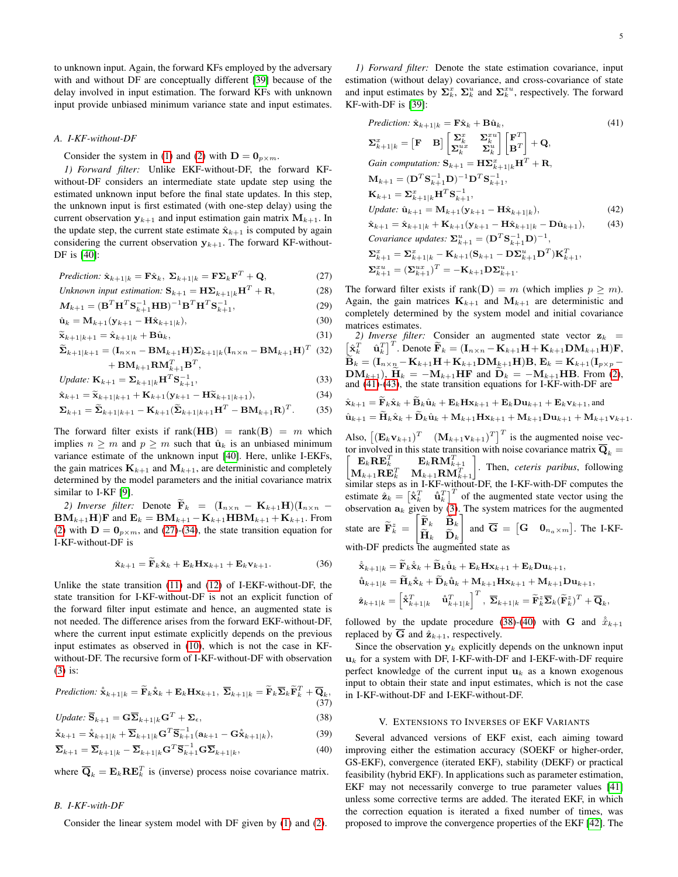to unknown input. Again, the forward KFs employed by the adversary with and without DF are conceptually different [39] because of the delay involved in input estimation. The forward KFs with unknown input provide unbiased minimum variance state and input estimates.

### A. I-KF-without-DF

Consider the system in (1) and (2) with $\mathbf{D} = \mathbf{0}_{p\times m}$.

*1) Forward filter:* Unlike EKF-without-DF, the forward KF-without-DF considers an intermediate state update step using the estimated unknown input before the final state updates. In this step, the unknown input is first estimated (with one-step delay) using the current observation $\mathbf{y}_{k+1}$ and input estimation gain matrix $\mathbf{M}_{k+1}$. In the update step, the current state estimate $\hat{\mathbf{x}}_{k+1}$ is computed by again considering the current observation $\mathbf{y}_{k+1}$. The forward KF-without-DF is [40]:

$$\textit{Prediction: } \hat{\mathbf{x}}_{k+1|k} = \mathbf{F}\hat{\mathbf{x}}_k,\ \boldsymbol{\Sigma}_{k+1|k} = \mathbf{F}\boldsymbol{\Sigma}_k\mathbf{F}^T + \mathbf{Q}, \tag{27}$$

$$\textit{Unknown input estimation: } \mathbf{S}_{k+1} = \mathbf{H}\boldsymbol{\Sigma}_{k+1|k}\mathbf{H}^T + \mathbf{R}, \tag{28}$$

$$\boldsymbol{M}_{k+1} = (\mathbf{B}^T\mathbf{H}^T\mathbf{S}_{k+1}^{-1}\mathbf{H}\mathbf{B})^{-1}\mathbf{B}^T\mathbf{H}^T\mathbf{S}_{k+1}^{-1}, \tag{29}$$

$$\hat{\mathbf{u}}_k = \mathbf{M}_{k+1}(\mathbf{y}_{k+1} - \mathbf{H}\hat{\mathbf{x}}_{k+1|k}), \tag{30}$$

$$\widetilde{\mathbf{x}}_{k+1|k+1} = \hat{\mathbf{x}}_{k+1|k} + \mathbf{B}\hat{\mathbf{u}}_k, \tag{31}$$

$$\widetilde{\boldsymbol{\Sigma}}_{k+1|k+1} = (\mathbf{I}_{n\times n} - \mathbf{B}\mathbf{M}_{k+1}\mathbf{H})\boldsymbol{\Sigma}_{k+1|k}(\mathbf{I}_{n\times n} - \mathbf{B}\mathbf{M}_{k+1}\mathbf{H})^T + \mathbf{B}\mathbf{M}_{k+1}\mathbf{R}\mathbf{M}_{k+1}^T\mathbf{B}^T, \tag{32}$$

$$\textit{Update: } \mathbf{K}_{k+1} = \boldsymbol{\Sigma}_{k+1|k}\mathbf{H}^T\mathbf{S}_{k+1}^{-1}, \tag{33}$$

$$\hat{\mathbf{x}}_{k+1} = \widetilde{\mathbf{x}}_{k+1|k+1} + \mathbf{K}_{k+1}(\mathbf{y}_{k+1} - \mathbf{H}\widetilde{\mathbf{x}}_{k+1|k+1}), \tag{34}$$

$$\boldsymbol{\Sigma}_{k+1} = \widetilde{\boldsymbol{\Sigma}}_{k+1|k+1} - \mathbf{K}_{k+1}(\widetilde{\boldsymbol{\Sigma}}_{k+1|k+1}\mathbf{H}^T - \mathbf{B}\mathbf{M}_{k+1}\mathbf{R})^T. \tag{35}$$

The forward filter exists if $\text{rank}(\mathbf{H}\mathbf{B}) = \text{rank}(\mathbf{B}) = m$ which implies $n \geq m$ and $p \geq m$ such that $\hat{\mathbf{u}}_k$ is an unbiased minimum variance estimate of the unknown input [40]. Here, unlike I-EKFs, the gain matrices $\mathbf{K}_{k+1}$ and $\mathbf{M}_{k+1}$, are deterministic and completely determined by the model parameters and the initial covariance matrix similar to I-KF [9].

*2) Inverse filter:* Denote $\widetilde{\mathbf{F}}_k = (\mathbf{I}_{n\times n} - \mathbf{K}_{k+1}\mathbf{H})(\mathbf{I}_{n\times n} - \mathbf{B}\mathbf{M}_{k+1}\mathbf{H})\mathbf{F}$ and $\mathbf{E}_k = \mathbf{B}\mathbf{M}_{k+1} - \mathbf{K}_{k+1}\mathbf{H}\mathbf{B}\mathbf{M}_{k+1} + \mathbf{K}_{k+1}$. From (2) with $\mathbf{D} = \mathbf{0}_{p\times m}$, and (27)-(34), the state transition equation for I-KF-without-DF is

$$\hat{\mathbf{x}}_{k+1} = \widetilde{\mathbf{F}}_k\hat{\mathbf{x}}_k + \mathbf{E}_k\mathbf{H}\mathbf{x}_{k+1} + \mathbf{E}_k\mathbf{v}_{k+1}. \tag{36}$$

Unlike the state transition (11) and (12) of I-EKF-without-DF, the state transition for I-KF-without-DF is not an explicit function of the forward filter input estimate and hence, an augmented state is not needed. The difference arises from the forward EKF-without-DF, where the current input estimate explicitly depends on the previous input estimates as observed in (10), which is not the case in KF-without-DF. The recursive form of I-KF-without-DF with observation (3) is:

$$\textit{Prediction: } \doublehat{\mathbf{x}}_{k+1|k} = \widetilde{\mathbf{F}}_k\doublehat{\mathbf{x}}_k + \mathbf{E}_k\mathbf{H}\mathbf{x}_{k+1},\ \overline{\boldsymbol{\Sigma}}_{k+1|k} = \widetilde{\mathbf{F}}_k\overline{\boldsymbol{\Sigma}}_k\widetilde{\mathbf{F}}_k^T + \overline{\mathbf{Q}}_k, \tag{37}$$

$$\textit{Update: } \overline{\mathbf{S}}_{k+1} = \mathbf{G}\overline{\boldsymbol{\Sigma}}_{k+1|k}\mathbf{G}^T + \boldsymbol{\Sigma}_\epsilon, \tag{38}$$

$$\doublehat{\mathbf{x}}_{k+1} = \doublehat{\mathbf{x}}_{k+1|k} + \overline{\boldsymbol{\Sigma}}_{k+1|k}\mathbf{G}^T\overline{\mathbf{S}}_{k+1}^{-1}(\mathbf{a}_{k+1} - \mathbf{G}\doublehat{\mathbf{x}}_{k+1|k}), \tag{39}$$

$$\overline{\boldsymbol{\Sigma}}_{k+1} = \overline{\boldsymbol{\Sigma}}_{k+1|k} - \overline{\boldsymbol{\Sigma}}_{k+1|k}\mathbf{G}^T\overline{\mathbf{S}}_{k+1}^{-1}\mathbf{G}\overline{\boldsymbol{\Sigma}}_{k+1|k}, \tag{40}$$

where $\overline{\mathbf{Q}}_k = \mathbf{E}_k\mathbf{R}\mathbf{E}_k^T$ is (inverse) process noise covariance matrix.

### B. I-KF-with-DF

Consider the linear system model with DF given by (1) and (2).

*1) Forward filter:* Denote the state estimation covariance, input estimation (without delay) covariance, and cross-covariance of state and input estimates by $\boldsymbol{\Sigma}_k^x$, $\boldsymbol{\Sigma}_k^u$ and $\boldsymbol{\Sigma}_k^{xu}$, respectively. The forward KF-with-DF is [39]:

$$\textit{Prediction: } \hat{\mathbf{x}}_{k+1|k} = \mathbf{F}\hat{\mathbf{x}}_k + \mathbf{B}\hat{\mathbf{u}}_k, \tag{41}$$

$$\boldsymbol{\Sigma}_{k+1|k}^x = \begin{bmatrix}\mathbf{F} & \mathbf{B}\end{bmatrix}\begin{bmatrix}\boldsymbol{\Sigma}_k^x & \boldsymbol{\Sigma}_k^{xu}\\ \boldsymbol{\Sigma}_k^{ux} & \boldsymbol{\Sigma}_k^u\end{bmatrix}\begin{bmatrix}\mathbf{F}^T\\ \mathbf{B}^T\end{bmatrix} + \mathbf{Q},$$

$$\textit{Gain computation: } \mathbf{S}_{k+1} = \mathbf{H}\boldsymbol{\Sigma}_{k+1|k}^x\mathbf{H}^T + \mathbf{R},$$

$$\mathbf{M}_{k+1} = (\mathbf{D}^T\mathbf{S}_{k+1}^{-1}\mathbf{D})^{-1}\mathbf{D}^T\mathbf{S}_{k+1}^{-1},$$

$$\mathbf{K}_{k+1} = \boldsymbol{\Sigma}_{k+1|k}^x\mathbf{H}^T\mathbf{S}_{k+1}^{-1},$$

$$\textit{Update: } \hat{\mathbf{u}}_{k+1} = \mathbf{M}_{k+1}(\mathbf{y}_{k+1} - \mathbf{H}\hat{\mathbf{x}}_{k+1|k}), \tag{42}$$

$$\hat{\mathbf{x}}_{k+1} = \hat{\mathbf{x}}_{k+1|k} + \mathbf{K}_{k+1}(\mathbf{y}_{k+1} - \mathbf{H}\hat{\mathbf{x}}_{k+1|k} - \mathbf{D}\hat{\mathbf{u}}_{k+1}), \tag{43}$$

$$\textit{Covariance updates: } \boldsymbol{\Sigma}_{k+1}^u = (\mathbf{D}^T\mathbf{S}_{k+1}^{-1}\mathbf{D})^{-1},$$

$$\boldsymbol{\Sigma}_{k+1}^x = \boldsymbol{\Sigma}_{k+1|k}^x - \mathbf{K}_{k+1}(\mathbf{S}_{k+1} - \mathbf{D}\boldsymbol{\Sigma}_{k+1}^u\mathbf{D}^T)\mathbf{K}_{k+1}^T,$$

$$\boldsymbol{\Sigma}_{k+1}^{xu} = (\boldsymbol{\Sigma}_{k+1}^{ux})^T = -\mathbf{K}_{k+1}\mathbf{D}\boldsymbol{\Sigma}_{k+1}^u.$$

The forward filter exists if $\text{rank}(\mathbf{D}) = m$ (which implies $p \geq m$). Again, the gain matrices $\mathbf{K}_{k+1}$ and $\mathbf{M}_{k+1}$ are deterministic and completely determined by the system model and initial covariance matrices estimates.

*2) Inverse filter:* Consider an augmented state vector $\mathbf{z}_k = \begin{bmatrix}\hat{\mathbf{x}}_k^T & \hat{\mathbf{u}}_k^T\end{bmatrix}^T$. Denote $\widetilde{\mathbf{F}}_k = (\mathbf{I}_{n\times n} - \mathbf{K}_{k+1}\mathbf{H} + \mathbf{K}_{k+1}\mathbf{D}\mathbf{M}_{k+1}\mathbf{H})\mathbf{F}$, $\widetilde{\mathbf{B}}_k = (\mathbf{I}_{n\times n} - \mathbf{K}_{k+1}\mathbf{H} + \mathbf{K}_{k+1}\mathbf{D}\mathbf{M}_{k+1}\mathbf{H})\mathbf{B}$, $\mathbf{E}_k = \mathbf{K}_{k+1}(\mathbf{I}_{p\times p} - \mathbf{D}\mathbf{M}_{k+1})$, $\widetilde{\mathbf{H}}_k = -\mathbf{M}_{k+1}\mathbf{H}\mathbf{F}$ and $\widetilde{\mathbf{D}}_k = -\mathbf{M}_{k+1}\mathbf{H}\mathbf{B}$. From (2), and (41)-(43), the state transition equations for I-KF-with-DF are

$$\hat{\mathbf{x}}_{k+1} = \widetilde{\mathbf{F}}_k\hat{\mathbf{x}}_k + \widetilde{\mathbf{B}}_k\hat{\mathbf{u}}_k + \mathbf{E}_k\mathbf{H}\mathbf{x}_{k+1} + \mathbf{E}_k\mathbf{D}\mathbf{u}_{k+1} + \mathbf{E}_k\mathbf{v}_{k+1}, \text{ and}$$

$$\hat{\mathbf{u}}_{k+1} = \widetilde{\mathbf{H}}_k\hat{\mathbf{x}}_k + \widetilde{\mathbf{D}}_k\hat{\mathbf{u}}_k + \mathbf{M}_{k+1}\mathbf{H}\mathbf{x}_{k+1} + \mathbf{M}_{k+1}\mathbf{D}\mathbf{u}_{k+1} + \mathbf{M}_{k+1}\mathbf{v}_{k+1}.$$

Also, $\begin{bmatrix}(\mathbf{E}_k\mathbf{v}_{k+1})^T & (\mathbf{M}_{k+1}\mathbf{v}_{k+1})^T\end{bmatrix}^T$ is the augmented noise vector involved in this state transition with noise covariance matrix $\overline{\mathbf{Q}}_k = \begin{bmatrix}\mathbf{E}_k\mathbf{R}\mathbf{E}_k^T & \mathbf{E}_k\mathbf{R}\mathbf{M}_{k+1}^T\\ \mathbf{M}_{k+1}\mathbf{R}\mathbf{E}_k^T & \mathbf{M}_{k+1}\mathbf{R}\mathbf{M}_{k+1}^T\end{bmatrix}$. Then, *ceteris paribus*, following similar steps as in I-KF-without-DF, the I-KF-with-DF computes the estimate $\hat{\mathbf{z}}_k = \begin{bmatrix}\doublehat{\mathbf{x}}_k^T & \doublehat{\mathbf{u}}_k^T\end{bmatrix}^T$ of the augmented state vector using the observation $\mathbf{a}_k$ given by (3). The system matrices for the augmented state are $\widetilde{\mathbf{F}}_k^z = \begin{bmatrix}\widetilde{\mathbf{F}}_k & \widetilde{\mathbf{B}}_k\\ \widetilde{\mathbf{H}}_k & \widetilde{\mathbf{D}}_k\end{bmatrix}$ and $\overline{\mathbf{G}} = \begin{bmatrix}\mathbf{G} & \mathbf{0}_{n_a\times m}\end{bmatrix}$. The I-KF-with-DF predicts the augmented state as

$$\doublehat{\mathbf{x}}_{k+1|k} = \widetilde{\mathbf{F}}_k\doublehat{\mathbf{x}}_k + \widetilde{\mathbf{B}}_k\doublehat{\mathbf{u}}_k + \mathbf{E}_k\mathbf{H}\mathbf{x}_{k+1} + \mathbf{E}_k\mathbf{D}\mathbf{u}_{k+1},$$

$$\doublehat{\mathbf{u}}_{k+1|k} = \widetilde{\mathbf{H}}_k\doublehat{\mathbf{x}}_k + \widetilde{\mathbf{D}}_k\doublehat{\mathbf{u}}_k + \mathbf{M}_{k+1}\mathbf{H}\mathbf{x}_{k+1} + \mathbf{M}_{k+1}\mathbf{D}\mathbf{u}_{k+1},$$

$$\hat{\mathbf{z}}_{k+1|k} = \begin{bmatrix}\doublehat{\mathbf{x}}_{k+1|k}^T & \doublehat{\mathbf{u}}_{k+1|k}^T\end{bmatrix}^T,\ \overline{\boldsymbol{\Sigma}}_{k+1|k} = \widetilde{\mathbf{F}}_k^z\overline{\boldsymbol{\Sigma}}_k(\widetilde{\mathbf{F}}_k^z)^T + \overline{\mathbf{Q}}_k,$$

followed by the update procedure (38)-(40) with $\mathbf{G}$ and $\doublehat{x}_{k+1}$ replaced by $\overline{\mathbf{G}}$ and $\hat{\mathbf{z}}_{k+1}$, respectively.

Since the observation $\mathbf{y}_k$ explicitly depends on the unknown input $\mathbf{u}_k$ for a system with DF, I-KF-with-DF and I-EKF-with-DF require perfect knowledge of the current input $\mathbf{u}_k$ as a known exogenous input to obtain their state and input estimates, which is not the case in I-KF-without-DF and I-EKF-without-DF.

## V. Extensions to Inverses of EKF Variants

Several advanced versions of EKF exist, each aiming toward improving either the estimation accuracy (SOEKF or higher-order, GS-EKF), convergence (iterated EKF), stability (DEKF) or practical feasibility (hybrid EKF). In applications such as parameter estimation, EKF may not necessarily converge to true parameter values [41] unless some corrective terms are added. The iterated EKF, in which the correction equation is iterated a fixed number of times, was proposed to improve the convergence properties of the EKF [42]. The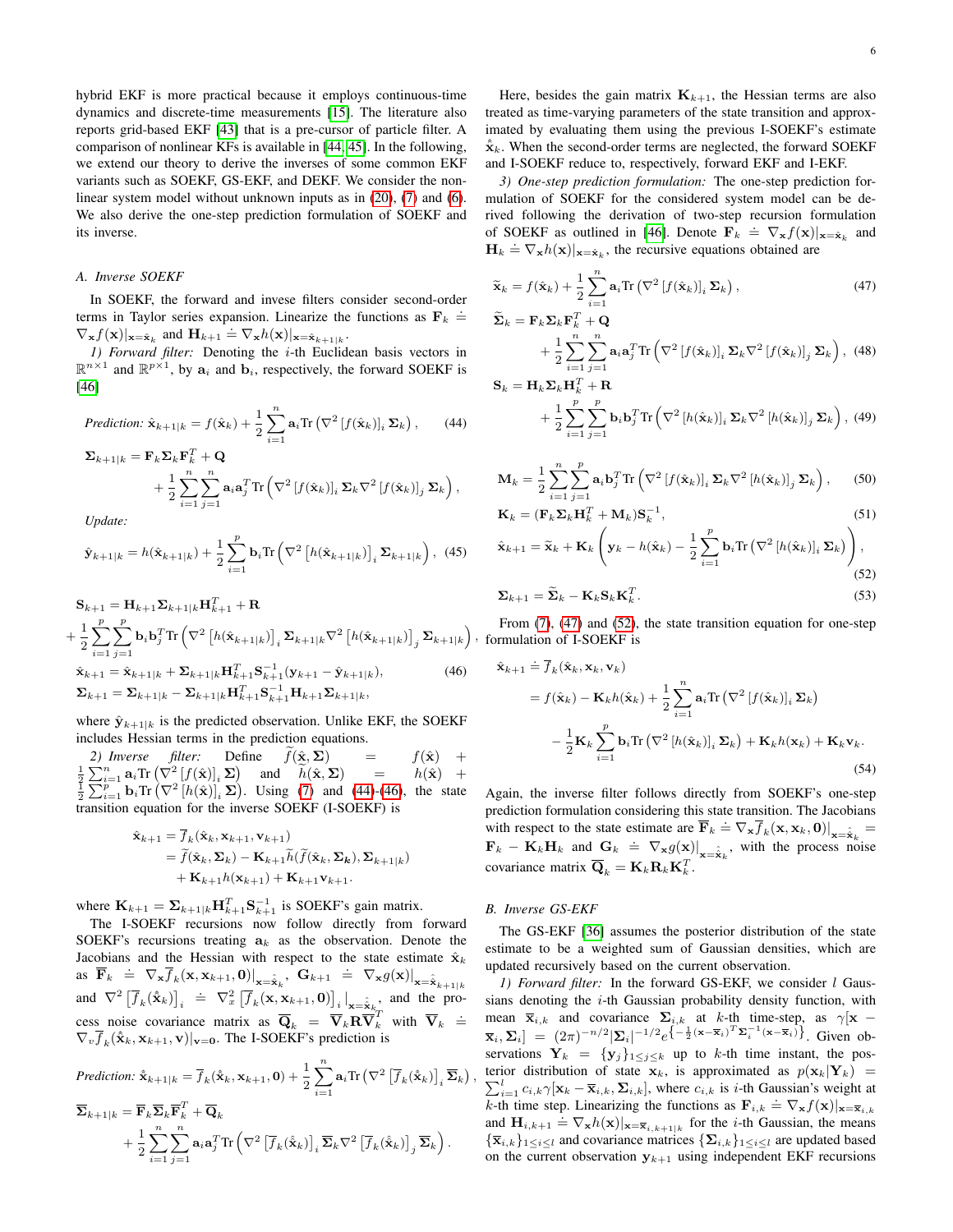hybrid EKF is more practical because it employs continuous-time dynamics and discrete-time measurements [15]. The literature also reports grid-based EKF [43] that is a pre-cursor of particle filter. A comparison of nonlinear KFs is available in [44, 45]. In the following, we extend our theory to derive the inverses of some common EKF variants such as SOEKF, GS-EKF, and DEKF. We consider the non-linear system model without unknown inputs as in (20), (7) and (6). We also derive the one-step prediction formulation of SOEKF and its inverse.

### A. Inverse SOEKF

In SOEKF, the forward and invese filters consider second-order terms in Taylor series expansion. Linearize the functions as $\mathbf{F}_k \doteq \nabla_{\mathbf{x}} f(\mathbf{x})|_{\mathbf{x}=\hat{\mathbf{x}}_k}$ and $\mathbf{H}_{k+1} \doteq \nabla_{\mathbf{x}} h(\mathbf{x})|_{\mathbf{x}=\hat{\mathbf{x}}_{k+1|k}}$.

*1) Forward filter:* Denoting the $i$-th Euclidean basis vectors in $\mathbb{R}^{n\times 1}$ and $\mathbb{R}^{p\times 1}$, by $\mathbf{a}_i$ and $\mathbf{b}_i$, respectively, the forward SOEKF is [46]

*Prediction:*
$$\hat{\mathbf{x}}_{k+1|k} = f(\hat{\mathbf{x}}_k) + \frac{1}{2}\sum_{i=1}^{n}\mathbf{a}_i \mathrm{Tr}\left(\nabla^2\left[f(\hat{\mathbf{x}}_k)\right]_i \boldsymbol{\Sigma}_k\right), \tag{44}$$
$$\boldsymbol{\Sigma}_{k+1|k} = \mathbf{F}_k\boldsymbol{\Sigma}_k\mathbf{F}_k^T + \mathbf{Q} + \frac{1}{2}\sum_{i=1}^{n}\sum_{j=1}^{n}\mathbf{a}_i\mathbf{a}_j^T \mathrm{Tr}\left(\nabla^2\left[f(\hat{\mathbf{x}}_k)\right]_i \boldsymbol{\Sigma}_k \nabla^2\left[f(\hat{\mathbf{x}}_k)\right]_j \boldsymbol{\Sigma}_k\right),$$

*Update:*
$$\hat{\mathbf{y}}_{k+1|k} = h(\hat{\mathbf{x}}_{k+1|k}) + \frac{1}{2}\sum_{i=1}^{p}\mathbf{b}_i \mathrm{Tr}\left(\nabla^2\left[h(\hat{\mathbf{x}}_{k+1|k})\right]_i \boldsymbol{\Sigma}_{k+1|k}\right), \tag{45}$$

$$\mathbf{S}_{k+1} = \mathbf{H}_{k+1}\boldsymbol{\Sigma}_{k+1|k}\mathbf{H}_{k+1}^T + \mathbf{R} + \frac{1}{2}\sum_{i=1}^{p}\sum_{j=1}^{p}\mathbf{b}_i\mathbf{b}_j^T \mathrm{Tr}\left(\nabla^2\left[h(\hat{\mathbf{x}}_{k+1|k})\right]_i \boldsymbol{\Sigma}_{k+1|k}\nabla^2\left[h(\hat{\mathbf{x}}_{k+1|k})\right]_j \boldsymbol{\Sigma}_{k+1|k}\right),$$
$$\hat{\mathbf{x}}_{k+1} = \hat{\mathbf{x}}_{k+1|k} + \boldsymbol{\Sigma}_{k+1|k}\mathbf{H}_{k+1}^T\mathbf{S}_{k+1}^{-1}(\mathbf{y}_{k+1} - \hat{\mathbf{y}}_{k+1|k}), \tag{46}$$
$$\boldsymbol{\Sigma}_{k+1} = \boldsymbol{\Sigma}_{k+1|k} - \boldsymbol{\Sigma}_{k+1|k}\mathbf{H}_{k+1}^T\mathbf{S}_{k+1}^{-1}\mathbf{H}_{k+1}\boldsymbol{\Sigma}_{k+1|k},$$

where $\hat{\mathbf{y}}_{k+1|k}$ is the predicted observation. Unlike EKF, the SOEKF includes Hessian terms in the prediction equations.

*2) Inverse filter:* Define $\widetilde{f}(\hat{\mathbf{x}}, \boldsymbol{\Sigma}) = f(\hat{\mathbf{x}}) + \frac{1}{2}\sum_{i=1}^{n}\mathbf{a}_i\mathrm{Tr}\left(\nabla^2\left[f(\hat{\mathbf{x}})\right]_i\boldsymbol{\Sigma}\right)$ and $\widetilde{h}(\hat{\mathbf{x}}, \boldsymbol{\Sigma}) = h(\hat{\mathbf{x}}) + \frac{1}{2}\sum_{i=1}^{p}\mathbf{b}_i\mathrm{Tr}\left(\nabla^2\left[h(\hat{\mathbf{x}})\right]_i\boldsymbol{\Sigma}\right)$. Using (7) and (44)-(46), the state transition equation for the inverse SOEKF (I-SOEKF) is

$$\begin{aligned}\hat{\mathbf{x}}_{k+1} &= \overline{f}_k(\hat{\mathbf{x}}_k, \mathbf{x}_{k+1}, \mathbf{v}_{k+1})\\ &= \widetilde{f}(\hat{\mathbf{x}}_k, \boldsymbol{\Sigma}_k) - \mathbf{K}_{k+1}\widetilde{h}(\widetilde{f}(\hat{\mathbf{x}}_k, \boldsymbol{\Sigma}_k), \boldsymbol{\Sigma}_{k+1|k})\\ &\quad + \mathbf{K}_{k+1}h(\mathbf{x}_{k+1}) + \mathbf{K}_{k+1}\mathbf{v}_{k+1}.\end{aligned}$$

where $\mathbf{K}_{k+1} = \boldsymbol{\Sigma}_{k+1|k}\mathbf{H}_{k+1}^T\mathbf{S}_{k+1}^{-1}$ is SOEKF's gain matrix.

The I-SOEKF recursions now follow directly from forward SOEKF's recursions treating $\mathbf{a}_k$ as the observation. Denote the Jacobians and the Hessian with respect to the state estimate $\hat{\mathbf{x}}_k$ as $\overline{\mathbf{F}}_k \doteq \nabla_{\mathbf{x}}\overline{f}_k(\mathbf{x}, \mathbf{x}_{k+1}, \mathbf{0})|_{\mathbf{x}=\hat{\hat{\mathbf{x}}}_k}$, $\mathbf{G}_{k+1} \doteq \nabla_{\mathbf{x}} g(\mathbf{x})|_{\mathbf{x}=\hat{\hat{\mathbf{x}}}_{k+1|k}}$ and $\nabla^2\left[\overline{f}_k(\hat{\hat{\mathbf{x}}}_k)\right]_i \doteq \nabla^2_x\left[\overline{f}_k(\mathbf{x}, \mathbf{x}_{k+1}, \mathbf{0})\right]_i|_{\mathbf{x}=\hat{\hat{\mathbf{x}}}_k}$, and the process noise covariance matrix as $\overline{\mathbf{Q}}_k = \overline{\mathbf{V}}_k\mathbf{R}\overline{\mathbf{V}}_k^T$ with $\overline{\mathbf{V}}_k \doteq \nabla_v\overline{f}_k(\hat{\hat{\mathbf{x}}}_k, \mathbf{x}_{k+1}, \mathbf{v})|_{\mathbf{v}=\mathbf{0}}$. The I-SOEKF's prediction is

*Prediction:*
$$\hat{\hat{\mathbf{x}}}_{k+1|k} = \overline{f}_k(\hat{\hat{\mathbf{x}}}_k, \mathbf{x}_{k+1}, \mathbf{0}) + \frac{1}{2}\sum_{i=1}^{n}\mathbf{a}_i\mathrm{Tr}\left(\nabla^2\left[\overline{f}_k(\hat{\hat{\mathbf{x}}}_k)\right]_i\overline{\boldsymbol{\Sigma}}_k\right),$$
$$\overline{\boldsymbol{\Sigma}}_{k+1|k} = \overline{\mathbf{F}}_k\overline{\boldsymbol{\Sigma}}_k\overline{\mathbf{F}}_k^T + \overline{\mathbf{Q}}_k + \frac{1}{2}\sum_{i=1}^{n}\sum_{j=1}^{n}\mathbf{a}_i\mathbf{a}_j^T\mathrm{Tr}\left(\nabla^2\left[\overline{f}_k(\hat{\hat{\mathbf{x}}}_k)\right]_i\overline{\boldsymbol{\Sigma}}_k\nabla^2\left[\overline{f}_k(\hat{\hat{\mathbf{x}}}_k)\right]_j\overline{\boldsymbol{\Sigma}}_k\right).$$

Here, besides the gain matrix $\mathbf{K}_{k+1}$, the Hessian terms are also treated as time-varying parameters of the state transition and approximated by evaluating them using the previous I-SOEKF's estimate $\hat{\hat{\mathbf{x}}}_k$. When the second-order terms are neglected, the forward SOEKF and I-SOEKF reduce to, respectively, forward EKF and I-EKF.

*3) One-step prediction formulation:* The one-step prediction formulation of SOEKF for the considered system model can be derived following the derivation of two-step recursion formulation of SOEKF as outlined in [46]. Denote $\mathbf{F}_k \doteq \nabla_{\mathbf{x}} f(\mathbf{x})|_{\mathbf{x}=\hat{\mathbf{x}}_k}$ and $\mathbf{H}_k \doteq \nabla_{\mathbf{x}} h(\mathbf{x})|_{\mathbf{x}=\hat{\mathbf{x}}_k}$, the recursive equations obtained are

$$\widetilde{\mathbf{x}}_k = f(\hat{\mathbf{x}}_k) + \frac{1}{2}\sum_{i=1}^{n}\mathbf{a}_i\mathrm{Tr}\left(\nabla^2\left[f(\hat{\mathbf{x}}_k)\right]_i\boldsymbol{\Sigma}_k\right), \tag{47}$$
$$\widetilde{\boldsymbol{\Sigma}}_k = \mathbf{F}_k\boldsymbol{\Sigma}_k\mathbf{F}_k^T + \mathbf{Q} + \frac{1}{2}\sum_{i=1}^{n}\sum_{j=1}^{n}\mathbf{a}_i\mathbf{a}_j^T\mathrm{Tr}\left(\nabla^2\left[f(\hat{\mathbf{x}}_k)\right]_i\boldsymbol{\Sigma}_k\nabla^2\left[f(\hat{\mathbf{x}}_k)\right]_j\boldsymbol{\Sigma}_k\right), \tag{48}$$
$$\mathbf{S}_k = \mathbf{H}_k\boldsymbol{\Sigma}_k\mathbf{H}_k^T + \mathbf{R} + \frac{1}{2}\sum_{i=1}^{p}\sum_{j=1}^{p}\mathbf{b}_i\mathbf{b}_j^T\mathrm{Tr}\left(\nabla^2\left[h(\hat{\mathbf{x}}_k)\right]_i\boldsymbol{\Sigma}_k\nabla^2\left[h(\hat{\mathbf{x}}_k)\right]_j\boldsymbol{\Sigma}_k\right), \tag{49}$$

$$\mathbf{M}_k = \frac{1}{2}\sum_{i=1}^{n}\sum_{j=1}^{p}\mathbf{a}_i\mathbf{b}_j^T\mathrm{Tr}\left(\nabla^2\left[f(\hat{\mathbf{x}}_k)\right]_i\boldsymbol{\Sigma}_k\nabla^2\left[h(\hat{\mathbf{x}}_k)\right]_j\boldsymbol{\Sigma}_k\right), \tag{50}$$
$$\mathbf{K}_k = (\mathbf{F}_k\boldsymbol{\Sigma}_k\mathbf{H}_k^T + \mathbf{M}_k)\mathbf{S}_k^{-1}, \tag{51}$$
$$\hat{\mathbf{x}}_{k+1} = \widetilde{\mathbf{x}}_k + \mathbf{K}_k\left(\mathbf{y}_k - h(\hat{\mathbf{x}}_k) - \frac{1}{2}\sum_{i=1}^{p}\mathbf{b}_i\mathrm{Tr}\left(\nabla^2\left[h(\hat{\mathbf{x}}_k)\right]_i\boldsymbol{\Sigma}_k\right)\right), \tag{52}$$
$$\boldsymbol{\Sigma}_{k+1} = \widetilde{\boldsymbol{\Sigma}}_k - \mathbf{K}_k\mathbf{S}_k\mathbf{K}_k^T. \tag{53}$$

From (7), (47) and (52), the state transition equation for one-step formulation of I-SOEKF is

$$\begin{aligned}\hat{\mathbf{x}}_{k+1} &\doteq \overline{f}_k(\hat{\mathbf{x}}_k, \mathbf{x}_k, \mathbf{v}_k)\\ &= f(\hat{\mathbf{x}}_k) - \mathbf{K}_k h(\hat{\mathbf{x}}_k) + \frac{1}{2}\sum_{i=1}^{n}\mathbf{a}_i\mathrm{Tr}\left(\nabla^2\left[f(\hat{\mathbf{x}}_k)\right]_i\boldsymbol{\Sigma}_k\right)\\ &\quad - \frac{1}{2}\mathbf{K}_k\sum_{i=1}^{p}\mathbf{b}_i\mathrm{Tr}\left(\nabla^2\left[h(\hat{\mathbf{x}}_k)\right]_i\boldsymbol{\Sigma}_k\right) + \mathbf{K}_k h(\mathbf{x}_k) + \mathbf{K}_k\mathbf{v}_k.\end{aligned} \tag{54}$$

Again, the inverse filter follows directly from SOEKF's one-step prediction formulation considering this state transition. The Jacobians with respect to the state estimate are $\overline{\mathbf{F}}_k \doteq \nabla_{\mathbf{x}}\overline{f}_k(\mathbf{x}, \mathbf{x}_k, \mathbf{0})|_{\mathbf{x}=\hat{\hat{\mathbf{x}}}_k} = \mathbf{F}_k - \mathbf{K}_k\mathbf{H}_k$ and $\mathbf{G}_k \doteq \nabla_{\mathbf{x}} g(\mathbf{x})|_{\mathbf{x}=\hat{\hat{\mathbf{x}}}_k}$, with the process noise covariance matrix $\overline{\mathbf{Q}}_k = \mathbf{K}_k\mathbf{R}_k\mathbf{K}_k^T$.

### B. Inverse GS-EKF

The GS-EKF [36] assumes the posterior distribution of the state estimate to be a weighted sum of Gaussian densities, which are updated recursively based on the current observation.

*1) Forward filter:* In the forward GS-EKF, we consider $l$ Gaussians denoting the $i$-th Gaussian probability density function, with mean $\overline{\mathbf{x}}_{i,k}$ and covariance $\boldsymbol{\Sigma}_{i,k}$ at $k$-th time-step, as $\gamma[\mathbf{x} - \overline{\mathbf{x}}_i, \boldsymbol{\Sigma}_i] = (2\pi)^{-n/2}|\boldsymbol{\Sigma}_i|^{-1/2}e^{\left\{-\frac{1}{2}(\mathbf{x}-\overline{\mathbf{x}}_i)^T\boldsymbol{\Sigma}_i^{-1}(\mathbf{x}-\overline{\mathbf{x}}_i)\right\}}$. Given observations $\mathbf{Y}_k = \{\mathbf{y}_j\}_{1\leq j\leq k}$ up to $k$-th time instant, the posterior distribution of state $\mathbf{x}_k$, is approximated as $p(\mathbf{x}_k|\mathbf{Y}_k) = \sum_{i=1}^{l}c_{i,k}\gamma[\mathbf{x}_k - \overline{\mathbf{x}}_{i,k}, \boldsymbol{\Sigma}_{i,k}]$, where $c_{i,k}$ is $i$-th Gaussian's weight at $k$-th time step. Linearizing the functions as $\mathbf{F}_{i,k} \doteq \nabla_{\mathbf{x}} f(\mathbf{x})|_{\mathbf{x}=\overline{\mathbf{x}}_{i,k}}$ and $\mathbf{H}_{i,k+1} \doteq \nabla_{\mathbf{x}} h(\mathbf{x})|_{\mathbf{x}=\overline{\mathbf{x}}_{i,k+1|k}}$ for the $i$-th Gaussian, the means $\{\overline{\mathbf{x}}_{i,k}\}_{1\leq i\leq l}$ and covariance matrices $\{\boldsymbol{\Sigma}_{i,k}\}_{1\leq i\leq l}$ are updated based on the current observation $\mathbf{y}_{k+1}$ using independent EKF recursions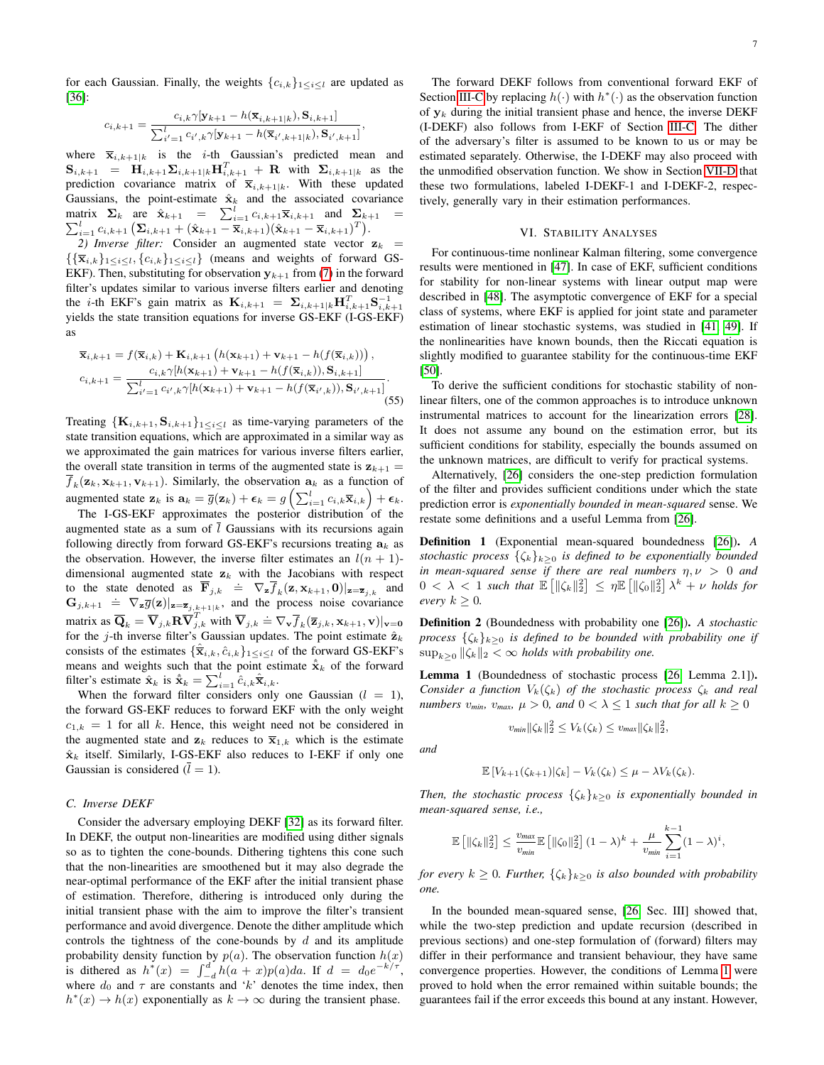for each Gaussian. Finally, the weights $\{c_{i,k}\}_{1\leq i\leq l}$ are updated as [36]:

$$c_{i,k+1} = \frac{c_{i,k}\gamma[\mathbf{y}_{k+1} - h(\overline{\mathbf{x}}_{i,k+1|k}), \mathbf{S}_{i,k+1}]}{\sum_{i'=1}^{l} c_{i',k}\gamma[\mathbf{y}_{k+1} - h(\overline{\mathbf{x}}_{i',k+1|k}), \mathbf{S}_{i',k+1}]},$$

where $\overline{\mathbf{x}}_{i,k+1|k}$ is the $i$-th Gaussian's predicted mean and $\mathbf{S}_{i,k+1} = \mathbf{H}_{i,k+1}\mathbf{\Sigma}_{i,k+1|k}\mathbf{H}_{i,k+1}^T + \mathbf{R}$ with $\mathbf{\Sigma}_{i,k+1|k}$ as the prediction covariance matrix of $\overline{\mathbf{x}}_{i,k+1|k}$. With these updated Gaussians, the point-estimate $\hat{\mathbf{x}}_k$ and the associated covariance matrix $\mathbf{\Sigma}_k$ are $\hat{\mathbf{x}}_{k+1} = \sum_{i=1}^{l} c_{i,k+1}\overline{\mathbf{x}}_{i,k+1}$ and $\mathbf{\Sigma}_{k+1} = \sum_{i=1}^{l} c_{i,k+1}\left(\mathbf{\Sigma}_{i,k+1} + (\hat{\mathbf{x}}_{k+1} - \overline{\mathbf{x}}_{i,k+1})(\hat{\mathbf{x}}_{k+1} - \overline{\mathbf{x}}_{i,k+1})^T\right)$.

*2) Inverse filter:* Consider an augmented state vector $\mathbf{z}_k = \{\{\overline{\mathbf{x}}_{i,k}\}_{1\leq i\leq l}, \{c_{i,k}\}_{1\leq i\leq l}\}$ (means and weights of forward GS-EKF). Then, substituting for observation $\mathbf{y}_{k+1}$ from (7) in the forward filter's updates similar to various inverse filters earlier and denoting the $i$-th EKF's gain matrix as $\mathbf{K}_{i,k+1} = \mathbf{\Sigma}_{i,k+1|k}\mathbf{H}_{i,k+1}^T\mathbf{S}_{i,k+1}^{-1}$ yields the state transition equations for inverse GS-EKF (I-GS-EKF) as

$$\begin{aligned}
\overline{\mathbf{x}}_{i,k+1} &= f(\overline{\mathbf{x}}_{i,k}) + \mathbf{K}_{i,k+1}\left(h(\mathbf{x}_{k+1}) + \mathbf{v}_{k+1} - h(f(\overline{\mathbf{x}}_{i,k}))\right),\\
c_{i,k+1} &= \frac{c_{i,k}\gamma[h(\mathbf{x}_{k+1}) + \mathbf{v}_{k+1} - h(f(\overline{\mathbf{x}}_{i,k})), \mathbf{S}_{i,k+1}]}{\sum_{i'=1}^{l} c_{i',k}\gamma[h(\mathbf{x}_{k+1}) + \mathbf{v}_{k+1} - h(f(\overline{\mathbf{x}}_{i',k})), \mathbf{S}_{i',k+1}]}.
\end{aligned} \tag{55}$$

Treating $\{\mathbf{K}_{i,k+1}, \mathbf{S}_{i,k+1}\}_{1\leq i\leq l}$ as time-varying parameters of the state transition equations, which are approximated in a similar way as we approximated the gain matrices for various inverse filters earlier, the overall state transition in terms of the augmented state is $\mathbf{z}_{k+1} = \overline{f}_k(\mathbf{z}_k, \mathbf{x}_{k+1}, \mathbf{v}_{k+1})$. Similarly, the observation $\mathbf{a}_k$ as a function of augmented state $\mathbf{z}_k$ is $\mathbf{a}_k = \overline{g}(\mathbf{z}_k) + \boldsymbol{\epsilon}_k = g\left(\sum_{i=1}^{l} c_{i,k}\overline{\mathbf{x}}_{i,k}\right) + \boldsymbol{\epsilon}_k$.

The I-GS-EKF approximates the posterior distribution of the augmented state as a sum of $\bar{l}$ Gaussians with its recursions again following directly from forward GS-EKF's recursions treating $\mathbf{a}_k$ as the observation. However, the inverse filter estimates an $l(n+1)$-dimensional augmented state $\mathbf{z}_k$ with the Jacobians with respect to the state denoted as $\overline{\mathbf{F}}_{j,k} \doteq \nabla_{\mathbf{z}}\overline{f}_k(\mathbf{z}, \mathbf{x}_{k+1}, \mathbf{0})|_{\mathbf{z}=\overline{\mathbf{z}}_{j,k}}$ and $\mathbf{G}_{j,k+1} \doteq \nabla_{\mathbf{z}}\overline{g}(\mathbf{z})|_{\mathbf{z}=\overline{\mathbf{z}}_{j,k+1|k}}$, and the process noise covariance matrix as $\overline{\mathbf{Q}}_k = \overline{\mathbf{V}}_{j,k}\mathbf{R}\overline{\mathbf{V}}_{j,k}^T$ with $\overline{\mathbf{V}}_{j,k} \doteq \nabla_{\mathbf{v}}\overline{f}_k(\overline{\mathbf{z}}_{j,k}, \mathbf{x}_{k+1}, \mathbf{v})|_{\mathbf{v}=\mathbf{0}}$ for the $j$-th inverse filter's Gaussian updates. The point estimate $\hat{\mathbf{z}}_k$ consists of the estimates $\{\hat{\overline{\mathbf{x}}}_{i,k}, \hat{c}_{i,k}\}_{1\leq i\leq l}$ of the forward GS-EKF's means and weights such that the point estimate $\hat{\hat{\mathbf{x}}}_k$ of the forward filter's estimate $\hat{\mathbf{x}}_k$ is $\hat{\hat{\mathbf{x}}}_k = \sum_{i=1}^{l} \hat{c}_{i,k}\hat{\overline{\mathbf{x}}}_{i,k}$.

When the forward filter considers only one Gaussian ($l = 1$), the forward GS-EKF reduces to forward EKF with the only weight $c_{1,k} = 1$ for all $k$. Hence, this weight need not be considered in the augmented state and $\mathbf{z}_k$ reduces to $\overline{\mathbf{x}}_{1,k}$ which is the estimate $\hat{\mathbf{x}}_k$ itself. Similarly, I-GS-EKF also reduces to I-EKF if only one Gaussian is considered ($\bar{l} = 1$).

### C. Inverse DEKF

Consider the adversary employing DEKF [32] as its forward filter. In DEKF, the output non-linearities are modified using dither signals so as to tighten the cone-bounds. Dithering tightens this cone such that the non-linearities are smoothened but it may also degrade the near-optimal performance of the EKF after the initial transient phase of estimation. Therefore, dithering is introduced only during the initial transient phase with the aim to improve the filter's transient performance and avoid divergence. Denote the dither amplitude which controls the tightness of the cone-bounds by $d$ and its amplitude probability density function by $p(a)$. The observation function $h(x)$ is dithered as $h^*(x) = \int_{-d}^{d} h(a+x)p(a)da$. If $d = d_0e^{-k/\tau}$, where $d_0$ and $\tau$ are constants and '$k$' denotes the time index, then $h^*(x) \to h(x)$ exponentially as $k \to \infty$ during the transient phase.

The forward DEKF follows from conventional forward EKF of Section III-C by replacing $h(\cdot)$ with $h^*(\cdot)$ as the observation function of $\mathbf{y}_k$ during the initial transient phase and hence, the inverse DEKF (I-DEKF) also follows from I-EKF of Section III-C. The dither of the adversary's filter is assumed to be known to us or may be estimated separately. Otherwise, the I-DEKF may also proceed with the unmodified observation function. We show in Section VII-D that these two formulations, labeled I-DEKF-1 and I-DEKF-2, respectively, generally vary in their estimation performances.

## VI. Stability Analyses

For continuous-time nonlinear Kalman filtering, some convergence results were mentioned in [47]. In case of EKF, sufficient conditions for stability for non-linear systems with linear output map were described in [48]. The asymptotic convergence of EKF for a special class of systems, where EKF is applied for joint state and parameter estimation of linear stochastic systems, was studied in [41], [49]. If the nonlinearities have known bounds, then the Riccati equation is slightly modified to guarantee stability for the continuous-time EKF [50].

To derive the sufficient conditions for stochastic stability of non-linear filters, one of the common approaches is to introduce unknown instrumental matrices to account for the linearization errors [28]. It does not assume any bound on the estimation error, but its sufficient conditions for stability, especially the bounds assumed on the unknown matrices, are difficult to verify for practical systems.

Alternatively, [26] considers the one-step prediction formulation of the filter and provides sufficient conditions under which the state prediction error is *exponentially bounded in mean-squared* sense. We restate some definitions and a useful Lemma from [26].

**Definition 1** (Exponential mean-squared boundedness [26]). *A stochastic process $\{\zeta_k\}_{k\geq 0}$ is defined to be exponentially bounded in mean-squared sense if there are real numbers $\eta, \nu > 0$ and $0 < \lambda < 1$ such that $\mathbb{E}\left[\|\zeta_k\|_2^2\right] \leq \eta\mathbb{E}\left[\|\zeta_0\|_2^2\right]\lambda^k + \nu$ holds for every $k \geq 0$.*

**Definition 2** (Boundedness with probability one [26]). *A stochastic process $\{\zeta_k\}_{k\geq 0}$ is defined to be bounded with probability one if $\sup_{k\geq 0}\|\zeta_k\|_2 < \infty$ holds with probability one.*

**Lemma 1** (Boundedness of stochastic process [26, Lemma 2.1]). *Consider a function $V_k(\zeta_k)$ of the stochastic process $\zeta_k$ and real numbers $v_{min}$, $v_{max}$, $\mu > 0$, and $0 < \lambda \leq 1$ such that for all $k \geq 0$*

$$v_{min}\|\zeta_k\|_2^2 \leq V_k(\zeta_k) \leq v_{max}\|\zeta_k\|_2^2,$$

*and*

$$\mathbb{E}\left[V_{k+1}(\zeta_{k+1})|\zeta_k\right] - V_k(\zeta_k) \leq \mu - \lambda V_k(\zeta_k).$$

*Then, the stochastic process $\{\zeta_k\}_{k\geq 0}$ is exponentially bounded in mean-squared sense, i.e.,*

$$\mathbb{E}\left[\|\zeta_k\|_2^2\right] \leq \frac{v_{max}}{v_{min}}\mathbb{E}\left[\|\zeta_0\|_2^2\right](1-\lambda)^k + \frac{\mu}{v_{min}}\sum_{i=1}^{k-1}(1-\lambda)^i,$$

*for every $k \geq 0$. Further, $\{\zeta_k\}_{k\geq 0}$ is also bounded with probability one.*

In the bounded mean-squared sense, [26, Sec. III] showed that, while the two-step prediction and update recursion (described in previous sections) and one-step formulation of (forward) filters may differ in their performance and transient behaviour, they have same convergence properties. However, the conditions of Lemma 1 were proved to hold when the error remained within suitable bounds; the guarantees fail if the error exceeds this bound at any instant. However,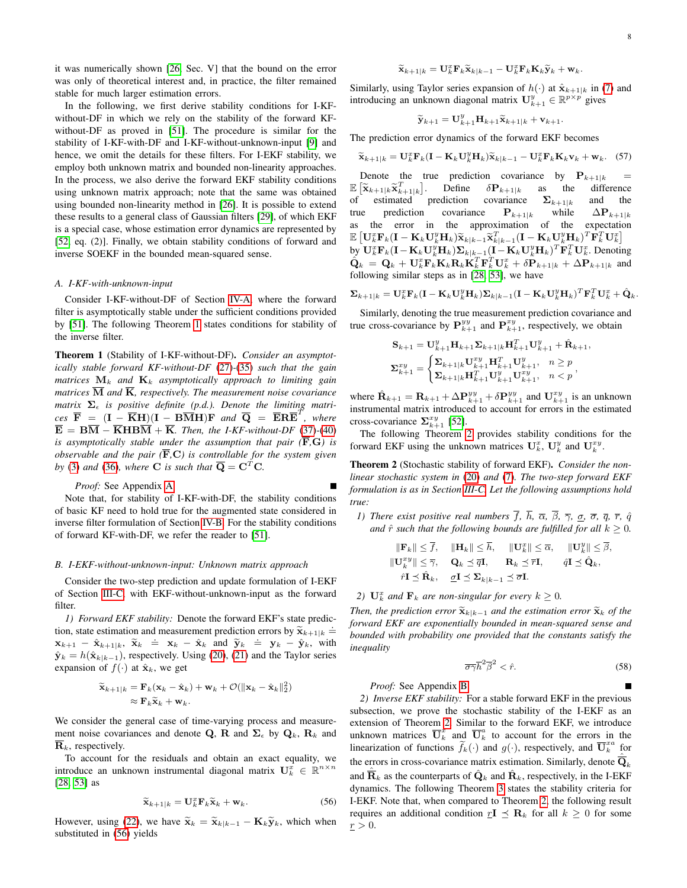it was numerically shown [26, Sec. V] that the bound on the error was only of theoretical interest and, in practice, the filter remained stable for much larger estimation errors.

In the following, we first derive stability conditions for I-KF-without-DF in which we rely on the stability of the forward KF-without-DF as proved in [51]. The procedure is similar for the stability of I-KF-with-DF and I-KF-without-unknown-input [9] and hence, we omit the details for these filters. For I-EKF stability, we employ both unknown matrix and bounded non-linearity approaches. In the process, we also derive the forward EKF stability conditions using unknown matrix approach; note that the same was obtained using bounded non-linearity method in [26]. It is possible to extend these results to a general class of Gaussian filters [29], of which EKF is a special case, whose estimation error dynamics are represented by [52, eq. (2)]. Finally, we obtain stability conditions of forward and inverse SOEKF in the bounded mean-squared sense.

### A. I-KF-with-unknown-input

Consider I-KF-without-DF of Section IV-A, where the forward filter is asymptotically stable under the sufficient conditions provided by [51]. The following Theorem 1 states conditions for stability of the inverse filter.

**Theorem 1** (Stability of I-KF-without-DF). *Consider an asymptotically stable forward KF-without-DF (27)-(35) such that the gain matrices $\mathbf{M}_k$ and $\mathbf{K}_k$ asymptotically approach to limiting gain matrices $\overline{\mathbf{M}}$ and $\overline{\mathbf{K}}$, respectively. The measurement noise covariance matrix $\mathbf{\Sigma}_\epsilon$ is positive definite (p.d.). Denote the limiting matrices $\overline{\mathbf{F}} = (\mathbf{I}-\overline{\mathbf{K}}\mathbf{H})(\mathbf{I}-\mathbf{B}\overline{\mathbf{M}}\mathbf{H})\mathbf{F}$ and $\overline{\mathbf{Q}} = \overline{\mathbf{E}}\mathbf{R}\overline{\mathbf{E}}^T$, where $\overline{\mathbf{E}} = \mathbf{B}\overline{\mathbf{M}} - \overline{\mathbf{K}}\mathbf{H}\mathbf{B}\overline{\mathbf{M}} + \overline{\mathbf{K}}$. Then, the I-KF-without-DF (37)-(40) is asymptotically stable under the assumption that pair $(\overline{\mathbf{F}},\mathbf{G})$ is observable and the pair $(\overline{\mathbf{F}},\mathbf{C})$ is controllable for the system given by (3) and (36), where $\mathbf{C}$ is such that $\overline{\mathbf{Q}} = \mathbf{C}^T\mathbf{C}$.*

*Proof:* See Appendix A. ■

Note that, for stability of I-KF-with-DF, the stability conditions of basic KF need to hold true for the augmented state considered in inverse filter formulation of Section IV-B. For the stability conditions of forward KF-with-DF, we refer the reader to [51].

### B. I-EKF-without-unknown-input: Unknown matrix approach

Consider the two-step prediction and update formulation of I-EKF of Section III-C with EKF-without-unknown-input as the forward filter.

*1) Forward EKF stability:* Denote the forward EKF's state prediction, state estimation and measurement prediction errors by $\widetilde{\mathbf{x}}_{k+1|k} \doteq \mathbf{x}_{k+1} - \hat{\mathbf{x}}_{k+1|k}$, $\widetilde{\mathbf{x}}_k \doteq \mathbf{x}_k - \hat{\mathbf{x}}_k$ and $\widetilde{\mathbf{y}}_k \doteq \mathbf{y}_k - \hat{\mathbf{y}}_k$, with $\hat{\mathbf{y}}_k = h(\hat{\mathbf{x}}_{k|k-1})$, respectively. Using (20), (21) and the Taylor series expansion of $f(\cdot)$ at $\hat{\mathbf{x}}_k$, we get

$$\begin{aligned}\widetilde{\mathbf{x}}_{k+1|k} &= \mathbf{F}_k(\mathbf{x}_k - \hat{\mathbf{x}}_k) + \mathbf{w}_k + \mathcal{O}(\|\mathbf{x}_k - \hat{\mathbf{x}}_k\|_2^2)\\ &\approx \mathbf{F}_k\widetilde{\mathbf{x}}_k + \mathbf{w}_k.\end{aligned}$$

We consider the general case of time-varying process and measurement noise covariances and denote $\mathbf{Q}$, $\mathbf{R}$ and $\mathbf{\Sigma}_\epsilon$ by $\mathbf{Q}_k$, $\mathbf{R}_k$ and $\overline{\mathbf{R}}_k$, respectively.

To account for the residuals and obtain an exact equality, we introduce an unknown instrumental diagonal matrix $\mathbf{U}_k^x \in \mathbb{R}^{n\times n}$ [28], [53] as

$$\widetilde{\mathbf{x}}_{k+1|k} = \mathbf{U}_k^x\mathbf{F}_k\widetilde{\mathbf{x}}_k + \mathbf{w}_k. \quad (56)$$

However, using (22), we have $\widetilde{\mathbf{x}}_k = \widetilde{\mathbf{x}}_{k|k-1} - \mathbf{K}_k\widetilde{\mathbf{y}}_k$, which when substituted in (56) yields

$$\widetilde{\mathbf{x}}_{k+1|k} = \mathbf{U}_k^x\mathbf{F}_k\widetilde{\mathbf{x}}_{k|k-1} - \mathbf{U}_k^x\mathbf{F}_k\mathbf{K}_k\widetilde{\mathbf{y}}_k + \mathbf{w}_k.$$

Similarly, using Taylor series expansion of $h(\cdot)$ at $\hat{\mathbf{x}}_{k+1|k}$ in (7) and introducing an unknown diagonal matrix $\mathbf{U}_{k+1}^y \in \mathbb{R}^{p\times p}$ gives

$$\widetilde{\mathbf{y}}_{k+1} = \mathbf{U}_{k+1}^y\mathbf{H}_{k+1}\widetilde{\mathbf{x}}_{k+1|k} + \mathbf{v}_{k+1}.$$

The prediction error dynamics of the forward EKF becomes

$$\widetilde{\mathbf{x}}_{k+1|k} = \mathbf{U}_k^x\mathbf{F}_k(\mathbf{I}-\mathbf{K}_k\mathbf{U}_k^y\mathbf{H}_k)\widetilde{\mathbf{x}}_{k|k-1} - \mathbf{U}_k^x\mathbf{F}_k\mathbf{K}_k\mathbf{v}_k + \mathbf{w}_k. \quad (57)$$

Denote the true prediction covariance by $\mathbf{P}_{k+1|k} = \mathbb{E}\left[\widetilde{\mathbf{x}}_{k+1|k}\widetilde{\mathbf{x}}_{k+1|k}^T\right]$. Define $\delta\mathbf{P}_{k+1|k}$ as the difference of estimated prediction covariance $\mathbf{\Sigma}_{k+1|k}$ and the true prediction covariance $\mathbf{P}_{k+1|k}$ while $\Delta\mathbf{P}_{k+1|k}$ as the error in the approximation of the expectation $\mathbb{E}\left[\mathbf{U}_k^x\mathbf{F}_k(\mathbf{I}-\mathbf{K}_k\mathbf{U}_k^y\mathbf{H}_k)\widetilde{\mathbf{x}}_{k|k-1}\widetilde{\mathbf{x}}_{k|k-1}^T(\mathbf{I}-\mathbf{K}_k\mathbf{U}_k^y\mathbf{H}_k)^T\mathbf{F}_k^T\mathbf{U}_k^x\right]$ by $\mathbf{U}_k^x\mathbf{F}_k(\mathbf{I}-\mathbf{K}_k\mathbf{U}_k^y\mathbf{H}_k)\mathbf{\Sigma}_{k|k-1}(\mathbf{I}-\mathbf{K}_k\mathbf{U}_k^y\mathbf{H}_k)^T\mathbf{F}_k^T\mathbf{U}_k^x$. Denoting $\hat{\mathbf{Q}}_k = \mathbf{Q}_k + \mathbf{U}_k^x\mathbf{F}_k\mathbf{K}_k\mathbf{R}_k\mathbf{K}_k^T\mathbf{F}_k^T\mathbf{U}_k^x + \delta\mathbf{P}_{k+1|k} + \Delta\mathbf{P}_{k+1|k}$ and following similar steps as in [28], [53], we have

$$\mathbf{\Sigma}_{k+1|k} = \mathbf{U}_k^x\mathbf{F}_k(\mathbf{I}-\mathbf{K}_k\mathbf{U}_k^y\mathbf{H}_k)\mathbf{\Sigma}_{k|k-1}(\mathbf{I}-\mathbf{K}_k\mathbf{U}_k^y\mathbf{H}_k)^T\mathbf{F}_k^T\mathbf{U}_k^x + \hat{\mathbf{Q}}_k.$$

Similarly, denoting the true measurement prediction covariance and true cross-covariance by $\mathbf{P}_{k+1}^{yy}$ and $\mathbf{P}_{k+1}^{xy}$, respectively, we obtain

$$\mathbf{S}_{k+1} = \mathbf{U}_{k+1}^y\mathbf{H}_{k+1}\mathbf{\Sigma}_{k+1|k}\mathbf{H}_{k+1}^T\mathbf{U}_{k+1}^y + \hat{\mathbf{R}}_{k+1},$$

$$\mathbf{\Sigma}_{k+1}^{xy} = \begin{cases}\mathbf{\Sigma}_{k+1|k}\mathbf{U}_{k+1}^{xy}\mathbf{H}_{k+1}^T\mathbf{U}_{k+1}^y, & n\geq p\\ \mathbf{\Sigma}_{k+1|k}\mathbf{H}_{k+1}^T\mathbf{U}_{k+1}^y\mathbf{U}_{k+1}^{xy}, & n<p\end{cases},$$

where $\hat{\mathbf{R}}_{k+1} = \mathbf{R}_{k+1} + \Delta\mathbf{P}_{k+1}^{yy} + \delta\mathbf{P}_{k+1}^{yy}$ and $\mathbf{U}_{k+1}^{xy}$ is an unknown instrumental matrix introduced to account for errors in the estimated cross-covariance $\mathbf{\Sigma}_{k+1}^{xy}$ [52].

The following Theorem 2 provides stability conditions for the forward EKF using the unknown matrices $\mathbf{U}_k^x$, $\mathbf{U}_k^y$ and $\mathbf{U}_k^{xy}$.

**Theorem 2** (Stochastic stability of forward EKF). *Consider the non-linear stochastic system in (20) and (7). The two-step forward EKF formulation is as in Section III-C. Let the following assumptions hold true:*

*1) There exist positive real numbers $\overline{f}$, $\overline{h}$, $\overline{\alpha}$, $\overline{\beta}$, $\overline{\gamma}$, $\underline{\sigma}$, $\overline{\sigma}$, $\overline{q}$, $\overline{r}$, $\hat{q}$ and $\hat{r}$ such that the following bounds are fulfilled for all $k\geq 0$.*

$$\begin{gathered}\|\mathbf{F}_k\|\leq\overline{f},\quad \|\mathbf{H}_k\|\leq\overline{h},\quad \|\mathbf{U}_k^x\|\leq\overline{\alpha},\quad \|\mathbf{U}_k^y\|\leq\overline{\beta},\\ \|\mathbf{U}_k^{xy}\|\leq\overline{\gamma},\quad \mathbf{Q}_k\preceq\overline{q}\mathbf{I},\quad \mathbf{R}_k\preceq\overline{r}\mathbf{I},\quad \hat{q}\mathbf{I}\preceq\hat{\mathbf{Q}}_k,\\ \hat{r}\mathbf{I}\preceq\hat{\mathbf{R}}_k,\quad \underline{\sigma}\mathbf{I}\preceq\mathbf{\Sigma}_{k|k-1}\preceq\overline{\sigma}\mathbf{I}.\end{gathered}$$

*2) $\mathbf{U}_k^x$ and $\mathbf{F}_k$ are non-singular for every $k\geq 0$.*

*Then, the prediction error $\widetilde{\mathbf{x}}_{k|k-1}$ and the estimation error $\widetilde{\mathbf{x}}_k$ of the forward EKF are exponentially bounded in mean-squared sense and bounded with probability one provided that the constants satisfy the inequality*

$$\overline{\sigma}\overline{\gamma}\overline{h}^2\overline{\beta}^2 < \hat{r}. \quad (58)$$

*Proof:* See Appendix B. ■

*2) Inverse EKF stability:* For a stable forward EKF in the previous subsection, we prove the stochastic stability of the I-EKF as an extension of Theorem 2. Similar to the forward EKF, we introduce unknown matrices $\overline{\mathbf{U}}_k^x$ and $\overline{\mathbf{U}}_k^a$ to account for the errors in the linearization of functions $\widetilde{f}_k(\cdot)$ and $g(\cdot)$, respectively, and $\overline{\mathbf{U}}_k^{xa}$ for the errors in cross-covariance matrix estimation. Similarly, denote $\overline{\hat{\mathbf{Q}}}_k$ and $\overline{\hat{\mathbf{R}}}_k$ as the counterparts of $\hat{\mathbf{Q}}_k$ and $\hat{\mathbf{R}}_k$, respectively, in the I-EKF dynamics. The following Theorem 3 states the stability criteria for I-EKF. Note that, when compared to Theorem 2, the following result requires an additional condition $\underline{r}\mathbf{I}\preceq\mathbf{R}_k$ for all $k\geq 0$ for some $\underline{r}>0$.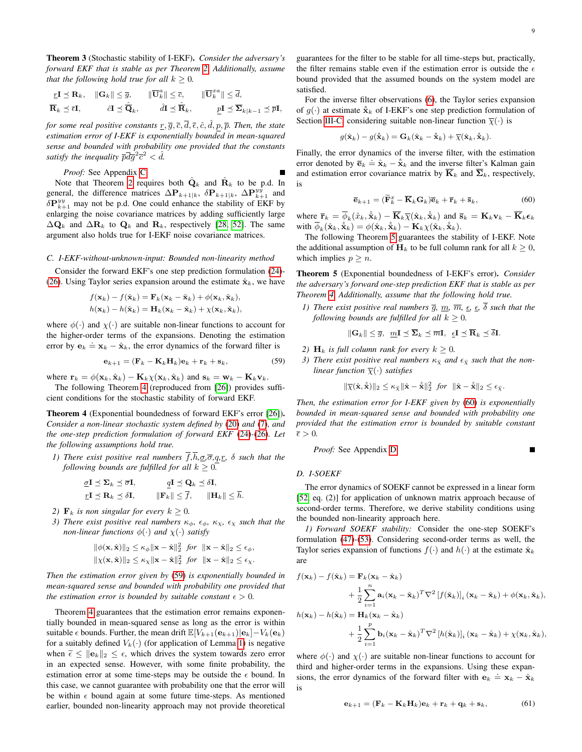**Theorem 3** (Stochastic stability of I-EKF). *Consider the adversary's forward EKF that is stable as per Theorem 2. Additionally, assume that the following hold true for all $k \geq 0$.*

$$\underline{r}\mathbf{I} \preceq \mathbf{R}_k, \quad \|\mathbf{G}_k\| \leq \overline{g}, \quad \|\overline{\mathbf{U}}_k^a\| \leq \overline{c}, \quad \|\overline{\mathbf{U}}_k^{xa}\| \leq \overline{d},$$
$$\overline{\mathbf{R}}_k \preceq \overline{\epsilon}\mathbf{I}, \quad \hat{c}\mathbf{I} \preceq \hat{\overline{\mathbf{Q}}}_k, \quad \hat{d}\mathbf{I} \preceq \hat{\overline{\mathbf{R}}}_k, \quad \underline{p}\mathbf{I} \preceq \overline{\mathbf{\Sigma}}_{k|k-1} \preceq \overline{p}\mathbf{I},$$

*for some real positive constants $\underline{r}, \overline{g}, \overline{c}, \overline{d}, \overline{\epsilon}, \hat{c}, \hat{d}, \underline{p}, \overline{p}$. Then, the state estimation error of I-EKF is exponentially bounded in mean-squared sense and bounded with probability one provided that the constants satisfy the inequality $\overline{p}\overline{d}\overline{g}^2\overline{c}^2 < \hat{d}$.*

*Proof:* See Appendix C. ∎

Note that Theorem 2 requires both $\hat{\mathbf{Q}}_k$ and $\hat{\mathbf{R}}_k$ to be p.d. In general, the difference matrices $\Delta\mathbf{P}_{k+1|k}$, $\delta\mathbf{P}_{k+1|k}$, $\Delta\mathbf{P}_{k+1}^{yy}$ and $\delta\mathbf{P}_{k+1}^{yy}$ may not be p.d. One could enhance the stability of EKF by enlarging the noise covariance matrices by adding sufficiently large $\Delta\mathbf{Q}_k$ and $\Delta\mathbf{R}_k$ to $\mathbf{Q}_k$ and $\mathbf{R}_k$, respectively [28, 52]. The same argument also holds true for I-EKF noise covariance matrices.

### C. I-EKF-without-unknown-input: Bounded non-linearity method

Consider the forward EKF's one step prediction formulation (24)-(26). Using Taylor series expansion around the estimate $\hat{\mathbf{x}}_k$, we have

$$f(\mathbf{x}_k) - f(\hat{\mathbf{x}}_k) = \mathbf{F}_k(\mathbf{x}_k - \hat{\mathbf{x}}_k) + \phi(\mathbf{x}_k, \hat{\mathbf{x}}_k),$$
$$h(\mathbf{x}_k) - h(\hat{\mathbf{x}}_k) = \mathbf{H}_k(\mathbf{x}_k - \hat{\mathbf{x}}_k) + \chi(\mathbf{x}_k, \hat{\mathbf{x}}_k),$$

where $\phi(\cdot)$ and $\chi(\cdot)$ are suitable non-linear functions to account for the higher-order terms of the expansions. Denoting the estimation error by $\mathbf{e}_k \doteq \mathbf{x}_k - \hat{\mathbf{x}}_k$, the error dynamics of the forward filter is

$$\mathbf{e}_{k+1} = (\mathbf{F}_k - \mathbf{K}_k\mathbf{H}_k)\mathbf{e}_k + \mathbf{r}_k + \mathbf{s}_k, \tag{59}$$

where $\mathbf{r}_k = \phi(\mathbf{x}_k, \hat{\mathbf{x}}_k) - \mathbf{K}_k\chi(\mathbf{x}_k, \hat{\mathbf{x}}_k)$ and $\mathbf{s}_k = \mathbf{w}_k - \mathbf{K}_k\mathbf{v}_k$.

The following Theorem 4 (reproduced from [26]) provides sufficient conditions for the stochastic stability of forward EKF.

**Theorem 4** (Exponential boundedness of forward EKF's error [26]). *Consider a non-linear stochastic system defined by (20) and (7), and the one-step prediction formulation of forward EKF (24)-(26). Let the following assumptions hold true.*

1) *There exist positive real numbers $\overline{f}, \overline{h}, \underline{\sigma}, \overline{\sigma}, \underline{q}, \underline{r}, \delta$ such that the following bounds are fulfilled for all $k \geq 0$.*

$$\underline{\sigma}\mathbf{I} \preceq \mathbf{\Sigma}_k \preceq \overline{\sigma}\mathbf{I}, \qquad \underline{q}\mathbf{I} \preceq \mathbf{Q}_k \preceq \delta\mathbf{I},$$
$$\underline{r}\mathbf{I} \preceq \mathbf{R}_k \preceq \delta\mathbf{I}, \qquad \|\mathbf{F}_k\| \leq \overline{f}, \qquad \|\mathbf{H}_k\| \leq \overline{h}.$$

2) *$\mathbf{F}_k$ is non singular for every $k \geq 0$.*

3) *There exist positive real numbers $\kappa_\phi$, $\epsilon_\phi$, $\kappa_\chi$, $\epsilon_\chi$ such that the non-linear functions $\phi(\cdot)$ and $\chi(\cdot)$ satisfy*

$$\|\phi(\mathbf{x}, \hat{\mathbf{x}})\|_2 \leq \kappa_\phi \|\mathbf{x} - \hat{\mathbf{x}}\|_2^2 \ \ for \ \ \|\mathbf{x} - \hat{\mathbf{x}}\|_2 \leq \epsilon_\phi,$$
$$\|\chi(\mathbf{x}, \hat{\mathbf{x}})\|_2 \leq \kappa_\chi \|\mathbf{x} - \hat{\mathbf{x}}\|_2^2 \ \ for \ \ \|\mathbf{x} - \hat{\mathbf{x}}\|_2 \leq \epsilon_\chi.$$

*Then the estimation error given by (59) is exponentially bounded in mean-squared sense and bounded with probability one provided that the estimation error is bounded by suitable constant $\epsilon > 0$.*

Theorem 4 guarantees that the estimation error remains exponentially bounded in mean-squared sense as long as the error is within suitable $\epsilon$ bounds. Further, the mean drift $\mathbb{E}[V_{k+1}(\mathbf{e}_{k+1})|\mathbf{e}_k] - V_k(\mathbf{e}_k)$ for a suitably defined $V_k(\cdot)$ (for application of Lemma 1) is negative when $\widetilde{\epsilon} \leq \|\mathbf{e}_k\|_2 \leq \epsilon$, which drives the system towards zero error in an expected sense. However, with some finite probability, the estimation error at some time-steps may be outside the $\epsilon$ bound. In this case, we cannot guarantee with probability one that the error will be within $\epsilon$ bound again at some future time-steps. As mentioned earlier, bounded non-linearity approach may not provide theoretical guarantees for the filter to be stable for all time-steps but, practically, the filter remains stable even if the estimation error is outside the $\epsilon$ bound provided that the assumed bounds on the system model are satisfied.

For the inverse filter observations (6), the Taylor series expansion of $g(\cdot)$ at estimate $\hat{\hat{\mathbf{x}}}_k$ of I-EKF's one step prediction formulation of Section III-C considering suitable non-linear function $\overline{\chi}(\cdot)$ is

$$g(\hat{\mathbf{x}}_k) - g(\hat{\hat{\mathbf{x}}}_k) = \mathbf{G}_k(\hat{\mathbf{x}}_k - \hat{\hat{\mathbf{x}}}_k) + \overline{\chi}(\hat{\mathbf{x}}_k, \hat{\hat{\mathbf{x}}}_k).$$

Finally, the error dynamics of the inverse filter, with the estimation error denoted by $\overline{\mathbf{e}}_k \doteq \hat{\mathbf{x}}_k - \hat{\hat{\mathbf{x}}}_k$ and the inverse filter's Kalman gain and estimation error covariance matrix by $\overline{\mathbf{K}}_k$ and $\overline{\mathbf{\Sigma}}_k$, respectively, is

$$\overline{\mathbf{e}}_{k+1} = (\widetilde{\mathbf{F}}_k^x - \overline{\mathbf{K}}_k\mathbf{G}_k)\overline{\mathbf{e}}_k + \overline{\mathbf{r}}_k + \overline{\mathbf{s}}_k, \tag{60}$$

where $\overline{\mathbf{r}}_k = \overline{\phi}_k(\hat{x}_k, \hat{\hat{\mathbf{x}}}_k) - \overline{\mathbf{K}}_k\overline{\chi}(\hat{\mathbf{x}}_k, \hat{\hat{\mathbf{x}}}_k)$ and $\overline{\mathbf{s}}_k = \mathbf{K}_k\mathbf{v}_k - \overline{\mathbf{K}}_k\boldsymbol{\epsilon}_k$ with $\overline{\phi}_k(\hat{\mathbf{x}}_k, \hat{\hat{\mathbf{x}}}_k) = \phi(\hat{\mathbf{x}}_k, \hat{\hat{\mathbf{x}}}_k) - \mathbf{K}_k\chi(\hat{\mathbf{x}}_k, \hat{\hat{\mathbf{x}}}_k)$.

The following Theorem 5 guarantees the stability of I-EKF. Note the additional assumption of $\mathbf{H}_k$ to be full column rank for all $k \geq 0$, which implies $p \geq n$.

**Theorem 5** (Exponential boundedness of I-EKF's error). *Consider the adversary's forward one-step prediction EKF that is stable as per Theorem 4. Additionally, assume that the following hold true.*

1) *There exist positive real numbers $\overline{g}$, $\underline{m}$, $\overline{m}$, $\underline{\epsilon}$, $\underline{\epsilon}$, $\overline{\delta}$ such that the following bounds are fulfilled for all $k \geq 0$.*

$$\|\mathbf{G}_k\| \leq \overline{g}, \ \ \underline{m}\mathbf{I} \preceq \overline{\mathbf{\Sigma}}_k \preceq \overline{m}\mathbf{I}, \ \ \underline{\epsilon}\mathbf{I} \preceq \overline{\mathbf{R}}_k \preceq \overline{\delta}\mathbf{I}.$$

2) *$\mathbf{H}_k$ is full column rank for every $k \geq 0$.*

3) *There exist positive real numbers $\kappa_{\overline{\chi}}$ and $\epsilon_{\overline{\chi}}$ such that the non-linear function $\overline{\chi}(\cdot)$ satisfies*

$$\|\overline{\chi}(\hat{\mathbf{x}}, \hat{\hat{\mathbf{x}}})\|_2 \leq \kappa_{\overline{\chi}}\|\hat{\mathbf{x}} - \hat{\hat{\mathbf{x}}}\|_2^2 \ \ for \ \ \|\hat{\mathbf{x}} - \hat{\hat{\mathbf{x}}}\|_2 \leq \epsilon_{\overline{\chi}}.$$

*Then, the estimation error for I-EKF given by (60) is exponentially bounded in mean-squared sense and bounded with probability one provided that the estimation error is bounded by suitable constant $\overline{\epsilon} > 0$.*

*Proof:* See Appendix D. ∎

### D. I-SOEKF

The error dynamics of SOEKF cannot be expressed in a linear form [52, eq. (2)] for application of unknown matrix approach because of second-order terms. Therefore, we derive stability conditions using the bounded non-linearity approach here.

*1) Forward SOEKF stability:* Consider the one-step SOEKF's formulation (47)-(53). Considering second-order terms as well, the Taylor series expansion of functions $f(\cdot)$ and $h(\cdot)$ at the estimate $\hat{\mathbf{x}}_k$ are

$$\begin{aligned} f(\mathbf{x}_k) - f(\hat{\mathbf{x}}_k) &= \mathbf{F}_k(\mathbf{x}_k - \hat{\mathbf{x}}_k) \\ &\quad + \frac{1}{2}\sum_{i=1}^{n} \mathbf{a}_i(\mathbf{x}_k - \hat{\mathbf{x}}_k)^T\nabla^2\left[f(\hat{\mathbf{x}}_k)\right]_i(\mathbf{x}_k - \hat{\mathbf{x}}_k) + \phi(\mathbf{x}_k, \hat{\mathbf{x}}_k), \\ h(\mathbf{x}_k) - h(\hat{\mathbf{x}}_k) &= \mathbf{H}_k(\mathbf{x}_k - \hat{\mathbf{x}}_k) \\ &\quad + \frac{1}{2}\sum_{i=1}^{p} \mathbf{b}_i(\mathbf{x}_k - \hat{\mathbf{x}}_k)^T\nabla^2\left[h(\hat{\mathbf{x}}_k)\right]_i(\mathbf{x}_k - \hat{\mathbf{x}}_k) + \chi(\mathbf{x}_k, \hat{\mathbf{x}}_k), \end{aligned}$$

where $\phi(\cdot)$ and $\chi(\cdot)$ are suitable non-linear functions to account for third and higher-order terms in the expansions. Using these expansions, the error dynamics of the forward filter with $\mathbf{e}_k \doteq \mathbf{x}_k - \hat{\mathbf{x}}_k$ is

$$\mathbf{e}_{k+1} = (\mathbf{F}_k - \mathbf{K}_k\mathbf{H}_k)\mathbf{e}_k + \mathbf{r}_k + \mathbf{q}_k + \mathbf{s}_k, \tag{61}$$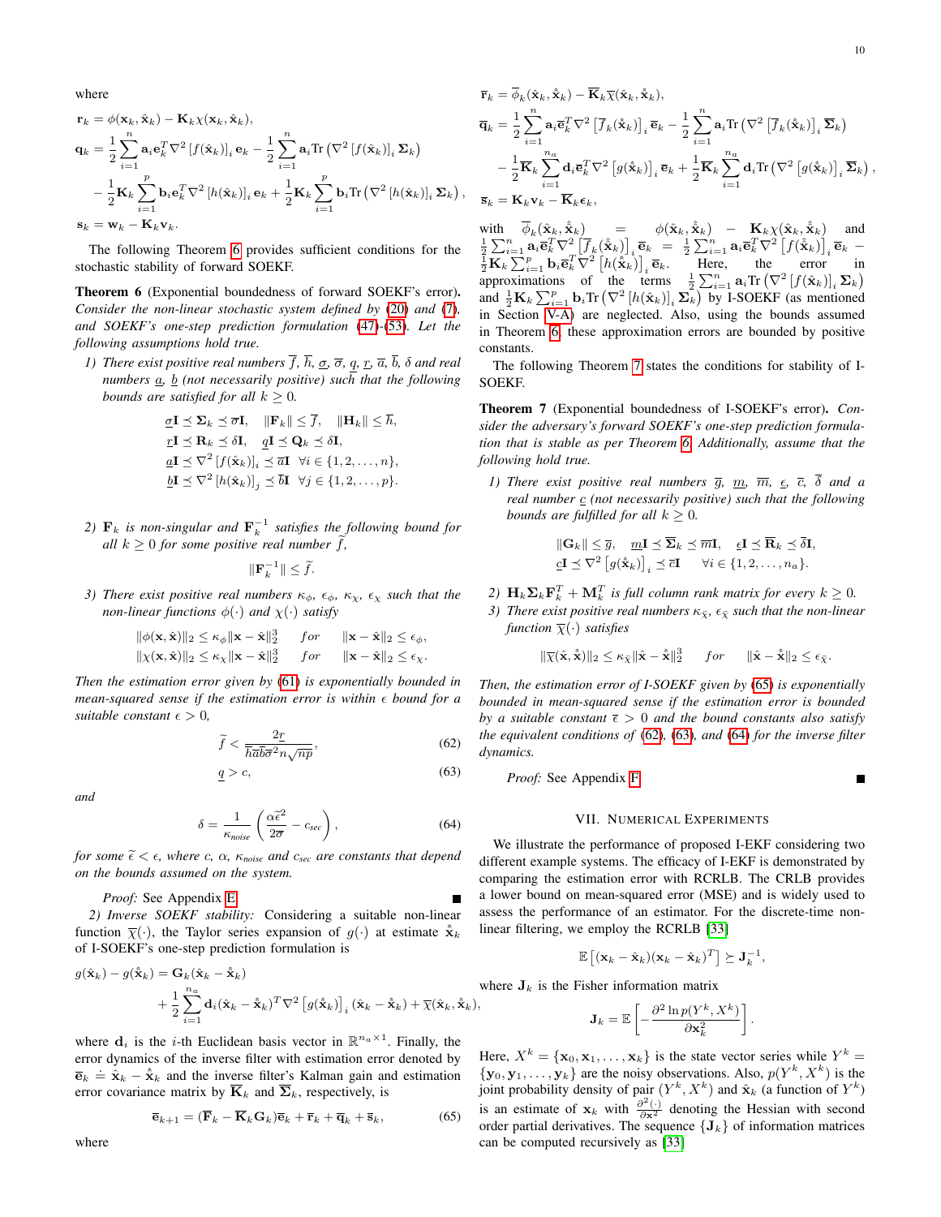where

$$\mathbf{r}_k = \phi(\mathbf{x}_k, \hat{\mathbf{x}}_k) - \mathbf{K}_k \chi(\mathbf{x}_k, \hat{\mathbf{x}}_k),$$

$$\mathbf{q}_k = \frac{1}{2}\sum_{i=1}^{n} \mathbf{a}_i \mathbf{e}_k^T \nabla^2 \left[f(\hat{\mathbf{x}}_k)\right]_i \mathbf{e}_k - \frac{1}{2}\sum_{i=1}^{n} \mathbf{a}_i \mathrm{Tr}\left(\nabla^2 \left[f(\hat{\mathbf{x}}_k)\right]_i \boldsymbol{\Sigma}_k\right)$$
$$- \frac{1}{2}\mathbf{K}_k \sum_{i=1}^{p} \mathbf{b}_i \mathbf{e}_k^T \nabla^2 \left[h(\hat{\mathbf{x}}_k)\right]_i \mathbf{e}_k + \frac{1}{2}\mathbf{K}_k \sum_{i=1}^{p} \mathbf{b}_i \mathrm{Tr}\left(\nabla^2 \left[h(\hat{\mathbf{x}}_k)\right]_i \boldsymbol{\Sigma}_k\right),$$

$$\mathbf{s}_k = \mathbf{w}_k - \mathbf{K}_k \mathbf{v}_k.$$

The following Theorem 6 provides sufficient conditions for the stochastic stability of forward SOEKF.

**Theorem 6** (Exponential boundedness of forward SOEKF's error)**.** *Consider the non-linear stochastic system defined by (20) and (7), and SOEKF's one-step prediction formulation (47)-(53). Let the following assumptions hold true.*

1) *There exist positive real numbers $\overline{f}$, $\overline{h}$, $\underline{\sigma}$, $\overline{\sigma}$, $\underline{q}$, $\underline{r}$, $\overline{a}$, $\overline{b}$, $\delta$ and real numbers $\underline{a}$, $\underline{b}$ (not necessarily positive) such that the following bounds are satisfied for all $k \geq 0$.*

$$\underline{\sigma}\mathbf{I} \preceq \boldsymbol{\Sigma}_k \preceq \overline{\sigma}\mathbf{I}, \quad \|\mathbf{F}_k\| \leq \overline{f}, \quad \|\mathbf{H}_k\| \leq \overline{h},$$
$$\underline{r}\mathbf{I} \preceq \mathbf{R}_k \preceq \delta\mathbf{I}, \quad \underline{q}\mathbf{I} \preceq \mathbf{Q}_k \preceq \delta\mathbf{I},$$
$$\underline{a}\mathbf{I} \preceq \nabla^2 \left[f(\hat{\mathbf{x}}_k)\right]_i \preceq \overline{a}\mathbf{I} \quad \forall i \in \{1, 2, \ldots, n\},$$
$$\underline{b}\mathbf{I} \preceq \nabla^2 \left[h(\hat{\mathbf{x}}_k)\right]_j \preceq \overline{b}\mathbf{I} \quad \forall j \in \{1, 2, \ldots, p\}.$$

2) *$\mathbf{F}_k$ is non-singular and $\mathbf{F}_k^{-1}$ satisfies the following bound for all $k \geq 0$ for some positive real number $\widetilde{f}$,*

$$\|\mathbf{F}_k^{-1}\| \leq \widetilde{f}.$$

3) *There exist positive real numbers $\kappa_\phi$, $\epsilon_\phi$, $\kappa_\chi$, $\epsilon_\chi$ such that the non-linear functions $\phi(\cdot)$ and $\chi(\cdot)$ satisfy*

$$\|\phi(\mathbf{x}, \hat{\mathbf{x}})\|_2 \leq \kappa_\phi \|\mathbf{x} - \hat{\mathbf{x}}\|_2^3 \quad for \quad \|\mathbf{x} - \hat{\mathbf{x}}\|_2 \leq \epsilon_\phi,$$
$$\|\chi(\mathbf{x}, \hat{\mathbf{x}})\|_2 \leq \kappa_\chi \|\mathbf{x} - \hat{\mathbf{x}}\|_2^3 \quad for \quad \|\mathbf{x} - \hat{\mathbf{x}}\|_2 \leq \epsilon_\chi.$$

*Then the estimation error given by (61) is exponentially bounded in mean-squared sense if the estimation error is within $\epsilon$ bound for a suitable constant $\epsilon > 0$,*

$$\widetilde{f} < \frac{2\underline{r}}{\overline{h}\overline{a}\overline{b}\overline{\sigma}^2 n\sqrt{np}}, \tag{62}$$

$$\underline{q} > c, \tag{63}$$

*and*

$$\delta = \frac{1}{\kappa_{noise}}\left(\frac{\alpha\widetilde{\epsilon}^2}{2\overline{\sigma}} - c_{sec}\right), \tag{64}$$

*for some $\widetilde{\epsilon} < \epsilon$, where $c$, $\alpha$, $\kappa_{noise}$ and $c_{sec}$ are constants that depend on the bounds assumed on the system.*

*Proof:* See Appendix E. ∎

*2) Inverse SOEKF stability:* Considering a suitable non-linear function $\overline{\chi}(\cdot)$, the Taylor series expansion of $g(\cdot)$ at estimate $\hat{\hat{\mathbf{x}}}_k$ of I-SOEKF's one-step prediction formulation is

$$g(\hat{\mathbf{x}}_k) - g(\hat{\hat{\mathbf{x}}}_k) = \mathbf{G}_k(\hat{\mathbf{x}}_k - \hat{\hat{\mathbf{x}}}_k)$$
$$+ \frac{1}{2}\sum_{i=1}^{n_a} \mathbf{d}_i (\hat{\mathbf{x}}_k - \hat{\hat{\mathbf{x}}}_k)^T \nabla^2 \left[g(\hat{\hat{\mathbf{x}}}_k)\right]_i (\hat{\mathbf{x}}_k - \hat{\hat{\mathbf{x}}}_k) + \overline{\chi}(\hat{\mathbf{x}}_k, \hat{\hat{\mathbf{x}}}_k),$$

where $\mathbf{d}_i$ is the $i$-th Euclidean basis vector in $\mathbb{R}^{n_a \times 1}$. Finally, the error dynamics of the inverse filter with estimation error denoted by $\overline{\mathbf{e}}_k \doteq \hat{\mathbf{x}}_k - \hat{\hat{\mathbf{x}}}_k$ and the inverse filter's Kalman gain and estimation error covariance matrix by $\overline{\mathbf{K}}_k$ and $\overline{\boldsymbol{\Sigma}}_k$, respectively, is

$$\overline{\mathbf{e}}_{k+1} = (\overline{\mathbf{F}}_k - \overline{\mathbf{K}}_k \mathbf{G}_k)\overline{\mathbf{e}}_k + \overline{\mathbf{r}}_k + \overline{\mathbf{q}}_k + \overline{\mathbf{s}}_k, \tag{65}$$

where

$$\overline{\mathbf{r}}_k = \overline{\phi}_k(\hat{\mathbf{x}}_k, \hat{\hat{\mathbf{x}}}_k) - \overline{\mathbf{K}}_k \overline{\chi}(\hat{\mathbf{x}}_k, \hat{\hat{\mathbf{x}}}_k),$$

$$\overline{\mathbf{q}}_k = \frac{1}{2}\sum_{i=1}^{n} \mathbf{a}_i \overline{\mathbf{e}}_k^T \nabla^2 \left[\overline{f}_k(\hat{\hat{\mathbf{x}}}_k)\right]_i \overline{\mathbf{e}}_k - \frac{1}{2}\sum_{i=1}^{n} \mathbf{a}_i \mathrm{Tr}\left(\nabla^2 \left[\overline{f}_k(\hat{\hat{\mathbf{x}}}_k)\right]_i \overline{\boldsymbol{\Sigma}}_k\right)$$
$$- \frac{1}{2}\overline{\mathbf{K}}_k \sum_{i=1}^{n_a} \mathbf{d}_i \overline{\mathbf{e}}_k^T \nabla^2 \left[g(\hat{\hat{\mathbf{x}}}_k)\right]_i \overline{\mathbf{e}}_k + \frac{1}{2}\overline{\mathbf{K}}_k \sum_{i=1}^{n_a} \mathbf{d}_i \mathrm{Tr}\left(\nabla^2 \left[g(\hat{\hat{\mathbf{x}}}_k)\right]_i \overline{\boldsymbol{\Sigma}}_k\right),$$

$$\overline{\mathbf{s}}_k = \mathbf{K}_k \mathbf{v}_k - \overline{\mathbf{K}}_k \boldsymbol{\epsilon}_k,$$

with $\overline{\phi}_k(\hat{\mathbf{x}}_k, \hat{\hat{\mathbf{x}}}_k) = \phi(\hat{\mathbf{x}}_k, \hat{\hat{\mathbf{x}}}_k) - \mathbf{K}_k \chi(\hat{\mathbf{x}}_k, \hat{\hat{\mathbf{x}}}_k)$ and $\frac{1}{2}\sum_{i=1}^{n} \mathbf{a}_i \overline{\mathbf{e}}_k^T \nabla^2 \left[\overline{f}_k(\hat{\hat{\mathbf{x}}}_k)\right]_i \overline{\mathbf{e}}_k = \frac{1}{2}\sum_{i=1}^{n} \mathbf{a}_i \overline{\mathbf{e}}_k^T \nabla^2 \left[f(\hat{\hat{\mathbf{x}}}_k)\right]_i \overline{\mathbf{e}}_k - \frac{1}{2}\mathbf{K}_k \sum_{i=1}^{p} \mathbf{b}_i \overline{\mathbf{e}}_k^T \nabla^2 \left[h(\hat{\hat{\mathbf{x}}}_k)\right]_i \overline{\mathbf{e}}_k$. Here, the error in approximations of the terms $\frac{1}{2}\sum_{i=1}^{n} \mathbf{a}_i \mathrm{Tr}\left(\nabla^2 \left[f(\hat{\mathbf{x}}_k)\right]_i \boldsymbol{\Sigma}_k\right)$ and $\frac{1}{2}\mathbf{K}_k \sum_{i=1}^{p} \mathbf{b}_i \mathrm{Tr}\left(\nabla^2 \left[h(\hat{\mathbf{x}}_k)\right]_i \boldsymbol{\Sigma}_k\right)$ by I-SOEKF (as mentioned in Section V-A) are neglected. Also, using the bounds assumed in Theorem 6, these approximation errors are bounded by positive constants.

The following Theorem 7 states the conditions for stability of I-SOEKF.

**Theorem 7** (Exponential boundedness of I-SOEKF's error)**.** *Consider the adversary's forward SOEKF's one-step prediction formulation that is stable as per Theorem 6. Additionally, assume that the following hold true.*

1) *There exist positive real numbers $\overline{g}$, $\underline{m}$, $\overline{m}$, $\underline{\epsilon}$, $\overline{c}$, $\overline{\delta}$ and a real number $\underline{c}$ (not necessarily positive) such that the following bounds are fulfilled for all $k \geq 0$.*

$$\|\mathbf{G}_k\| \leq \overline{g}, \quad \underline{m}\mathbf{I} \preceq \overline{\boldsymbol{\Sigma}}_k \preceq \overline{m}\mathbf{I}, \quad \underline{\epsilon}\mathbf{I} \preceq \overline{\mathbf{R}}_k \preceq \overline{\delta}\mathbf{I},$$
$$\underline{c}\mathbf{I} \preceq \nabla^2 \left[g(\hat{\hat{\mathbf{x}}}_k)\right]_i \preceq \overline{c}\mathbf{I} \quad \forall i \in \{1, 2, \ldots, n_a\}.$$

2) *$\mathbf{H}_k \boldsymbol{\Sigma}_k \mathbf{F}_k^T + \mathbf{M}_k^T$ is full column rank matrix for every $k \geq 0$.*

3) *There exist positive real numbers $\kappa_{\overline{\chi}}$, $\epsilon_{\overline{\chi}}$ such that the non-linear function $\overline{\chi}(\cdot)$ satisfies*

$$\|\overline{\chi}(\hat{\mathbf{x}}, \hat{\hat{\mathbf{x}}})\|_2 \leq \kappa_{\overline{\chi}} \|\hat{\mathbf{x}} - \hat{\hat{\mathbf{x}}}\|_2^3 \quad for \quad \|\hat{\mathbf{x}} - \hat{\hat{\mathbf{x}}}\|_2 \leq \epsilon_{\overline{\chi}}.$$

*Then, the estimation error of I-SOEKF given by (65) is exponentially bounded in mean-squared sense if the estimation error is bounded by a suitable constant $\overline{\epsilon} > 0$ and the bound constants also satisfy the equivalent conditions of (62), (63), and (64) for the inverse filter dynamics.*

*Proof:* See Appendix F. ∎

## VII. Numerical Experiments

We illustrate the performance of proposed I-EKF considering two different example systems. The efficacy of I-EKF is demonstrated by comparing the estimation error with RCRLB. The CRLB provides a lower bound on mean-squared error (MSE) and is widely used to assess the performance of an estimator. For the discrete-time non-linear filtering, we employ the RCRLB [33]

$$\mathbb{E}\left[(\mathbf{x}_k - \hat{\mathbf{x}}_k)(\mathbf{x}_k - \hat{\mathbf{x}}_k)^T\right] \succeq \mathbf{J}_k^{-1},$$

where $\mathbf{J}_k$ is the Fisher information matrix

$$\mathbf{J}_k = \mathbb{E}\left[-\frac{\partial^2 \ln p(Y^k, X^k)}{\partial \mathbf{x}_k^2}\right].$$

Here, $X^k = \{\mathbf{x}_0, \mathbf{x}_1, \ldots, \mathbf{x}_k\}$ is the state vector series while $Y^k = \{\mathbf{y}_0, \mathbf{y}_1, \ldots, \mathbf{y}_k\}$ are the noisy observations. Also, $p(Y^k, X^k)$ is the joint probability density of pair $(Y^k, X^k)$ and $\hat{\mathbf{x}}_k$ (a function of $Y^k$) is an estimate of $\mathbf{x}_k$ with $\frac{\partial^2(\cdot)}{\partial \mathbf{x}^2}$ denoting the Hessian with second order partial derivatives. The sequence $\{\mathbf{J}_k\}$ of information matrices can be computed recursively as [33]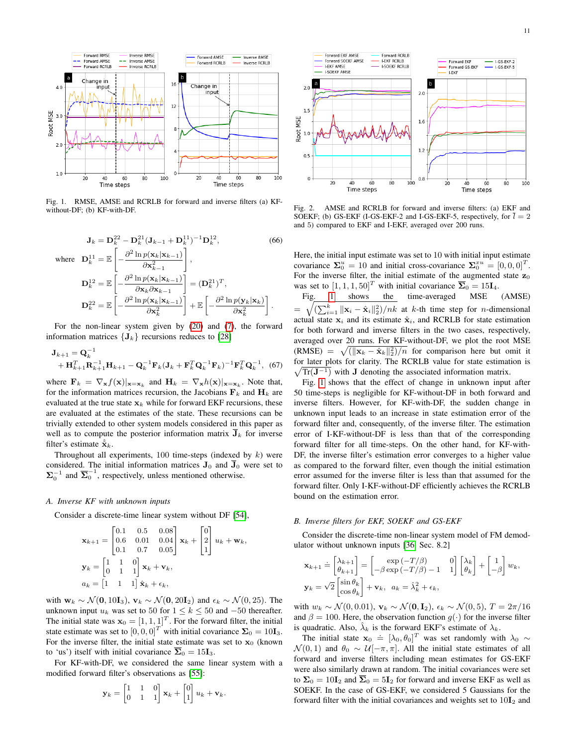Fig. 1. RMSE, AMSE and RCRLB for forward and inverse filters (a) KF-without-DF; (b) KF-with-DF.

Fig. 2. AMSE and RCRLB for forward and inverse filters: (a) EKF and SOEKF; (b) GS-EKF (I-GS-EKF-2 and I-GS-EKF-5, respectively, for $\bar{l} = 2$ and 5) compared to EKF and I-EKF, averaged over 200 runs.

$$\mathbf{J}_k = \mathbf{D}_k^{22} - \mathbf{D}_k^{21}(\mathbf{J}_{k-1} + \mathbf{D}_k^{11})^{-1}\mathbf{D}_k^{12}, \quad (66)$$

where
$$\mathbf{D}_k^{11} = \mathbb{E}\left[-\frac{\partial^2 \ln p(\mathbf{x}_k|\mathbf{x}_{k-1})}{\partial \mathbf{x}_{k-1}^2}\right],$$
$$\mathbf{D}_k^{12} = \mathbb{E}\left[-\frac{\partial^2 \ln p(\mathbf{x}_k|\mathbf{x}_{k-1})}{\partial \mathbf{x}_k \partial \mathbf{x}_{k-1}}\right] = (\mathbf{D}_k^{21})^T,$$
$$\mathbf{D}_k^{22} = \mathbb{E}\left[-\frac{\partial^2 \ln p(\mathbf{x}_k|\mathbf{x}_{k-1})}{\partial \mathbf{x}_k^2}\right] + \mathbb{E}\left[-\frac{\partial^2 \ln p(\mathbf{y}_k|\mathbf{x}_k)}{\partial \mathbf{x}_k^2}\right].$$

For the non-linear system given by (20) and (7), the forward information matrices $\{\mathbf{J}_k\}$ recursions reduces to [28]

$$\mathbf{J}_{k+1} = \mathbf{Q}_k^{-1} + \mathbf{H}_{k+1}^T\mathbf{R}_{k+1}^{-1}\mathbf{H}_{k+1} - \mathbf{Q}_k^{-1}\mathbf{F}_k(\mathbf{J}_k + \mathbf{F}_k^T\mathbf{Q}_k^{-1}\mathbf{F}_k)^{-1}\mathbf{F}_k^T\mathbf{Q}_k^{-1}, \quad (67)$$

where $\mathbf{F}_k = \nabla_{\mathbf{x}} f(\mathbf{x})|_{\mathbf{x}=\mathbf{x}_k}$ and $\mathbf{H}_k = \nabla_{\mathbf{x}} h(\mathbf{x})|_{\mathbf{x}=\mathbf{x}_k}$. Note that, for the information matrices recursion, the Jacobians $\mathbf{F}_k$ and $\mathbf{H}_k$ are evaluated at the true state $\mathbf{x}_k$ while for forward EKF recursions, these are evaluated at the estimates of the state. These recursions can be trivially extended to other system models considered in this paper as well as to compute the posterior information matrix $\overline{\mathbf{J}}_k$ for inverse filter's estimate $\hat{\hat{\mathbf{x}}}_k$.

Throughout all experiments, 100 time-steps (indexed by $k$) were considered. The initial information matrices $\mathbf{J}_0$ and $\overline{\mathbf{J}}_0$ were set to $\mathbf{\Sigma}_0^{-1}$ and $\overline{\mathbf{\Sigma}}_0^{-1}$, respectively, unless mentioned otherwise.

### A. Inverse KF with unknown inputs

Consider a discrete-time linear system without DF [54],

$$\mathbf{x}_{k+1} = \begin{bmatrix} 0.1 & 0.5 & 0.08 \\ 0.6 & 0.01 & 0.04 \\ 0.1 & 0.7 & 0.05 \end{bmatrix}\mathbf{x}_k + \begin{bmatrix} 0 \\ 2 \\ 1 \end{bmatrix}u_k + \mathbf{w}_k,$$
$$\mathbf{y}_k = \begin{bmatrix} 1 & 1 & 0 \\ 0 & 1 & 1 \end{bmatrix}\mathbf{x}_k + \mathbf{v}_k,$$
$$a_k = \begin{bmatrix} 1 & 1 & 1 \end{bmatrix}\hat{\mathbf{x}}_k + \epsilon_k,$$

with $\mathbf{w}_k \sim \mathcal{N}(\mathbf{0}, 10\mathbf{I}_3)$, $\mathbf{v}_k \sim \mathcal{N}(\mathbf{0}, 20\mathbf{I}_2)$ and $\epsilon_k \sim \mathcal{N}(0, 25)$. The unknown input $u_k$ was set to 50 for $1 \leq k \leq 50$ and $-50$ thereafter. The initial state was $\mathbf{x}_0 = [1, 1, 1]^T$. For the forward filter, the initial state estimate was set to $[0, 0, 0]^T$ with initial covariance $\mathbf{\Sigma}_0 = 10\mathbf{I}_3$. For the inverse filter, the initial state estimate was set to $\mathbf{x}_0$ (known to 'us') itself with initial covariance $\overline{\mathbf{\Sigma}}_0 = 15\mathbf{I}_3$.

For KF-with-DF, we considered the same linear system with a modified forward filter's observations as [55]:

$$\mathbf{y}_k = \begin{bmatrix} 1 & 1 & 0 \\ 0 & 1 & 1 \end{bmatrix}\mathbf{x}_k + \begin{bmatrix} 0 \\ 1 \end{bmatrix}u_k + \mathbf{v}_k.$$

Here, the initial input estimate was set to 10 with initial input estimate covariance $\Sigma_0^u = 10$ and initial cross-covariance $\Sigma_0^{xu} = [0, 0, 0]^T$. For the inverse filter, the initial estimate of the augmented state $\mathbf{z}_0$ was set to $[1, 1, 1, 50]^T$ with initial covariance $\overline{\mathbf{\Sigma}}_0 = 15\mathbf{I}_4$.

Fig. 1 shows the time-averaged MSE (AMSE) $= \sqrt{(\sum_{i=1}^k \|\mathbf{x}_i - \hat{\mathbf{x}}_i\|_2^2)/nk}$ at $k$-th time step for $n$-dimensional actual state $\mathbf{x}_i$ and its estimate $\hat{\mathbf{x}}_i$, and RCRLB for state estimation for both forward and inverse filters in the two cases, respectively, averaged over 20 runs. For KF-without-DF, we plot the root MSE (RMSE) $= \sqrt{(\|\mathbf{x}_k - \hat{\mathbf{x}}_k\|_2^2)/n}$ for comparison here but omit it for later plots for clarity. The RCRLB value for state estimation is $\sqrt{\mathrm{Tr}(\mathbf{J}^{-1})}$ with $\mathbf{J}$ denoting the associated information matrix.

Fig. 1 shows that the effect of change in unknown input after 50 time-steps is negligible for KF-without-DF in both forward and inverse filters. However, for KF-with-DF, the sudden change in unknown input leads to an increase in state estimation error of the forward filter and, consequently, of the inverse filter. The estimation error of I-KF-without-DF is less than that of the corresponding forward filter for all time-steps. On the other hand, for KF-with-DF, the inverse filter's estimation error converges to a higher value as compared to the forward filter, even though the initial estimation error assumed for the inverse filter is less than that assumed for the forward filter. Only I-KF-without-DF efficiently achieves the RCRLB bound on the estimation error.

### B. Inverse filters for EKF, SOEKF and GS-EKF

Consider the discrete-time non-linear system model of FM demodulator without unknown inputs [36, Sec. 8.2]

$$\mathbf{x}_{k+1} \doteq \begin{bmatrix} \lambda_{k+1} \\ \theta_{k+1} \end{bmatrix} = \begin{bmatrix} \exp(-T/\beta) & 0 \\ -\beta\exp(-T/\beta) - 1 & 1 \end{bmatrix}\begin{bmatrix} \lambda_k \\ \theta_k \end{bmatrix} + \begin{bmatrix} 1 \\ -\beta \end{bmatrix}w_k,$$
$$\mathbf{y}_k = \sqrt{2}\begin{bmatrix} \sin\theta_k \\ \cos\theta_k \end{bmatrix} + \mathbf{v}_k, \quad a_k = \hat{\lambda}_k^2 + \epsilon_k,$$

with $w_k \sim \mathcal{N}(0, 0.01)$, $\mathbf{v}_k \sim \mathcal{N}(\mathbf{0}, \mathbf{I}_2)$, $\epsilon_k \sim \mathcal{N}(0, 5)$, $T = 2\pi/16$ and $\beta = 100$. Here, the observation function $g(\cdot)$ for the inverse filter is quadratic. Also, $\hat{\lambda}_k$ is the forward EKF's estimate of $\lambda_k$.

The initial state $\mathbf{x}_0 \doteq [\lambda_0, \theta_0]^T$ was set randomly with $\lambda_0 \sim \mathcal{N}(0, 1)$ and $\theta_0 \sim \mathcal{U}[-\pi, \pi]$. All the initial state estimates of all forward and inverse filters including mean estimates for GS-EKF were also similarly drawn at random. The initial covariances were set to $\mathbf{\Sigma}_0 = 10\mathbf{I}_2$ and $\overline{\mathbf{\Sigma}}_0 = 5\mathbf{I}_2$ for forward and inverse EKF as well as SOEKF. In the case of GS-EKF, we considered 5 Gaussians for the forward filter with the initial covariances and weights set to $10\mathbf{I}_2$ and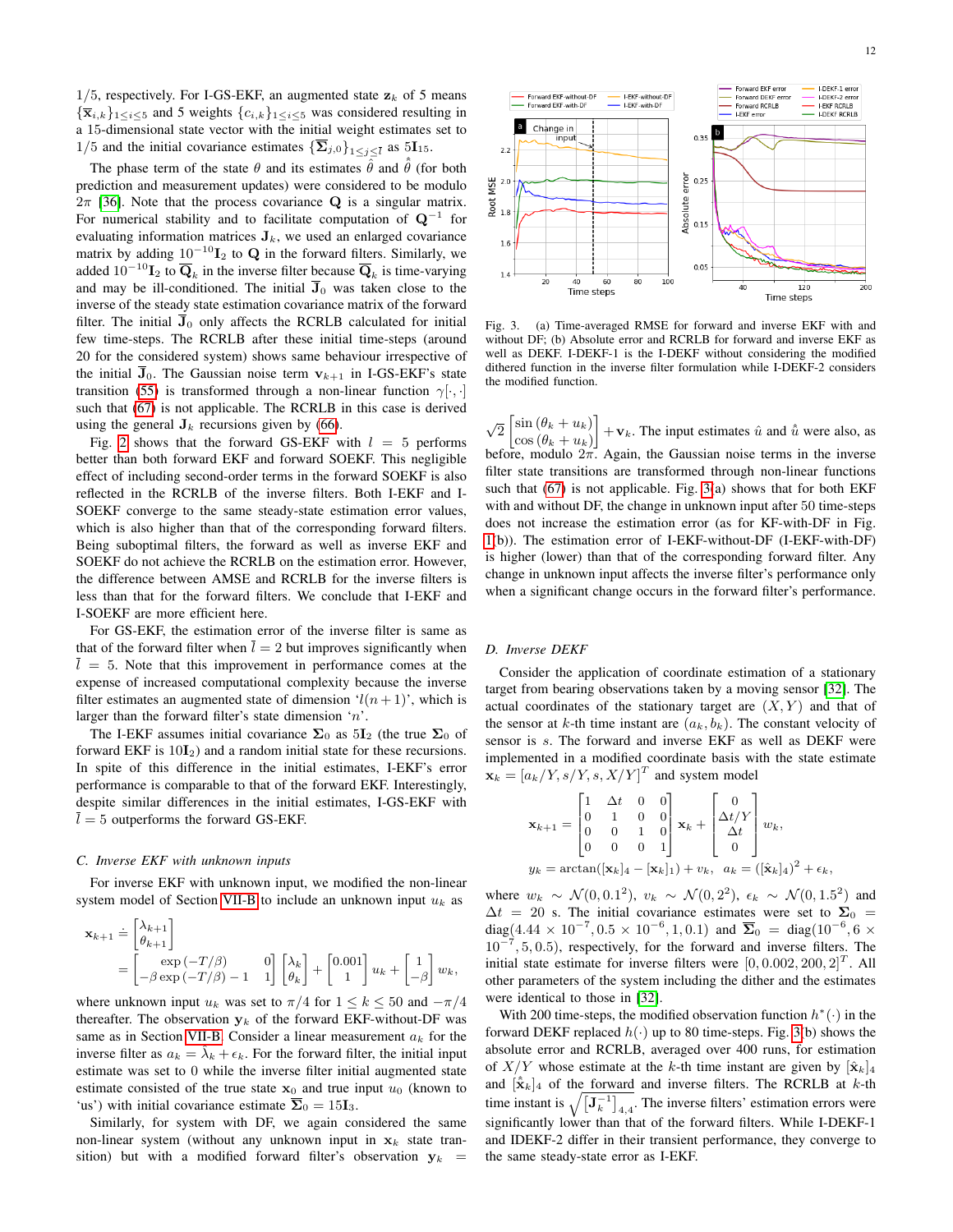1/5, respectively. For I-GS-EKF, an augmented state $\mathbf{z}_k$ of 5 means $\{\overline{\mathbf{x}}_{i,k}\}_{1\leq i\leq 5}$ and 5 weights $\{c_{i,k}\}_{1\leq i\leq 5}$ was considered resulting in a 15-dimensional state vector with the initial weight estimates set to 1/5 and the initial covariance estimates $\{\overline{\mathbf{\Sigma}}_{j,0}\}_{1\leq j\leq \overline{l}}$ as $5\mathbf{I}_{15}$.

The phase term of the state $\theta$ and its estimates $\hat{\theta}$ and $\hat{\hat{\theta}}$ (for both prediction and measurement updates) were considered to be modulo $2\pi$ [36]. Note that the process covariance $\mathbf{Q}$ is a singular matrix. For numerical stability and to facilitate computation of $\mathbf{Q}^{-1}$ for evaluating information matrices $\mathbf{J}_k$, we used an enlarged covariance matrix by adding $10^{-10}\mathbf{I}_2$ to $\mathbf{Q}$ in the forward filters. Similarly, we added $10^{-10}\mathbf{I}_2$ to $\overline{\mathbf{Q}}_k$ in the inverse filter because $\overline{\mathbf{Q}}_k$ is time-varying and may be ill-conditioned. The initial $\overline{\mathbf{J}}_0$ was taken close to the inverse of the steady state estimation covariance matrix of the forward filter. The initial $\overline{\mathbf{J}}_0$ only affects the RCRLB calculated for initial few time-steps. The RCRLB after these initial time-steps (around 20 for the considered system) shows same behaviour irrespective of the initial $\overline{\mathbf{J}}_0$. The Gaussian noise term $\mathbf{v}_{k+1}$ in I-GS-EKF's state transition (55) is transformed through a non-linear function $\gamma[\cdot,\cdot]$ such that (67) is not applicable. The RCRLB in this case is derived using the general $\mathbf{J}_k$ recursions given by (66).

Fig. 2 shows that the forward GS-EKF with $l = 5$ performs better than both forward EKF and forward SOEKF. This negligible effect of including second-order terms in the forward SOEKF is also reflected in the RCRLB of the inverse filters. Both I-EKF and I-SOEKF converge to the same estimation error values, which is also higher than that of the corresponding forward filters. Being suboptimal filters, the forward as well as inverse EKF and SOEKF do not achieve the RCRLB on the estimation error. However, the difference between AMSE and RCRLB for the inverse filters is less than that for the forward filters. We conclude that I-EKF and I-SOEKF are more efficient here.

For GS-EKF, the estimation error of the inverse filter is same as that of the forward filter when $\overline{l} = 2$ but improves significantly when $\overline{l} = 5$. Note that this improvement in performance comes at the expense of increased computational complexity because the inverse filter estimates an augmented state of dimension '$l(n+1)$', which is larger than the forward filter's state dimension '$n$'.

The I-EKF assumes initial covariance $\overline{\mathbf{\Sigma}}_0$ as $5\mathbf{I}_2$ (the true $\mathbf{\Sigma}_0$ of forward EKF is $10\mathbf{I}_2$) and a random initial state for these recursions. In spite of this difference in the initial estimates, I-EKF's error performance is comparable to that of the forward EKF. Interestingly, despite similar differences in the initial estimates, I-GS-EKF with $\overline{l} = 5$ outperforms the forward GS-EKF.

### C. Inverse EKF with unknown inputs

For inverse EKF with unknown input, we modified the non-linear system model of Section VII-B to include an unknown input $u_k$ as

$$\mathbf{x}_{k+1} \doteq \begin{bmatrix}\lambda_{k+1}\\ \theta_{k+1}\end{bmatrix} = \begin{bmatrix}\exp(-T/\beta) & 0\\ -\beta\exp(-T/\beta)-1 & 1\end{bmatrix}\begin{bmatrix}\lambda_k\\ \theta_k\end{bmatrix} + \begin{bmatrix}0.001\\ 1\end{bmatrix}u_k + \begin{bmatrix}1\\ -\beta\end{bmatrix}w_k,$$

where unknown input $u_k$ was set to $\pi/4$ for $1 \leq k \leq 50$ and $-\pi/4$ thereafter. The observation $\mathbf{y}_k$ of the forward EKF-without-DF was same as in Section VII-B. Consider a linear measurement $a_k$ for the inverse filter as $a_k = \hat{\lambda}_k + \epsilon_k$. For the forward filter, the initial input estimate was set to 0 while the inverse filter initial augmented state estimate consisted of the true state $\mathbf{x}_0$ and true input $u_0$ (known to 'us') with initial covariance estimate $\overline{\mathbf{\Sigma}}_0 = 15\mathbf{I}_3$.

Similarly, for system with DF, we again considered the same non-linear system (without any unknown input in $\mathbf{x}_k$ state transition) but with a modified forward filter's observation $\mathbf{y}_k = \sqrt{2}\begin{bmatrix}\sin(\theta_k + u_k)\\ \cos(\theta_k + u_k)\end{bmatrix} + \mathbf{v}_k$. The input estimates $\hat{u}$ and $\hat{\hat{u}}$ were also, as before, modulo $2\pi$. Again, the Gaussian noise terms in the inverse filter state transitions are transformed through non-linear functions such that (67) is not applicable. Fig. 3(a) shows that for both EKF with and without DF, the change in unknown input after 50 time-steps does not increase the estimation error (as for KF-with-DF in Fig. 1(b)). The estimation error of I-EKF-without-DF (I-EKF-with-DF) is higher (lower) than that of the corresponding forward filter. Any change in unknown input affects the inverse filter's performance only when a significant change occurs in the forward filter's performance.

Fig. 3. (a) Time-averaged RMSE for forward and inverse EKF with and without DF; (b) Absolute error and RCRLB for forward and inverse EKF as well as DEKF. I-DEKF-1 is the I-DEKF without considering the modified dithered function in the inverse filter formulation while I-DEKF-2 considers the modified function.

### D. Inverse DEKF

Consider the application of coordinate estimation of a stationary target from bearing observations taken by a moving sensor [32]. The actual coordinates of the stationary target are $(X, Y)$ and that of the sensor at $k$-th time instant are $(a_k, b_k)$. The constant velocity of sensor is $s$. The forward and inverse EKF as well as DEKF were implemented in a modified coordinate basis with the state estimate $\mathbf{x}_k = [a_k/Y, s/Y, s, X/Y]^T$ and system model

$$\mathbf{x}_{k+1} = \begin{bmatrix}1 & \Delta t & 0 & 0\\ 0 & 1 & 0 & 0\\ 0 & 0 & 1 & 0\\ 0 & 0 & 0 & 1\end{bmatrix}\mathbf{x}_k + \begin{bmatrix}0\\ \Delta t/Y\\ \Delta t\\ 0\end{bmatrix}w_k,$$

$$y_k = \arctan([\mathbf{x}_k]_4 - [\mathbf{x}_k]_1) + v_k, \quad a_k = ([\hat{\mathbf{x}}_k]_4)^2 + \epsilon_k,$$

where $w_k \sim \mathcal{N}(0, 0.1^2)$, $v_k \sim \mathcal{N}(0, 2^2)$, $\epsilon_k \sim \mathcal{N}(0, 1.5^2)$ and $\Delta t = 20$ s. The initial covariance estimates were set to $\mathbf{\Sigma}_0 = \mathrm{diag}(4.44 \times 10^{-7}, 0.5 \times 10^{-6}, 1, 0.1)$ and $\overline{\mathbf{\Sigma}}_0 = \mathrm{diag}(10^{-6}, 6 \times 10^{-7}, 5, 0.5)$, respectively, for the forward and inverse filters. The initial state estimate for inverse filters were $[0, 0.002, 200, 2]^T$. All other parameters of the system including the dither and the estimates were identical to those in [32].

With 200 time-steps, the modified observation function $h^*(\cdot)$ in the forward DEKF replaced $h(\cdot)$ up to 80 time-steps. Fig. 3(b) shows the absolute error and RCRLB, averaged over 400 runs, for estimation of $X/Y$ whose estimate at the $k$-th time instant are given by $[\hat{\mathbf{x}}_k]_4$ and $[\hat{\hat{\mathbf{x}}}_k]_4$ of the forward and inverse filters. The RCRLB at $k$-th time instant is $\sqrt{[\mathbf{J}_k^{-1}]_{4,4}}$. The inverse filters' estimation errors were significantly lower than that of the forward filters. While I-DEKF-1 and IDEKF-2 differ in their transient performance, they converge to the same steady-state error as I-EKF.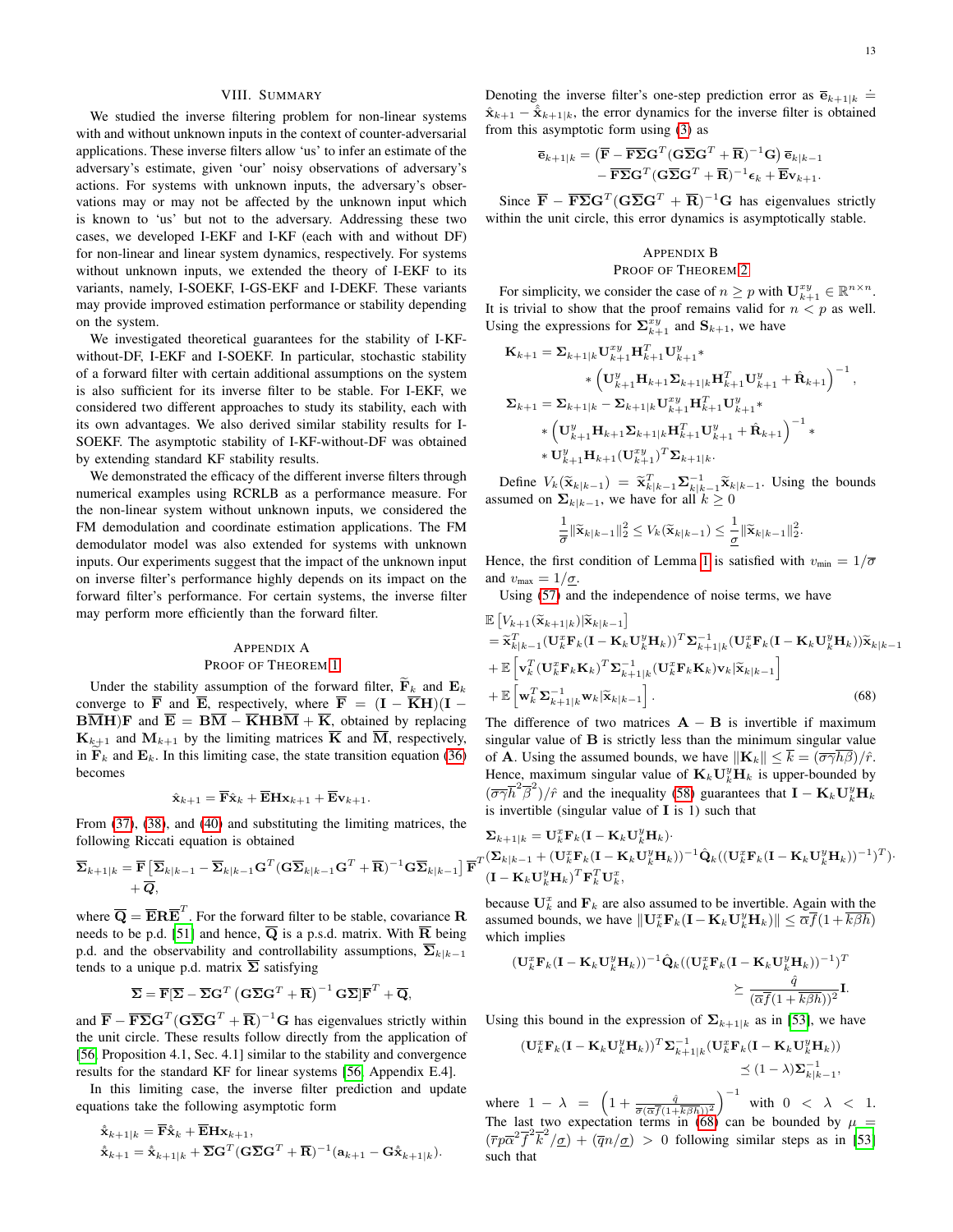## VIII. Summary

We studied the inverse filtering problem for non-linear systems with and without unknown inputs in the context of counter-adversarial applications. These inverse filters allow 'us' to infer an estimate of the adversary's estimate, given 'our' noisy observations of adversary's actions. For systems with unknown inputs, the adversary's observations may or may not be affected by the unknown input which is known to 'us' but not to the adversary. Addressing these two cases, we developed I-EKF and I-KF (each with and without DF) for non-linear and linear system dynamics, respectively. For systems without unknown inputs, we extended the theory of I-EKF to its variants, namely, I-SOEKF, I-GS-EKF and I-DEKF. These variants may provide improved estimation performance or stability depending on the system.

We investigated theoretical guarantees for the stability of I-KF-without-DF, I-EKF and I-SOEKF. In particular, stochastic stability of a forward filter with certain additional assumptions on the system is also sufficient for its inverse filter to be stable. For I-EKF, we considered two different approaches to study its stability, each with its own advantages. We also derived similar stability results for I-SOEKF. The asymptotic stability of I-KF-without-DF was obtained by extending standard KF stability results.

We demonstrated the efficacy of the different inverse filters through numerical examples using RCRLB as a performance measure. For the non-linear system without unknown inputs, we considered the FM demodulation and coordinate estimation applications. The FM demodulator model was also extended for systems with unknown inputs. Our experiments suggest that the impact of the unknown input on inverse filter's performance highly depends on its impact on the forward filter's performance. For certain systems, the inverse filter may perform more efficiently than the forward filter.

## Appendix A
## Proof of Theorem 1

Under the stability assumption of the forward filter, $\widetilde{\mathbf{F}}_k$ and $\mathbf{E}_k$ converge to $\overline{\mathbf{F}}$ and $\overline{\mathbf{E}}$, respectively, where $\overline{\mathbf{F}} = (\mathbf{I}-\overline{\mathbf{K}}\mathbf{H})(\mathbf{I}-\mathbf{B}\overline{\mathbf{M}}\mathbf{H})\mathbf{F}$ and $\overline{\mathbf{E}} = \mathbf{B}\overline{\mathbf{M}} - \overline{\mathbf{K}}\mathbf{H}\mathbf{B}\overline{\mathbf{M}} + \overline{\mathbf{K}}$, obtained by replacing $\mathbf{K}_{k+1}$ and $\mathbf{M}_{k+1}$ by the limiting matrices $\overline{\mathbf{K}}$ and $\overline{\mathbf{M}}$, respectively, in $\widetilde{\mathbf{F}}_k$ and $\mathbf{E}_k$. In this limiting case, the state transition equation (36) becomes

$$\hat{\mathbf{x}}_{k+1} = \overline{\mathbf{F}}\hat{\mathbf{x}}_k + \overline{\mathbf{E}}\mathbf{H}\mathbf{x}_{k+1} + \overline{\mathbf{E}}\mathbf{v}_{k+1}.$$

From (37), (38), and (40) and substituting the limiting matrices, the following Riccati equation is obtained

$$\overline{\boldsymbol{\Sigma}}_{k+1|k} = \overline{\mathbf{F}}\left[\overline{\boldsymbol{\Sigma}}_{k|k-1} - \overline{\boldsymbol{\Sigma}}_{k|k-1}\mathbf{G}^T(\mathbf{G}\overline{\boldsymbol{\Sigma}}_{k|k-1}\mathbf{G}^T+\overline{\mathbf{R}})^{-1}\mathbf{G}\overline{\boldsymbol{\Sigma}}_{k|k-1}\right]\overline{\mathbf{F}}^T + \overline{\mathbf{Q}},$$

where $\overline{\mathbf{Q}} = \overline{\mathbf{E}}\mathbf{R}\overline{\mathbf{E}}^T$. For the forward filter to be stable, covariance $\mathbf{R}$ needs to be p.d. [51] and hence, $\overline{\mathbf{Q}}$ is a p.s.d. matrix. With $\overline{\mathbf{R}}$ being p.d. and the observability and controllability assumptions, $\overline{\boldsymbol{\Sigma}}_{k|k-1}$ tends to a unique p.d. matrix $\overline{\boldsymbol{\Sigma}}$ satisfying

$$\overline{\boldsymbol{\Sigma}} = \overline{\mathbf{F}}[\overline{\boldsymbol{\Sigma}} - \overline{\boldsymbol{\Sigma}}\mathbf{G}^T\left(\mathbf{G}\overline{\boldsymbol{\Sigma}}\mathbf{G}^T+\overline{\mathbf{R}}\right)^{-1}\mathbf{G}\overline{\boldsymbol{\Sigma}}]\overline{\mathbf{F}}^T + \overline{\mathbf{Q}},$$

and $\overline{\mathbf{F}} - \overline{\mathbf{F}}\overline{\boldsymbol{\Sigma}}\mathbf{G}^T(\mathbf{G}\overline{\boldsymbol{\Sigma}}\mathbf{G}^T+\overline{\mathbf{R}})^{-1}\mathbf{G}$ has eigenvalues strictly within the unit circle. These results follow directly from the application of [56, Proposition 4.1, Sec. 4.1] similar to the stability and convergence results for the standard KF for linear systems [56, Appendix E.4].

In this limiting case, the inverse filter prediction and update equations take the following asymptotic form

$$\hat{\hat{\mathbf{x}}}_{k+1|k} = \overline{\mathbf{F}}\hat{\hat{\mathbf{x}}}_k + \overline{\mathbf{E}}\mathbf{H}\mathbf{x}_{k+1},$$
$$\hat{\hat{\mathbf{x}}}_{k+1} = \hat{\hat{\mathbf{x}}}_{k+1|k} + \overline{\boldsymbol{\Sigma}}\mathbf{G}^T(\mathbf{G}\overline{\boldsymbol{\Sigma}}\mathbf{G}^T+\overline{\mathbf{R}})^{-1}(\mathbf{a}_{k+1}-\mathbf{G}\hat{\hat{\mathbf{x}}}_{k+1|k}).$$

Denoting the inverse filter's one-step prediction error as $\overline{\mathbf{e}}_{k+1|k} \doteq \hat{\mathbf{x}}_{k+1} - \hat{\hat{\mathbf{x}}}_{k+1|k}$, the error dynamics for the inverse filter is obtained from this asymptotic form using (3) as

$$\overline{\mathbf{e}}_{k+1|k} = \left(\overline{\mathbf{F}} - \overline{\mathbf{F}}\overline{\boldsymbol{\Sigma}}\mathbf{G}^T(\mathbf{G}\overline{\boldsymbol{\Sigma}}\mathbf{G}^T+\overline{\mathbf{R}})^{-1}\mathbf{G}\right)\overline{\mathbf{e}}_{k|k-1} - \overline{\mathbf{F}}\overline{\boldsymbol{\Sigma}}\mathbf{G}^T(\mathbf{G}\overline{\boldsymbol{\Sigma}}\mathbf{G}^T+\overline{\mathbf{R}})^{-1}\boldsymbol{\epsilon}_k + \overline{\mathbf{E}}\mathbf{v}_{k+1}.$$

Since $\overline{\mathbf{F}} - \overline{\mathbf{F}}\overline{\boldsymbol{\Sigma}}\mathbf{G}^T(\mathbf{G}\overline{\boldsymbol{\Sigma}}\mathbf{G}^T+\overline{\mathbf{R}})^{-1}\mathbf{G}$ has eigenvalues strictly within the unit circle, this error dynamics is asymptotically stable.

## Appendix B
## Proof of Theorem 2

For simplicity, we consider the case of $n \geq p$ with $\mathbf{U}^{xy}_{k+1} \in \mathbb{R}^{n\times n}$. It is trivial to show that the proof remains valid for $n < p$ as well. Using the expressions for $\boldsymbol{\Sigma}^{xy}_{k+1}$ and $\mathbf{S}_{k+1}$, we have

$$\mathbf{K}_{k+1} = \boldsymbol{\Sigma}_{k+1|k}\mathbf{U}^{xy}_{k+1}\mathbf{H}^T_{k+1}\mathbf{U}^y_{k+1} * \\ * \left(\mathbf{U}^y_{k+1}\mathbf{H}_{k+1}\boldsymbol{\Sigma}_{k+1|k}\mathbf{H}^T_{k+1}\mathbf{U}^y_{k+1} + \hat{\mathbf{R}}_{k+1}\right)^{-1},$$

$$\boldsymbol{\Sigma}_{k+1} = \boldsymbol{\Sigma}_{k+1|k} - \boldsymbol{\Sigma}_{k+1|k}\mathbf{U}^{xy}_{k+1}\mathbf{H}^T_{k+1}\mathbf{U}^y_{k+1} * \\ * \left(\mathbf{U}^y_{k+1}\mathbf{H}_{k+1}\boldsymbol{\Sigma}_{k+1|k}\mathbf{H}^T_{k+1}\mathbf{U}^y_{k+1} + \hat{\mathbf{R}}_{k+1}\right)^{-1} * \\ * \mathbf{U}^y_{k+1}\mathbf{H}_{k+1}(\mathbf{U}^{xy}_{k+1})^T\boldsymbol{\Sigma}_{k+1|k}.$$

Define $V_k(\widetilde{\mathbf{x}}_{k|k-1}) = \widetilde{\mathbf{x}}^T_{k|k-1}\boldsymbol{\Sigma}^{-1}_{k|k-1}\widetilde{\mathbf{x}}_{k|k-1}$. Using the bounds assumed on $\boldsymbol{\Sigma}_{k|k-1}$, we have for all $k \geq 0$

$$\frac{1}{\overline{\sigma}}\|\widetilde{\mathbf{x}}_{k|k-1}\|_2^2 \leq V_k(\widetilde{\mathbf{x}}_{k|k-1}) \leq \frac{1}{\underline{\sigma}}\|\widetilde{\mathbf{x}}_{k|k-1}\|_2^2.$$

Hence, the first condition of Lemma 1 is satisfied with $v_{\min} = 1/\overline{\sigma}$ and $v_{\max} = 1/\underline{\sigma}$.

Using (57) and the independence of noise terms, we have

$$\begin{aligned}
&\mathbb{E}\left[V_{k+1}(\widetilde{\mathbf{x}}_{k+1|k})|\widetilde{\mathbf{x}}_{k|k-1}\right]\\
&= \widetilde{\mathbf{x}}^T_{k|k-1}(\mathbf{U}^x_k\mathbf{F}_k(\mathbf{I}-\mathbf{K}_k\mathbf{U}^y_k\mathbf{H}_k))^T\boldsymbol{\Sigma}^{-1}_{k+1|k}(\mathbf{U}^x_k\mathbf{F}_k(\mathbf{I}-\mathbf{K}_k\mathbf{U}^y_k\mathbf{H}_k))\widetilde{\mathbf{x}}_{k|k-1}\\
&+ \mathbb{E}\left[\mathbf{v}^T_k(\mathbf{U}^x_k\mathbf{F}_k\mathbf{K}_k)^T\boldsymbol{\Sigma}^{-1}_{k+1|k}(\mathbf{U}^x_k\mathbf{F}_k\mathbf{K}_k)\mathbf{v}_k|\widetilde{\mathbf{x}}_{k|k-1}\right]\\
&+ \mathbb{E}\left[\mathbf{w}^T_k\boldsymbol{\Sigma}^{-1}_{k+1|k}\mathbf{w}_k|\widetilde{\mathbf{x}}_{k|k-1}\right].
\end{aligned} \tag{68}$$

The difference of two matrices $\mathbf{A}-\mathbf{B}$ is invertible if maximum singular value of $\mathbf{B}$ is strictly less than the minimum singular value of $\mathbf{A}$. Using the assumed bounds, we have $\|\mathbf{K}_k\| \leq \overline{k} = (\overline{\sigma}\overline{\gamma}\overline{h}\overline{\beta})/\hat{r}$. Hence, maximum singular value of $\mathbf{K}_k\mathbf{U}^y_k\mathbf{H}_k$ is upper-bounded by $(\overline{\sigma}\overline{\gamma}\overline{h}^2\overline{\beta}^2)/\hat{r}$ and the inequality (58) guarantees that $\mathbf{I}-\mathbf{K}_k\mathbf{U}^y_k\mathbf{H}_k$ is invertible (singular value of $\mathbf{I}$ is 1) such that

$$\boldsymbol{\Sigma}_{k+1|k} = \mathbf{U}^x_k\mathbf{F}_k(\mathbf{I}-\mathbf{K}_k\mathbf{U}^y_k\mathbf{H}_k)\cdot \\ (\boldsymbol{\Sigma}_{k|k-1} + (\mathbf{U}^x_k\mathbf{F}_k(\mathbf{I}-\mathbf{K}_k\mathbf{U}^y_k\mathbf{H}_k))^{-1}\hat{\mathbf{Q}}_k((\mathbf{U}^x_k\mathbf{F}_k(\mathbf{I}-\mathbf{K}_k\mathbf{U}^y_k\mathbf{H}_k))^{-1})^T)\cdot \\ (\mathbf{I}-\mathbf{K}_k\mathbf{U}^y_k\mathbf{H}_k)^T\mathbf{F}^T_k\mathbf{U}^x_k,$$

because $\mathbf{U}^x_k$ and $\mathbf{F}_k$ are also assumed to be invertible. Again with the assumed bounds, we have $\|\mathbf{U}^x_k\mathbf{F}_k(\mathbf{I}-\mathbf{K}_k\mathbf{U}^y_k\mathbf{H}_k)\| \leq \overline{\alpha}\overline{f}(1+\overline{k}\overline{\beta}\overline{h})$ which implies

$$(\mathbf{U}^x_k\mathbf{F}_k(\mathbf{I}-\mathbf{K}_k\mathbf{U}^y_k\mathbf{H}_k))^{-1}\hat{\mathbf{Q}}_k((\mathbf{U}^x_k\mathbf{F}_k(\mathbf{I}-\mathbf{K}_k\mathbf{U}^y_k\mathbf{H}_k))^{-1})^T \\ \succeq \frac{\hat{q}}{(\overline{\alpha}\overline{f}(1+\overline{k}\overline{\beta}\overline{h}))^2}\mathbf{I}.$$

Using this bound in the expression of $\boldsymbol{\Sigma}_{k+1|k}$ as in [53], we have

$$(\mathbf{U}^x_k\mathbf{F}_k(\mathbf{I}-\mathbf{K}_k\mathbf{U}^y_k\mathbf{H}_k))^T\boldsymbol{\Sigma}^{-1}_{k+1|k}(\mathbf{U}^x_k\mathbf{F}_k(\mathbf{I}-\mathbf{K}_k\mathbf{U}^y_k\mathbf{H}_k)) \\ \preceq (1-\lambda)\boldsymbol{\Sigma}^{-1}_{k|k-1},$$

where $1-\lambda = \left(1+\frac{\hat{q}}{\overline{\sigma}(\overline{\alpha}\overline{f}(1+\overline{k}\overline{\beta}\overline{h}))^2}\right)^{-1}$ with $0<\lambda<1$. The last two expectation terms in (68) can be bounded by $\mu = (\overline{r}p\overline{\alpha}^2\overline{f}^2\overline{k}^2/\underline{\sigma}) + (\overline{q}n/\underline{\sigma}) > 0$ following similar steps as in [53] such that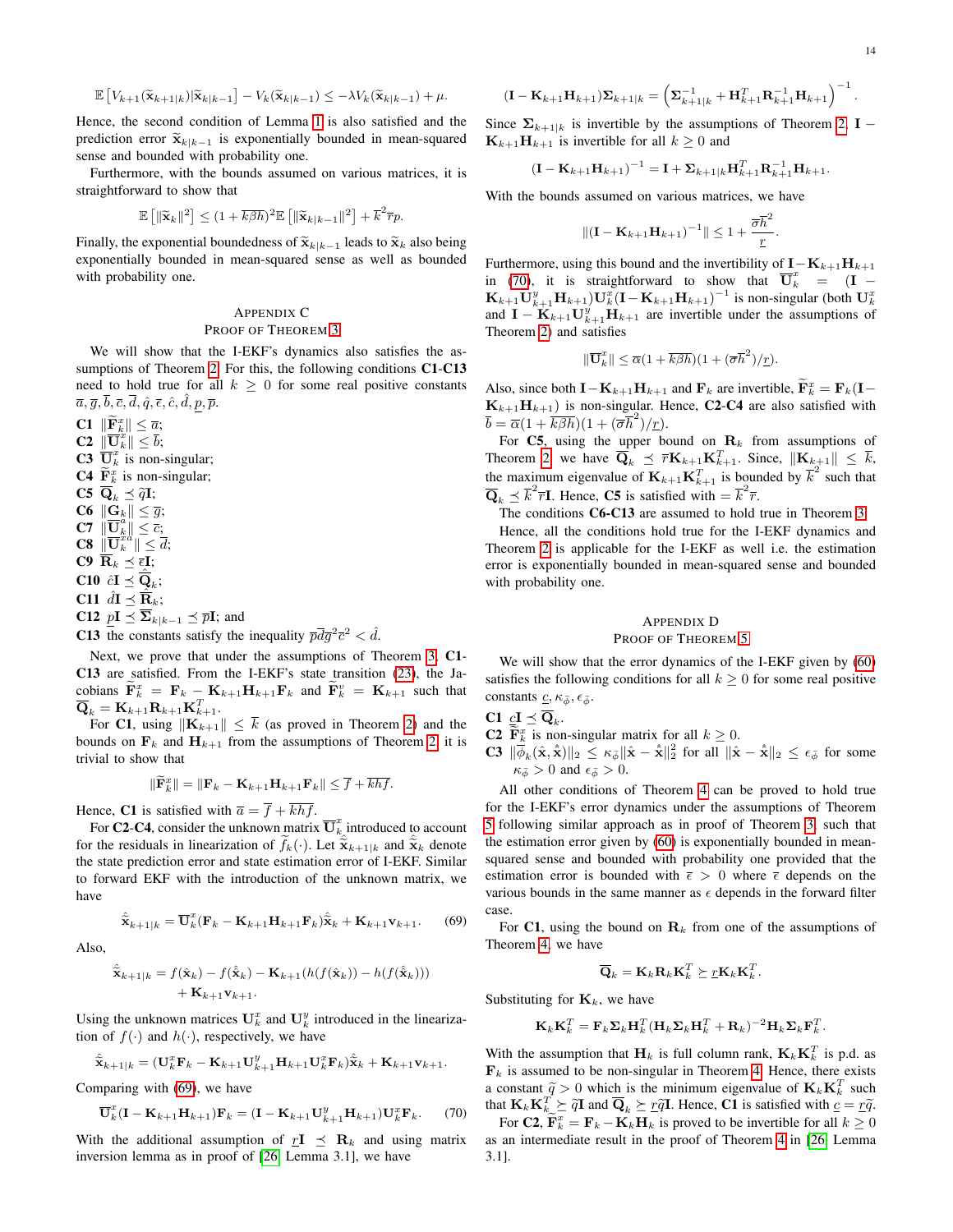$$\mathbb{E}\left[V_{k+1}(\widetilde{\mathbf{x}}_{k+1|k})|\widetilde{\mathbf{x}}_{k|k-1}\right] - V_k(\widetilde{\mathbf{x}}_{k|k-1}) \leq -\lambda V_k(\widetilde{\mathbf{x}}_{k|k-1}) + \mu.$$

Hence, the second condition of Lemma 1 is also satisfied and the prediction error $\widetilde{\mathbf{x}}_{k|k-1}$ is exponentially bounded in mean-squared sense and bounded with probability one.

Furthermore, with the bounds assumed on various matrices, it is straightforward to show that

$$\mathbb{E}\left[\|\widetilde{\mathbf{x}}_k\|^2\right] \leq (1+\overline{k\beta h})^2\mathbb{E}\left[\|\widetilde{\mathbf{x}}_{k|k-1}\|^2\right] + \overline{k}^2\overline{r}p.$$

Finally, the exponential boundedness of $\widetilde{\mathbf{x}}_{k|k-1}$ leads to $\widetilde{\mathbf{x}}_k$ also being exponentially bounded in mean-squared sense as well as bounded with probability one.

## Appendix C
## Proof of Theorem 3

We will show that the I-EKF's dynamics also satisfies the assumptions of Theorem 2. For this, the following conditions **C1**-**C13** need to hold true for all $k \geq 0$ for some real positive constants $\overline{a}, \overline{g}, \overline{b}, \overline{c}, \overline{d}, \hat{q}, \overline{\epsilon}, \hat{c}, \hat{d}, \underline{p}, \overline{p}$.

**C1** $\|\widetilde{\overline{\mathbf{F}}}_k^x\| \leq \overline{a}$;
**C2** $\|\overline{\mathbf{U}}_k^x\| \leq \overline{b}$;
**C3** $\overline{\mathbf{U}}_k^x$ is non-singular;
**C4** $\widetilde{\overline{\mathbf{F}}}_k^x$ is non-singular;
**C5** $\overline{\mathbf{Q}}_k \preceq \overline{q}\mathbf{I}$;
**C6** $\|\overline{\mathbf{G}}_k\| \leq \overline{g}$;
**C7** $\|\overline{\mathbf{U}}_k^a\| \leq \overline{c}$;
**C8** $\|\overline{\mathbf{U}}_k^{xa}\| \leq \overline{d}$;
**C9** $\overline{\mathbf{R}}_k \preceq \overline{\epsilon}\mathbf{I}$;
**C10** $\hat{c}\mathbf{I} \preceq \hat{\overline{\mathbf{Q}}}_k$;
**C11** $\hat{d}\mathbf{I} \preceq \hat{\overline{\mathbf{R}}}_k$;
**C12** $\underline{p}\mathbf{I} \preceq \overline{\mathbf{\Sigma}}_{k|k-1} \preceq \overline{p}\mathbf{I}$; and
**C13** the constants satisfy the inequality $\overline{p}\overline{d}\overline{g}^2\overline{c}^2 < \hat{d}$.

Next, we prove that under the assumptions of Theorem 3, **C1**-**C13** are satisfied. From the I-EKF's state transition (23), the Jacobians $\widetilde{\mathbf{F}}_k^x = \mathbf{F}_k - \mathbf{K}_{k+1}\mathbf{H}_{k+1}\mathbf{F}_k$ and $\widetilde{\mathbf{F}}_k^v = \mathbf{K}_{k+1}$ such that $\overline{\mathbf{Q}}_k = \mathbf{K}_{k+1}\mathbf{R}_{k+1}\mathbf{K}_{k+1}^T$.

For **C1**, using $\|\mathbf{K}_{k+1}\| \leq \overline{k}$ (as proved in Theorem 2) and the bounds on $\mathbf{F}_k$ and $\mathbf{H}_{k+1}$ from the assumptions of Theorem 2, it is trivial to show that

$$\|\widetilde{\mathbf{F}}_k^x\| = \|\mathbf{F}_k - \mathbf{K}_{k+1}\mathbf{H}_{k+1}\mathbf{F}_k\| \leq \overline{f} + \overline{khf}.$$

Hence, **C1** is satisfied with $\overline{a} = \overline{f} + \overline{khf}$.

For **C2**-**C4**, consider the unknown matrix $\overline{\mathbf{U}}_k^x$ introduced to account for the residuals in linearization of $\widetilde{f}_k(\cdot)$. Let $\hat{\widetilde{\mathbf{x}}}_{k+1|k}$ and $\hat{\widetilde{\mathbf{x}}}_k$ denote the state prediction error and state estimation error of I-EKF. Similar to forward EKF with the introduction of the unknown matrix, we have

$$\hat{\widetilde{\mathbf{x}}}_{k+1|k} = \overline{\mathbf{U}}_k^x(\mathbf{F}_k - \mathbf{K}_{k+1}\mathbf{H}_{k+1}\mathbf{F}_k)\hat{\widetilde{\mathbf{x}}}_k + \mathbf{K}_{k+1}\mathbf{v}_{k+1}. \quad (69)$$

Also,

$$\begin{aligned}\hat{\widetilde{\mathbf{x}}}_{k+1|k} = f(\hat{\mathbf{x}}_k) - f(\hat{\hat{\mathbf{x}}}_k) - \mathbf{K}_{k+1}(h(f(\hat{\mathbf{x}}_k)) - h(f(\hat{\hat{\mathbf{x}}}_k)))\\ + \mathbf{K}_{k+1}\mathbf{v}_{k+1}.\end{aligned}$$

Using the unknown matrices $\mathbf{U}_k^x$ and $\mathbf{U}_k^y$ introduced in the linearization of $f(\cdot)$ and $h(\cdot)$, respectively, we have

$$\hat{\widetilde{\mathbf{x}}}_{k+1|k} = (\mathbf{U}_k^x\mathbf{F}_k - \mathbf{K}_{k+1}\mathbf{U}_{k+1}^y\mathbf{H}_{k+1}\mathbf{U}_k^x\mathbf{F}_k)\hat{\widetilde{\mathbf{x}}}_k + \mathbf{K}_{k+1}\mathbf{v}_{k+1}.$$

Comparing with (69), we have

$$\overline{\mathbf{U}}_k^x(\mathbf{I} - \mathbf{K}_{k+1}\mathbf{H}_{k+1})\mathbf{F}_k = (\mathbf{I} - \mathbf{K}_{k+1}\mathbf{U}_{k+1}^y\mathbf{H}_{k+1})\mathbf{U}_k^x\mathbf{F}_k. \quad (70)$$

With the additional assumption of $\underline{r}\mathbf{I} \preceq \mathbf{R}_k$ and using matrix inversion lemma as in proof of [26, Lemma 3.1], we have

$$(\mathbf{I} - \mathbf{K}_{k+1}\mathbf{H}_{k+1})\mathbf{\Sigma}_{k+1|k} = \left(\mathbf{\Sigma}_{k+1|k}^{-1} + \mathbf{H}_{k+1}^T\mathbf{R}_{k+1}^{-1}\mathbf{H}_{k+1}\right)^{-1}.$$

Since $\mathbf{\Sigma}_{k+1|k}$ is invertible by the assumptions of Theorem 2, $\mathbf{I} - \mathbf{K}_{k+1}\mathbf{H}_{k+1}$ is invertible for all $k \geq 0$ and

$$(\mathbf{I} - \mathbf{K}_{k+1}\mathbf{H}_{k+1})^{-1} = \mathbf{I} + \mathbf{\Sigma}_{k+1|k}\mathbf{H}_{k+1}^T\mathbf{R}_{k+1}^{-1}\mathbf{H}_{k+1}.$$

With the bounds assumed on various matrices, we have

$$\|(\mathbf{I} - \mathbf{K}_{k+1}\mathbf{H}_{k+1})^{-1}\| \leq 1 + \frac{\overline{\sigma}\overline{h}^2}{\underline{r}}.$$

Furthermore, using this bound and the invertibility of $\mathbf{I} - \mathbf{K}_{k+1}\mathbf{H}_{k+1}$ in (70), it is straightforward to show that $\overline{\mathbf{U}}_k^x = (\mathbf{I} - \mathbf{K}_{k+1}\mathbf{U}_{k+1}^y\mathbf{H}_{k+1})\mathbf{U}_k^x(\mathbf{I} - \mathbf{K}_{k+1}\mathbf{H}_{k+1})^{-1}$ is non-singular (both $\mathbf{U}_k^x$ and $\mathbf{I} - \mathbf{K}_{k+1}\mathbf{U}_{k+1}^y\mathbf{H}_{k+1}$ are invertible under the assumptions of Theorem 2) and satisfies

$$\|\overline{\mathbf{U}}_k^x\| \leq \overline{\alpha}(1 + \overline{k\beta h})(1 + (\overline{\sigma}\overline{h}^2)/\underline{r}).$$

Also, since both $\mathbf{I} - \mathbf{K}_{k+1}\mathbf{H}_{k+1}$ and $\mathbf{F}_k$ are invertible, $\widetilde{\mathbf{F}}_k^x = \mathbf{F}_k(\mathbf{I} - \mathbf{K}_{k+1}\mathbf{H}_{k+1})$ is non-singular. Hence, **C2**-**C4** are also satisfied with $\overline{b} = \overline{\alpha}(1 + \overline{k\beta h})(1 + (\overline{\sigma}\overline{h}^2)/\underline{r})$.

For **C5**, using the upper bound on $\mathbf{R}_k$ from assumptions of Theorem 2, we have $\overline{\mathbf{Q}}_k \preceq \overline{r}\mathbf{K}_{k+1}\mathbf{K}_{k+1}^T$. Since, $\|\mathbf{K}_{k+1}\| \leq \overline{k}$, the maximum eigenvalue of $\mathbf{K}_{k+1}\mathbf{K}_{k+1}^T$ is bounded by $\overline{k}^2$ such that $\overline{\mathbf{Q}}_k \preceq \overline{k}^2\overline{r}\mathbf{I}$. Hence, **C5** is satisfied with $= \overline{k}^2\overline{r}$.

The conditions **C6**-**C13** are assumed to hold true in Theorem 3.

Hence, all the conditions hold true for the I-EKF dynamics and Theorem 2 is applicable for the I-EKF as well i.e. the estimation error is exponentially bounded in mean-squared sense and bounded with probability one.

## Appendix D
## Proof of Theorem 5

We will show that the error dynamics of the I-EKF given by (60) satisfies the following conditions for all $k \geq 0$ for some real positive constants $\underline{c}, \kappa_{\bar{\phi}}, \epsilon_{\bar{\phi}}$.

**C1** $\underline{c}\mathbf{I} \preceq \overline{\mathbf{Q}}_k$.
**C2** $\widetilde{\overline{\mathbf{F}}}_k^x$ is non-singular matrix for all $k \geq 0$.
**C3** $\|\bar{\phi}_k(\hat{\mathbf{x}}, \hat{\hat{\mathbf{x}}})\|_2 \leq \kappa_{\bar{\phi}}\|\hat{\mathbf{x}} - \hat{\hat{\mathbf{x}}}\|_2^2$ for all $\|\hat{\mathbf{x}} - \hat{\hat{\mathbf{x}}}\|_2 \leq \epsilon_{\bar{\phi}}$ for some $\kappa_{\bar{\phi}} > 0$ and $\epsilon_{\bar{\phi}} > 0$.

All other conditions of Theorem 4 can be proved to hold true for the I-EKF's error dynamics under the assumptions of Theorem 5 following similar approach as in proof of Theorem 3, such that the estimation error given by (60) is exponentially bounded in mean-squared sense and bounded with probability one provided that the estimation error is bounded with $\overline{\epsilon} > 0$ where $\overline{\epsilon}$ depends on the various bounds in the same manner as $\epsilon$ depends in the forward filter case.

For **C1**, using the bound on $\mathbf{R}_k$ from one of the assumptions of Theorem 4, we have

$$\overline{\mathbf{Q}}_k = \mathbf{K}_k\mathbf{R}_k\mathbf{K}_k^T \succeq \underline{r}\mathbf{K}_k\mathbf{K}_k^T.$$

Substituting for $\mathbf{K}_k$, we have

$$\mathbf{K}_k\mathbf{K}_k^T = \mathbf{F}_k\mathbf{\Sigma}_k\mathbf{H}_k^T(\mathbf{H}_k\mathbf{\Sigma}_k\mathbf{H}_k^T + \mathbf{R}_k)^{-2}\mathbf{H}_k\mathbf{\Sigma}_k\mathbf{F}_k^T.$$

With the assumption that $\mathbf{H}_k$ is full column rank, $\mathbf{K}_k\mathbf{K}_k^T$ is p.d. as $\mathbf{F}_k$ is assumed to be non-singular in Theorem 4. Hence, there exists a constant $\widetilde{q} > 0$ which is the minimum eigenvalue of $\mathbf{K}_k\mathbf{K}_k^T$ such that $\mathbf{K}_k\mathbf{K}_k^T \succeq \widetilde{q}\mathbf{I}$ and $\overline{\mathbf{Q}}_k \succeq \underline{r}\widetilde{q}\mathbf{I}$. Hence, **C1** is satisfied with $\underline{c} = \underline{r}\widetilde{q}$.

For **C2**, $\widetilde{\overline{\mathbf{F}}}_k^x = \mathbf{F}_k - \mathbf{K}_k\mathbf{H}_k$ is proved to be invertible for all $k \geq 0$ as an intermediate result in the proof of Theorem 4 in [26, Lemma 3.1].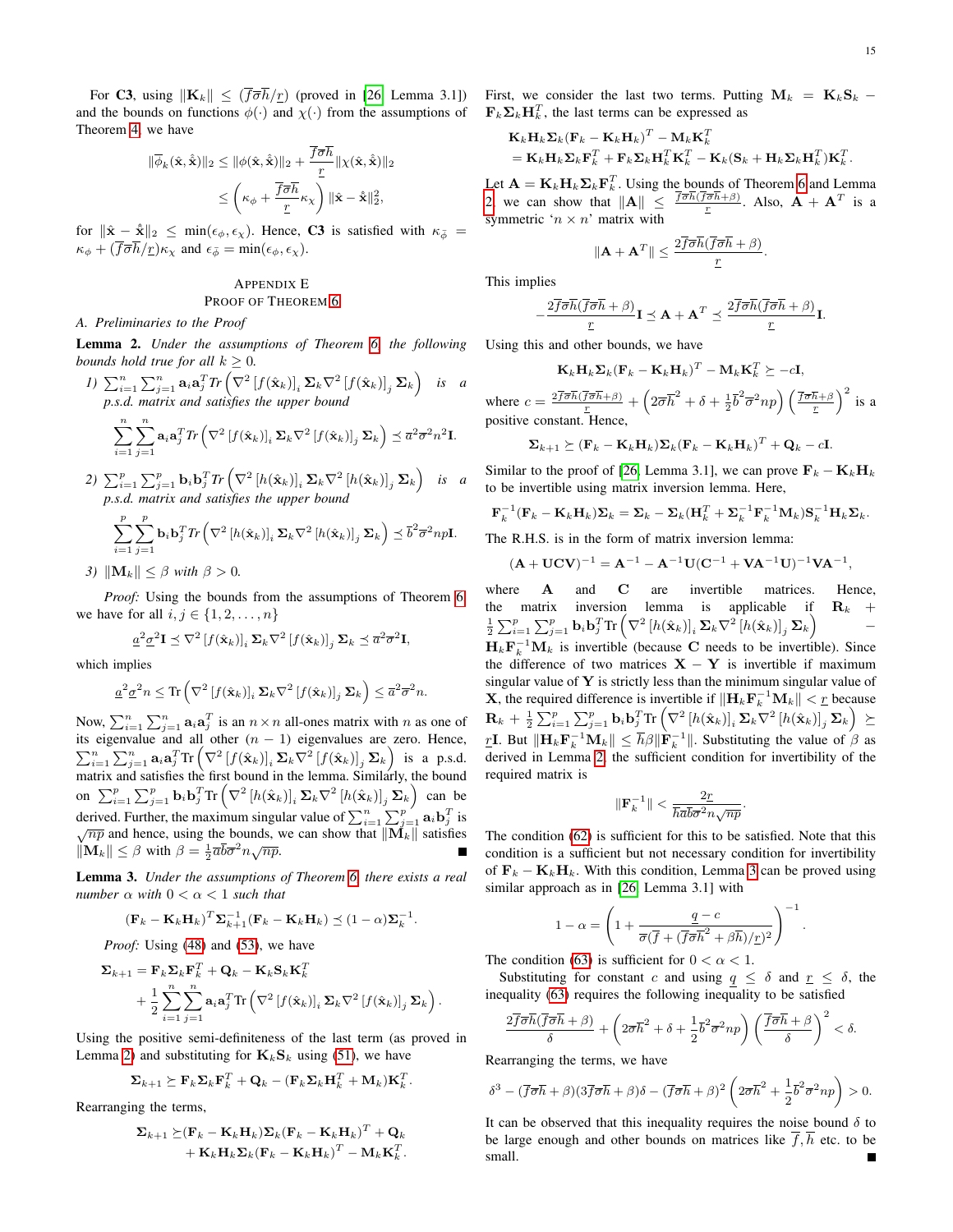For **C3**, using $\|\mathbf{K}_k\| \leq (\overline{f}\overline{\sigma}\overline{h}/\underline{r})$ (proved in [26, Lemma 3.1]) and the bounds on functions $\phi(\cdot)$ and $\chi(\cdot)$ from the assumptions of Theorem 4, we have

$$\|\overline{\phi}_k(\hat{\mathbf{x}}, \mathring{\hat{\mathbf{x}}})\|_2 \leq \|\phi(\hat{\mathbf{x}}, \mathring{\hat{\mathbf{x}}})\|_2 + \frac{\overline{f}\overline{\sigma}\overline{h}}{\underline{r}}\|\chi(\hat{\mathbf{x}}, \mathring{\hat{\mathbf{x}}})\|_2$$
$$\leq \left(\kappa_\phi + \frac{\overline{f}\overline{\sigma}\overline{h}}{\underline{r}}\kappa_\chi\right)\|\hat{\mathbf{x}} - \mathring{\hat{\mathbf{x}}}\|_2^2,$$

for $\|\hat{\mathbf{x}} - \mathring{\hat{\mathbf{x}}}\|_2 \leq \min(\epsilon_\phi, \epsilon_\chi)$. Hence, **C3** is satisfied with $\kappa_{\overline{\phi}} = \kappa_\phi + (\overline{f}\overline{\sigma}\overline{h}/\underline{r})\kappa_\chi$ and $\epsilon_{\overline{\phi}} = \min(\epsilon_\phi, \epsilon_\chi)$.

## Appendix E
## Proof of Theorem 6

### A. Preliminaries to the Proof

**Lemma 2.** *Under the assumptions of Theorem 6, the following bounds hold true for all $k \geq 0$.*

1) $\sum_{i=1}^{n}\sum_{j=1}^{n}\mathbf{a}_i\mathbf{a}_j^T\,\mathrm{Tr}\left(\nabla^2\left[f(\hat{\mathbf{x}}_k)\right]_i\boldsymbol{\Sigma}_k\nabla^2\left[f(\hat{\mathbf{x}}_k)\right]_j\boldsymbol{\Sigma}_k\right)$ *is a p.s.d. matrix and satisfies the upper bound*
$$\sum_{i=1}^{n}\sum_{j=1}^{n}\mathbf{a}_i\mathbf{a}_j^T\,\mathrm{Tr}\left(\nabla^2\left[f(\hat{\mathbf{x}}_k)\right]_i\boldsymbol{\Sigma}_k\nabla^2\left[f(\hat{\mathbf{x}}_k)\right]_j\boldsymbol{\Sigma}_k\right) \preceq \overline{a}^2\overline{\sigma}^2n^2\mathbf{I}.$$

2) $\sum_{i=1}^{p}\sum_{j=1}^{p}\mathbf{b}_i\mathbf{b}_j^T\,\mathrm{Tr}\left(\nabla^2\left[h(\hat{\mathbf{x}}_k)\right]_i\boldsymbol{\Sigma}_k\nabla^2\left[h(\hat{\mathbf{x}}_k)\right]_j\boldsymbol{\Sigma}_k\right)$ *is a p.s.d. matrix and satisfies the upper bound*
$$\sum_{i=1}^{p}\sum_{j=1}^{p}\mathbf{b}_i\mathbf{b}_j^T\,\mathrm{Tr}\left(\nabla^2\left[h(\hat{\mathbf{x}}_k)\right]_i\boldsymbol{\Sigma}_k\nabla^2\left[h(\hat{\mathbf{x}}_k)\right]_j\boldsymbol{\Sigma}_k\right) \preceq \overline{b}^2\overline{\sigma}^2np\mathbf{I}.$$

3) $\|\mathbf{M}_k\| \leq \beta$ *with $\beta > 0$.*

*Proof:* Using the bounds from the assumptions of Theorem 6, we have for all $i, j \in \{1, 2, \ldots, n\}$

$$\underline{a}^2\underline{\sigma}^2\mathbf{I} \preceq \nabla^2\left[f(\hat{\mathbf{x}}_k)\right]_i\boldsymbol{\Sigma}_k\nabla^2\left[f(\hat{\mathbf{x}}_k)\right]_j\boldsymbol{\Sigma}_k \preceq \overline{a}^2\overline{\sigma}^2\mathbf{I},$$

which implies

$$\underline{a}^2\underline{\sigma}^2n \leq \mathrm{Tr}\left(\nabla^2\left[f(\hat{\mathbf{x}}_k)\right]_i\boldsymbol{\Sigma}_k\nabla^2\left[f(\hat{\mathbf{x}}_k)\right]_j\boldsymbol{\Sigma}_k\right) \leq \overline{a}^2\overline{\sigma}^2n.$$

Now, $\sum_{i=1}^{n}\sum_{j=1}^{n}\mathbf{a}_i\mathbf{a}_j^T$ is an $n \times n$ all-ones matrix with $n$ as one of its eigenvalue and other $(n-1)$ eigenvalues are zero. Hence, $\sum_{i=1}^{n}\sum_{j=1}^{n}\mathbf{a}_i\mathbf{a}_j^T\mathrm{Tr}\left(\nabla^2\left[f(\hat{\mathbf{x}}_k)\right]_i\boldsymbol{\Sigma}_k\nabla^2\left[f(\hat{\mathbf{x}}_k)\right]_j\boldsymbol{\Sigma}_k\right)$ is a p.s.d. matrix and satisfies the first bound in the lemma. Similarly, the bound on $\sum_{i=1}^{p}\sum_{j=1}^{p}\mathbf{b}_i\mathbf{b}_j^T\mathrm{Tr}\left(\nabla^2\left[h(\hat{\mathbf{x}}_k)\right]_i\boldsymbol{\Sigma}_k\nabla^2\left[h(\hat{\mathbf{x}}_k)\right]_j\boldsymbol{\Sigma}_k\right)$ can be derived. Further, the maximum singular value of $\sum_{i=1}^{n}\sum_{j=1}^{p}\mathbf{a}_i\mathbf{b}_j^T$ is $\sqrt{np}$ and hence, using the bounds, we can show that $\|\mathbf{M}_k\|$ satisfies $\|\mathbf{M}_k\| \leq \beta$ with $\beta = \frac{1}{2}\overline{a}\overline{b}\overline{\sigma}^2n\sqrt{np}$. ■

**Lemma 3.** *Under the assumptions of Theorem 6, there exists a real number $\alpha$ with $0 < \alpha < 1$ such that*

$$(\mathbf{F}_k - \mathbf{K}_k\mathbf{H}_k)^T\boldsymbol{\Sigma}_{k+1}^{-1}(\mathbf{F}_k - \mathbf{K}_k\mathbf{H}_k) \preceq (1-\alpha)\boldsymbol{\Sigma}_k^{-1}.$$

*Proof:* Using (48) and (53), we have

$$\boldsymbol{\Sigma}_{k+1} = \mathbf{F}_k\boldsymbol{\Sigma}_k\mathbf{F}_k^T + \mathbf{Q}_k - \mathbf{K}_k\mathbf{S}_k\mathbf{K}_k^T$$
$$+ \frac{1}{2}\sum_{i=1}^{n}\sum_{j=1}^{n}\mathbf{a}_i\mathbf{a}_j^T\mathrm{Tr}\left(\nabla^2\left[f(\hat{\mathbf{x}}_k)\right]_i\boldsymbol{\Sigma}_k\nabla^2\left[f(\hat{\mathbf{x}}_k)\right]_j\boldsymbol{\Sigma}_k\right).$$

Using the positive semi-definiteness of the last term (as proved in Lemma 2) and substituting for $\mathbf{K}_k\mathbf{S}_k$ using (51), we have

$$\boldsymbol{\Sigma}_{k+1} \succeq \mathbf{F}_k\boldsymbol{\Sigma}_k\mathbf{F}_k^T + \mathbf{Q}_k - (\mathbf{F}_k\boldsymbol{\Sigma}_k\mathbf{H}_k^T + \mathbf{M}_k)\mathbf{K}_k^T.$$

Rearranging the terms,

$$\boldsymbol{\Sigma}_{k+1} \succeq (\mathbf{F}_k - \mathbf{K}_k\mathbf{H}_k)\boldsymbol{\Sigma}_k(\mathbf{F}_k - \mathbf{K}_k\mathbf{H}_k)^T + \mathbf{Q}_k$$
$$+ \mathbf{K}_k\mathbf{H}_k\boldsymbol{\Sigma}_k(\mathbf{F}_k - \mathbf{K}_k\mathbf{H}_k)^T - \mathbf{M}_k\mathbf{K}_k^T.$$

First, we consider the last two terms. Putting $\mathbf{M}_k = \mathbf{K}_k\mathbf{S}_k - \mathbf{F}_k\boldsymbol{\Sigma}_k\mathbf{H}_k^T$, the last terms can be expressed as

$$\mathbf{K}_k\mathbf{H}_k\boldsymbol{\Sigma}_k(\mathbf{F}_k - \mathbf{K}_k\mathbf{H}_k)^T - \mathbf{M}_k\mathbf{K}_k^T$$
$$= \mathbf{K}_k\mathbf{H}_k\boldsymbol{\Sigma}_k\mathbf{F}_k^T + \mathbf{F}_k\boldsymbol{\Sigma}_k\mathbf{H}_k^T\mathbf{K}_k^T - \mathbf{K}_k(\mathbf{S}_k + \mathbf{H}_k\boldsymbol{\Sigma}_k\mathbf{H}_k^T)\mathbf{K}_k^T.$$

Let $\mathbf{A} = \mathbf{K}_k\mathbf{H}_k\boldsymbol{\Sigma}_k\mathbf{F}_k^T$. Using the bounds of Theorem 6 and Lemma 2, we can show that $\|\mathbf{A}\| \leq \frac{\overline{f}\overline{\sigma}\overline{h}(\overline{f}\overline{\sigma}\overline{h}+\beta)}{\underline{r}}$. Also, $\mathbf{A} + \mathbf{A}^T$ is a symmetric '$n \times n$' matrix with

$$\|\mathbf{A} + \mathbf{A}^T\| \leq \frac{2\overline{f}\overline{\sigma}\overline{h}(\overline{f}\overline{\sigma}\overline{h}+\beta)}{\underline{r}}.$$

This implies

$$-\frac{2\overline{f}\overline{\sigma}\overline{h}(\overline{f}\overline{\sigma}\overline{h}+\beta)}{\underline{r}}\mathbf{I} \preceq \mathbf{A} + \mathbf{A}^T \preceq \frac{2\overline{f}\overline{\sigma}\overline{h}(\overline{f}\overline{\sigma}\overline{h}+\beta)}{\underline{r}}\mathbf{I}.$$

Using this and other bounds, we have

$$\mathbf{K}_k\mathbf{H}_k\boldsymbol{\Sigma}_k(\mathbf{F}_k - \mathbf{K}_k\mathbf{H}_k)^T - \mathbf{M}_k\mathbf{K}_k^T \succeq -c\mathbf{I},$$

where $c = \frac{2\overline{f}\overline{\sigma}\overline{h}(\overline{f}\overline{\sigma}\overline{h}+\beta)}{\underline{r}} + \left(2\overline{\sigma}\overline{h}^2 + \delta + \frac{1}{2}\overline{b}^2\overline{\sigma}^2np\right)\left(\frac{\overline{f}\overline{\sigma}\overline{h}+\beta}{\underline{r}}\right)^2$ is a positive constant. Hence,

$$\boldsymbol{\Sigma}_{k+1} \succeq (\mathbf{F}_k - \mathbf{K}_k\mathbf{H}_k)\boldsymbol{\Sigma}_k(\mathbf{F}_k - \mathbf{K}_k\mathbf{H}_k)^T + \mathbf{Q}_k - c\mathbf{I}.$$

Similar to the proof of [26, Lemma 3.1], we can prove $\mathbf{F}_k - \mathbf{K}_k\mathbf{H}_k$ to be invertible using matrix inversion lemma. Here,

$$\mathbf{F}_k^{-1}(\mathbf{F}_k - \mathbf{K}_k\mathbf{H}_k)\boldsymbol{\Sigma}_k = \boldsymbol{\Sigma}_k - \boldsymbol{\Sigma}_k(\mathbf{H}_k^T + \boldsymbol{\Sigma}_k^{-1}\mathbf{F}_k^{-1}\mathbf{M}_k)\mathbf{S}_k^{-1}\mathbf{H}_k\boldsymbol{\Sigma}_k.$$

The R.H.S. is in the form of matrix inversion lemma:

$$(\mathbf{A} + \mathbf{UCV})^{-1} = \mathbf{A}^{-1} - \mathbf{A}^{-1}\mathbf{U}(\mathbf{C}^{-1} + \mathbf{VA}^{-1}\mathbf{U})^{-1}\mathbf{VA}^{-1},$$

where $\mathbf{A}$ and $\mathbf{C}$ are invertible matrices. Hence, the matrix inversion lemma is applicable if $\mathbf{R}_k + \frac{1}{2}\sum_{i=1}^{p}\sum_{j=1}^{p}\mathbf{b}_i\mathbf{b}_j^T\mathrm{Tr}\left(\nabla^2\left[h(\hat{\mathbf{x}}_k)\right]_i\boldsymbol{\Sigma}_k\nabla^2\left[h(\hat{\mathbf{x}}_k)\right]_j\boldsymbol{\Sigma}_k\right) - \mathbf{H}_k\mathbf{F}_k^{-1}\mathbf{M}_k$ is invertible (because $\mathbf{C}$ needs to be invertible). Since the difference of two matrices $\mathbf{X} - \mathbf{Y}$ is invertible if maximum singular value of $\mathbf{Y}$ is strictly less than the minimum singular value of $\mathbf{X}$, the required difference is invertible if $\|\mathbf{H}_k\mathbf{F}_k^{-1}\mathbf{M}_k\| < \underline{r}$ because $\mathbf{R}_k + \frac{1}{2}\sum_{i=1}^{p}\sum_{j=1}^{p}\mathbf{b}_i\mathbf{b}_j^T\mathrm{Tr}\left(\nabla^2\left[h(\hat{\mathbf{x}}_k)\right]_i\boldsymbol{\Sigma}_k\nabla^2\left[h(\hat{\mathbf{x}}_k)\right]_j\boldsymbol{\Sigma}_k\right) \succeq \underline{r}\mathbf{I}$. But $\|\mathbf{H}_k\mathbf{F}_k^{-1}\mathbf{M}_k\| \leq \overline{h}\beta\|\mathbf{F}_k^{-1}\|$. Substituting the value of $\beta$ as derived in Lemma 2, the sufficient condition for invertibility of the required matrix is

$$\|\mathbf{F}_k^{-1}\| < \frac{2\underline{r}}{\overline{h}\overline{a}\overline{b}\overline{\sigma}^2n\sqrt{np}}.$$

The condition (62) is sufficient for this to be satisfied. Note that this condition is a sufficient but not necessary condition for invertibility of $\mathbf{F}_k - \mathbf{K}_k\mathbf{H}_k$. With this condition, Lemma 3 can be proved using similar approach as in [26, Lemma 3.1] with

$$1 - \alpha = \left(1 + \frac{\underline{q} - c}{\overline{\sigma}(\overline{f} + (\overline{f}\overline{\sigma}\overline{h}^2 + \beta\overline{h})/\underline{r})^2}\right)^{-1}.$$

The condition (63) is sufficient for $0 < \alpha < 1$.

Substituting for constant $c$ and using $\underline{q} \leq \delta$ and $\underline{r} \leq \delta$, the inequality (63) requires the following inequality to be satisfied

$$\frac{2\overline{f}\overline{\sigma}\overline{h}(\overline{f}\overline{\sigma}\overline{h}+\beta)}{\delta} + \left(2\overline{\sigma}\overline{h}^2 + \delta + \frac{1}{2}\overline{b}^2\overline{\sigma}^2np\right)\left(\frac{\overline{f}\overline{\sigma}\overline{h}+\beta}{\delta}\right)^2 < \delta.$$

Rearranging the terms, we have

$$\delta^3 - (\overline{f}\overline{\sigma}\overline{h}+\beta)(3\overline{f}\overline{\sigma}\overline{h}+\beta)\delta - (\overline{f}\overline{\sigma}\overline{h}+\beta)^2\left(2\overline{\sigma}\overline{h}^2 + \frac{1}{2}\overline{b}^2\overline{\sigma}^2np\right) > 0.$$

It can be observed that this inequality requires the noise bound $\delta$ to be large enough and other bounds on matrices like $\overline{f}, \overline{h}$ etc. to be small. ■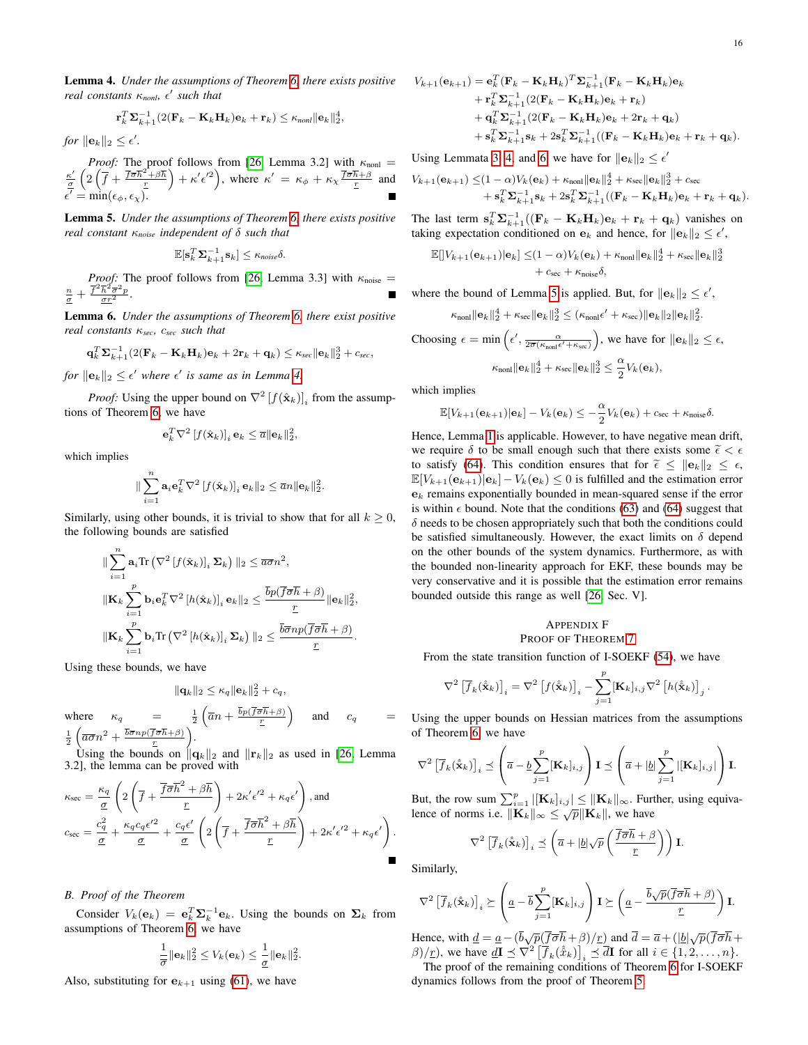**Lemma 4.** *Under the assumptions of Theorem 6, there exists positive real constants $\kappa_{nonl}$, $\epsilon'$ such that*

$$\mathbf{r}_k^T \boldsymbol{\Sigma}_{k+1}^{-1}(2(\mathbf{F}_k - \mathbf{K}_k\mathbf{H}_k)\mathbf{e}_k + \mathbf{r}_k) \leq \kappa_{nonl}\|\mathbf{e}_k\|_2^4,$$

*for $\|\mathbf{e}_k\|_2 \leq \epsilon'$.*

*Proof:* The proof follows from [26, Lemma 3.2] with $\kappa_{\text{nonl}} = \frac{\kappa'}{\underline{\sigma}}\left(2\left(\overline{f} + \frac{\overline{f}\overline{\sigma}\overline{h}^2 + \beta\overline{h}}{\underline{r}}\right) + \kappa'\epsilon'^2\right)$, where $\kappa' = \kappa_\phi + \kappa_\chi \frac{\overline{f}\overline{\sigma}\overline{h}+\beta}{\underline{r}}$ and $\epsilon' = \min(\epsilon_\phi, \epsilon_\chi)$. ■

**Lemma 5.** *Under the assumptions of Theorem 6, there exists positive real constant $\kappa_{noise}$ independent of $\delta$ such that*

$$\mathbb{E}[\mathbf{s}_k^T \boldsymbol{\Sigma}_{k+1}^{-1}\mathbf{s}_k] \leq \kappa_{noise}\delta.$$

*Proof:* The proof follows from [26, Lemma 3.3] with $\kappa_{\text{noise}} = \frac{n}{\underline{\sigma}} + \frac{\overline{f}^2\overline{h}^2\overline{\sigma}^2 p}{\underline{\sigma}\underline{r}^2}$. ■

**Lemma 6.** *Under the assumptions of Theorem 6, there exist positive real constants $\kappa_{sec}$, $c_{sec}$ such that*

$$\mathbf{q}_k^T \boldsymbol{\Sigma}_{k+1}^{-1}(2(\mathbf{F}_k - \mathbf{K}_k\mathbf{H}_k)\mathbf{e}_k + 2\mathbf{r}_k + \mathbf{q}_k) \leq \kappa_{sec}\|\mathbf{e}_k\|_2^3 + c_{sec},$$

*for $\|\mathbf{e}_k\|_2 \leq \epsilon'$ where $\epsilon'$ is same as in Lemma 4.*

*Proof:* Using the upper bound on $\nabla^2\left[f(\hat{\mathbf{x}}_k)\right]_i$ from the assumptions of Theorem 6, we have

$$\mathbf{e}_k^T \nabla^2\left[f(\hat{\mathbf{x}}_k)\right]_i \mathbf{e}_k \leq \overline{a}\|\mathbf{e}_k\|_2^2,$$

which implies

$$\|\sum_{i=1}^n \mathbf{a}_i \mathbf{e}_k^T \nabla^2\left[f(\hat{\mathbf{x}}_k)\right]_i \mathbf{e}_k\|_2 \leq \overline{a}n\|\mathbf{e}_k\|_2^2.$$

Similarly, using other bounds, it is trivial to show that for all $k \geq 0$, the following bounds are satisfied

$$\|\sum_{i=1}^n \mathbf{a}_i \text{Tr}\left(\nabla^2\left[f(\hat{\mathbf{x}}_k)\right]_i \boldsymbol{\Sigma}_k\right)\|_2 \leq \overline{a}\overline{\sigma}n^2,$$

$$\|\mathbf{K}_k \sum_{i=1}^p \mathbf{b}_i \mathbf{e}_k^T \nabla^2\left[h(\hat{\mathbf{x}}_k)\right]_i \mathbf{e}_k\|_2 \leq \frac{\overline{b}p(\overline{f}\overline{\sigma}\overline{h}+\beta)}{\underline{r}}\|\mathbf{e}_k\|_2^2,$$

$$\|\mathbf{K}_k \sum_{i=1}^p \mathbf{b}_i \text{Tr}\left(\nabla^2\left[h(\hat{\mathbf{x}}_k)\right]_i \boldsymbol{\Sigma}_k\right)\|_2 \leq \frac{\overline{b}\overline{\sigma}np(\overline{f}\overline{\sigma}\overline{h}+\beta)}{\underline{r}}.$$

Using these bounds, we have

$$\|\mathbf{q}_k\|_2 \leq \kappa_q\|\mathbf{e}_k\|_2^2 + c_q,$$

where $\kappa_q = \frac{1}{2}\left(\overline{a}n + \frac{\overline{b}p(\overline{f}\overline{\sigma}\overline{h}+\beta)}{\underline{r}}\right)$ and $c_q = \frac{1}{2}\left(\overline{a}\overline{\sigma}n^2 + \frac{\overline{b}\overline{\sigma}np(\overline{f}\overline{\sigma}\overline{h}+\beta)}{\underline{r}}\right)$.

Using the bounds on $\|\mathbf{q}_k\|_2$ and $\|\mathbf{r}_k\|_2$ as used in [26, Lemma 3.2], the lemma can be proved with

$$\kappa_{\text{sec}} = \frac{\kappa_q}{\underline{\sigma}}\left(2\left(\overline{f} + \frac{\overline{f}\overline{\sigma}\overline{h}^2 + \beta\overline{h}}{\underline{r}}\right) + 2\kappa'\epsilon'^2 + \kappa_q\epsilon'\right), \text{and}$$

$$c_{\text{sec}} = \frac{c_q^2}{\underline{\sigma}} + \frac{\kappa_q c_q \epsilon'^2}{\underline{\sigma}} + \frac{c_q\epsilon'}{\underline{\sigma}}\left(2\left(\overline{f} + \frac{\overline{f}\overline{\sigma}\overline{h}^2 + \beta\overline{h}}{\underline{r}}\right) + 2\kappa'\epsilon'^2 + \kappa_q\epsilon'\right).$$

■

### B. Proof of the Theorem

Consider $V_k(\mathbf{e}_k) = \mathbf{e}_k^T \boldsymbol{\Sigma}_k^{-1}\mathbf{e}_k$. Using the bounds on $\boldsymbol{\Sigma}_k$ from assumptions of Theorem 6, we have

$$\frac{1}{\overline{\sigma}}\|\mathbf{e}_k\|_2^2 \leq V_k(\mathbf{e}_k) \leq \frac{1}{\underline{\sigma}}\|\mathbf{e}_k\|_2^2.$$

Also, substituting for $\mathbf{e}_{k+1}$ using (61), we have

$$\begin{aligned}
V_{k+1}(\mathbf{e}_{k+1}) = \;& \mathbf{e}_k^T(\mathbf{F}_k - \mathbf{K}_k\mathbf{H}_k)^T\boldsymbol{\Sigma}_{k+1}^{-1}(\mathbf{F}_k - \mathbf{K}_k\mathbf{H}_k)\mathbf{e}_k \\
&+ \mathbf{r}_k^T\boldsymbol{\Sigma}_{k+1}^{-1}(2(\mathbf{F}_k - \mathbf{K}_k\mathbf{H}_k)\mathbf{e}_k + \mathbf{r}_k) \\
&+ \mathbf{q}_k^T\boldsymbol{\Sigma}_{k+1}^{-1}(2(\mathbf{F}_k - \mathbf{K}_k\mathbf{H}_k)\mathbf{e}_k + 2\mathbf{r}_k + \mathbf{q}_k) \\
&+ \mathbf{s}_k^T\boldsymbol{\Sigma}_{k+1}^{-1}\mathbf{s}_k + 2\mathbf{s}_k^T\boldsymbol{\Sigma}_{k+1}^{-1}((\mathbf{F}_k - \mathbf{K}_k\mathbf{H}_k)\mathbf{e}_k + \mathbf{r}_k + \mathbf{q}_k).
\end{aligned}$$

Using Lemmata 3, 4, and 6, we have for $\|\mathbf{e}_k\|_2 \leq \epsilon'$

$$\begin{aligned}
V_{k+1}(\mathbf{e}_{k+1}) \leq \;& (1-\alpha)V_k(\mathbf{e}_k) + \kappa_{\text{nonl}}\|\mathbf{e}_k\|_2^4 + \kappa_{\text{sec}}\|\mathbf{e}_k\|_2^3 + c_{\text{sec}} \\
&+ \mathbf{s}_k^T\boldsymbol{\Sigma}_{k+1}^{-1}\mathbf{s}_k + 2\mathbf{s}_k^T\boldsymbol{\Sigma}_{k+1}^{-1}((\mathbf{F}_k - \mathbf{K}_k\mathbf{H}_k)\mathbf{e}_k + \mathbf{r}_k + \mathbf{q}_k).
\end{aligned}$$

The last term $\mathbf{s}_k^T\boldsymbol{\Sigma}_{k+1}^{-1}((\mathbf{F}_k - \mathbf{K}_k\mathbf{H}_k)\mathbf{e}_k + \mathbf{r}_k + \mathbf{q}_k)$ vanishes on taking expectation conditioned on $\mathbf{e}_k$ and hence, for $\|\mathbf{e}_k\|_2 \leq \epsilon'$,

$$\begin{aligned}
\mathbb{E}[]V_{k+1}(\mathbf{e}_{k+1})|\mathbf{e}_k] \leq \;& (1-\alpha)V_k(\mathbf{e}_k) + \kappa_{\text{nonl}}\|\mathbf{e}_k\|_2^4 + \kappa_{\text{sec}}\|\mathbf{e}_k\|_2^3 \\
&+ c_{\text{sec}} + \kappa_{\text{noise}}\delta,
\end{aligned}$$

where the bound of Lemma 5 is applied. But, for $\|\mathbf{e}_k\|_2 \leq \epsilon'$,

$$\kappa_{\text{nonl}}\|\mathbf{e}_k\|_2^4 + \kappa_{\text{sec}}\|\mathbf{e}_k\|_2^3 \leq (\kappa_{\text{nonl}}\epsilon' + \kappa_{\text{sec}})\|\mathbf{e}_k\|_2\|\mathbf{e}_k\|_2^2.$$

Choosing $\epsilon = \min\left(\epsilon', \frac{\alpha}{2\overline{\sigma}(\kappa_{\text{nonl}}\epsilon' + \kappa_{\text{sec}})}\right)$, we have for $\|\mathbf{e}_k\|_2 \leq \epsilon$,

$$\kappa_{\text{nonl}}\|\mathbf{e}_k\|_2^4 + \kappa_{\text{sec}}\|\mathbf{e}_k\|_2^3 \leq \frac{\alpha}{2}V_k(\mathbf{e}_k),$$

which implies

$$\mathbb{E}[V_{k+1}(\mathbf{e}_{k+1})|\mathbf{e}_k] - V_k(\mathbf{e}_k) \leq -\frac{\alpha}{2}V_k(\mathbf{e}_k) + c_{\text{sec}} + \kappa_{\text{noise}}\delta.$$

Hence, Lemma 1 is applicable. However, to have negative mean drift, we require $\delta$ to be small enough such that there exists some $\tilde{\epsilon} < \epsilon$ to satisfy (64). This condition ensures that for $\tilde{\epsilon} \leq \|\mathbf{e}_k\|_2 \leq \epsilon$, $\mathbb{E}[V_{k+1}(\mathbf{e}_{k+1})|\mathbf{e}_k] - V_k(\mathbf{e}_k) \leq 0$ is fulfilled and the estimation error $\mathbf{e}_k$ remains exponentially bounded in mean-squared sense if the error is within $\epsilon$ bound. Note that the conditions (63) and (64) suggest that $\delta$ needs to be chosen appropriately such that both the conditions could be satisfied simultaneously. However, the exact limits on $\delta$ depend on the other bounds of the system dynamics. Furthermore, as with the bounded non-linearity approach for EKF, these bounds may be very conservative and it is possible that the estimation error remains bounded outside this range as well [26, Sec. V].

## Appendix F
## Proof of Theorem 7

From the state transition function of I-SOEKF (54), we have

$$\nabla^2\left[\overline{f}_k(\hat{\hat{\mathbf{x}}}_k)\right]_i = \nabla^2\left[f(\hat{\mathbf{x}}_k)\right]_i - \sum_{j=1}^p [\mathbf{K}_k]_{i,j}\nabla^2\left[h(\hat{\mathbf{x}}_k)\right]_j.$$

Using the upper bounds on Hessian matrices from the assumptions of Theorem 6, we have

$$\nabla^2\left[\overline{f}_k(\hat{\hat{\mathbf{x}}}_k)\right]_i \preceq \left(\overline{a} - \underline{b}\sum_{j=1}^p [\mathbf{K}_k]_{i,j}\right)\mathbf{I} \preceq \left(\overline{a} + |\underline{b}|\sum_{j=1}^p |[\mathbf{K}_k]_{i,j}|\right)\mathbf{I}.$$

But, the row sum $\sum_{j=1}^p |[\mathbf{K}_k]_{i,j}| \leq \|\mathbf{K}_k\|_\infty$. Further, using equivalence of norms i.e. $\|\mathbf{K}_k\|_\infty \leq \sqrt{p}\|\mathbf{K}_k\|$, we have

$$\nabla^2\left[\overline{f}_k(\hat{\hat{\mathbf{x}}}_k)\right]_i \preceq \left(\overline{a} + |\underline{b}|\sqrt{p}\left(\frac{\overline{f}\overline{\sigma}\overline{h}+\beta}{\underline{r}}\right)\right)\mathbf{I}.$$

Similarly,

$$\nabla^2\left[\overline{f}_k(\hat{\hat{\mathbf{x}}}_k)\right]_i \succeq \left(\underline{a} - \overline{b}\sum_{j=1}^p [\mathbf{K}_k]_{i,j}\right)\mathbf{I} \succeq \left(\underline{a} - \frac{\overline{b}\sqrt{p}(\overline{f}\overline{\sigma}\overline{h}+\beta)}{\underline{r}}\right)\mathbf{I}.$$

Hence, with $\underline{d} = \underline{a} - (\overline{b}\sqrt{p}(\overline{f}\overline{\sigma}\overline{h}+\beta)/\underline{r})$ and $\overline{d} = \overline{a} + (|\underline{b}|\sqrt{p}(\overline{f}\overline{\sigma}\overline{h}+\beta)/\underline{r})$, we have $\underline{d}\mathbf{I} \preceq \nabla^2\left[\overline{f}_k(\hat{\hat{x}}_k)\right]_i \preceq \overline{d}\mathbf{I}$ for all $i \in \{1, 2, \ldots, n\}$.

The proof of the remaining conditions of Theorem 6 for I-SOEKF dynamics follows from the proof of Theorem 5.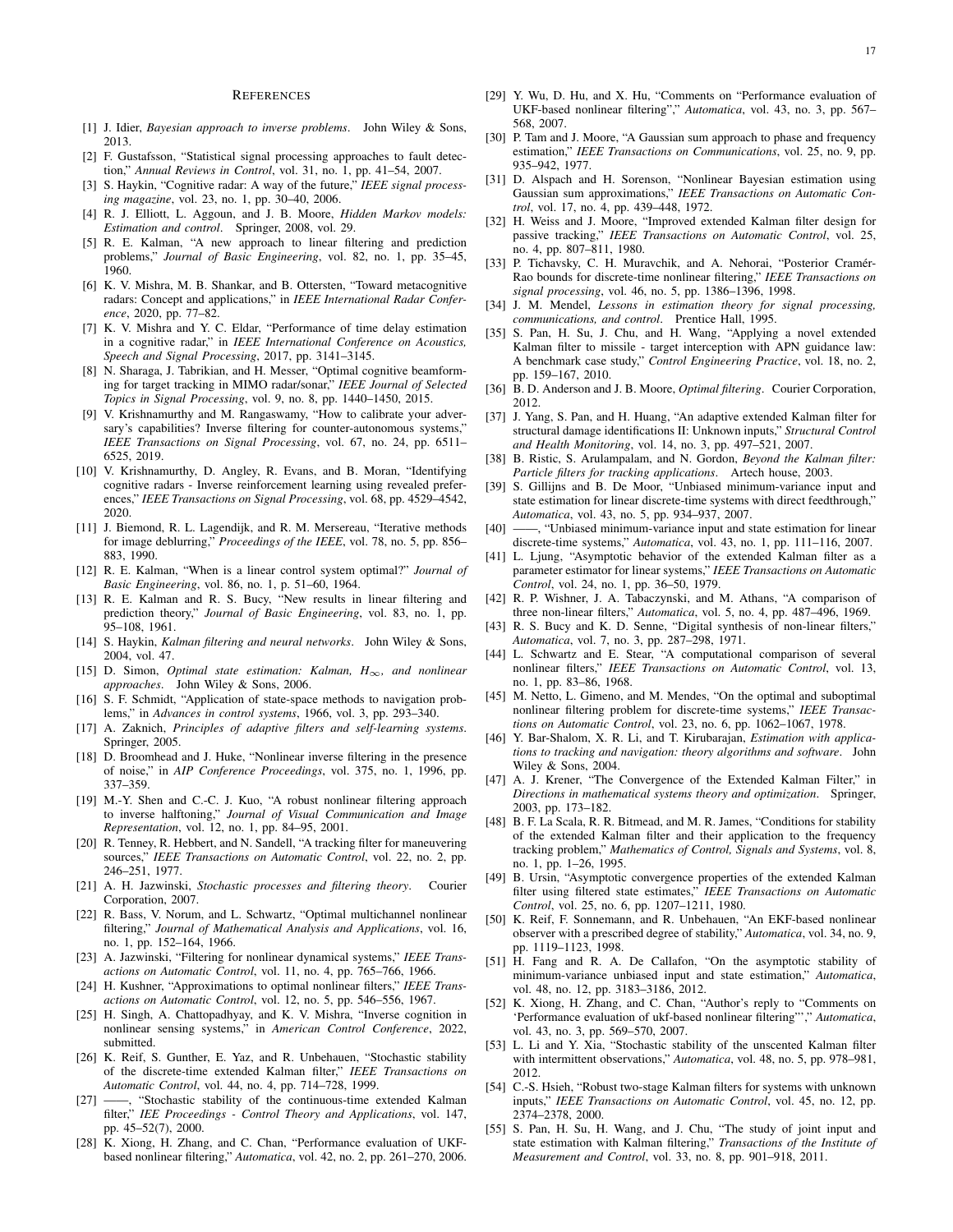## References

[1] J. Idier, *Bayesian approach to inverse problems*. John Wiley & Sons, 2013.

[2] F. Gustafsson, "Statistical signal processing approaches to fault detection," *Annual Reviews in Control*, vol. 31, no. 1, pp. 41–54, 2007.

[3] S. Haykin, "Cognitive radar: A way of the future," *IEEE signal processing magazine*, vol. 23, no. 1, pp. 30–40, 2006.

[4] R. J. Elliott, L. Aggoun, and J. B. Moore, *Hidden Markov models: Estimation and control*. Springer, 2008, vol. 29.

[5] R. E. Kalman, "A new approach to linear filtering and prediction problems," *Journal of Basic Engineering*, vol. 82, no. 1, pp. 35–45, 1960.

[6] K. V. Mishra, M. B. Shankar, and B. Ottersten, "Toward metacognitive radars: Concept and applications," in *IEEE International Radar Conference*, 2020, pp. 77–82.

[7] K. V. Mishra and Y. C. Eldar, "Performance of time delay estimation in a cognitive radar," in *IEEE International Conference on Acoustics, Speech and Signal Processing*, 2017, pp. 3141–3145.

[8] N. Sharaga, J. Tabrikian, and H. Messer, "Optimal cognitive beamforming for target tracking in MIMO radar/sonar," *IEEE Journal of Selected Topics in Signal Processing*, vol. 9, no. 8, pp. 1440–1450, 2015.

[9] V. Krishnamurthy and M. Rangaswamy, "How to calibrate your adversary's capabilities? Inverse filtering for counter-autonomous systems," *IEEE Transactions on Signal Processing*, vol. 67, no. 24, pp. 6511–6525, 2019.

[10] V. Krishnamurthy, D. Angley, R. Evans, and B. Moran, "Identifying cognitive radars - Inverse reinforcement learning using revealed preferences," *IEEE Transactions on Signal Processing*, vol. 68, pp. 4529–4542, 2020.

[11] J. Biemond, R. L. Lagendijk, and R. M. Mersereau, "Iterative methods for image deblurring," *Proceedings of the IEEE*, vol. 78, no. 5, pp. 856–883, 1990.

[12] R. E. Kalman, "When is a linear control system optimal?" *Journal of Basic Engineering*, vol. 86, no. 1, p. 51–60, 1964.

[13] R. E. Kalman and R. S. Bucy, "New results in linear filtering and prediction theory," *Journal of Basic Engineering*, vol. 83, no. 1, pp. 95–108, 1961.

[14] S. Haykin, *Kalman filtering and neural networks*. John Wiley & Sons, 2004, vol. 47.

[15] D. Simon, *Optimal state estimation: Kalman, $H_\infty$, and nonlinear approaches*. John Wiley & Sons, 2006.

[16] S. F. Schmidt, "Application of state-space methods to navigation problems," in *Advances in control systems*, 1966, vol. 3, pp. 293–340.

[17] A. Zaknich, *Principles of adaptive filters and self-learning systems*. Springer, 2005.

[18] D. Broomhead and J. Huke, "Nonlinear inverse filtering in the presence of noise," in *AIP Conference Proceedings*, vol. 375, no. 1, 1996, pp. 337–359.

[19] M.-Y. Shen and C.-C. J. Kuo, "A robust nonlinear filtering approach to inverse halftoning," *Journal of Visual Communication and Image Representation*, vol. 12, no. 1, pp. 84–95, 2001.

[20] R. Tenney, R. Hebbert, and N. Sandell, "A tracking filter for maneuvering sources," *IEEE Transactions on Automatic Control*, vol. 22, no. 2, pp. 246–251, 1977.

[21] A. H. Jazwinski, *Stochastic processes and filtering theory*. Courier Corporation, 2007.

[22] R. Bass, V. Norum, and L. Schwartz, "Optimal multichannel nonlinear filtering," *Journal of Mathematical Analysis and Applications*, vol. 16, no. 1, pp. 152–164, 1966.

[23] A. Jazwinski, "Filtering for nonlinear dynamical systems," *IEEE Transactions on Automatic Control*, vol. 11, no. 4, pp. 765–766, 1966.

[24] H. Kushner, "Approximations to optimal nonlinear filters," *IEEE Transactions on Automatic Control*, vol. 12, no. 5, pp. 546–556, 1967.

[25] H. Singh, A. Chattopadhyay, and K. V. Mishra, "Inverse cognition in nonlinear sensing systems," in *American Control Conference*, 2022, submitted.

[26] K. Reif, S. Gunther, E. Yaz, and R. Unbehauen, "Stochastic stability of the discrete-time extended Kalman filter," *IEEE Transactions on Automatic Control*, vol. 44, no. 4, pp. 714–728, 1999.

[27] ——, "Stochastic stability of the continuous-time extended Kalman filter," *IEE Proceedings - Control Theory and Applications*, vol. 147, pp. 45–52(7), 2000.

[28] K. Xiong, H. Zhang, and C. Chan, "Performance evaluation of UKF-based nonlinear filtering," *Automatica*, vol. 42, no. 2, pp. 261–270, 2006.

[29] Y. Wu, D. Hu, and X. Hu, "Comments on "Performance evaluation of UKF-based nonlinear filtering"," *Automatica*, vol. 43, no. 3, pp. 567–568, 2007.

[30] P. Tam and J. Moore, "A Gaussian sum approach to phase and frequency estimation," *IEEE Transactions on Communications*, vol. 25, no. 9, pp. 935–942, 1977.

[31] D. Alspach and H. Sorenson, "Nonlinear Bayesian estimation using Gaussian sum approximations," *IEEE Transactions on Automatic Control*, vol. 17, no. 4, pp. 439–448, 1972.

[32] H. Weiss and J. Moore, "Improved extended Kalman filter design for passive tracking," *IEEE Transactions on Automatic Control*, vol. 25, no. 4, pp. 807–811, 1980.

[33] P. Tichavsky, C. H. Muravchik, and A. Nehorai, "Posterior Cramér-Rao bounds for discrete-time nonlinear filtering," *IEEE Transactions on signal processing*, vol. 46, no. 5, pp. 1386–1396, 1998.

[34] J. M. Mendel, *Lessons in estimation theory for signal processing, communications, and control*. Prentice Hall, 1995.

[35] S. Pan, H. Su, J. Chu, and H. Wang, "Applying a novel extended Kalman filter to missile - target interception with APN guidance law: A benchmark case study," *Control Engineering Practice*, vol. 18, no. 2, pp. 159–167, 2010.

[36] B. D. Anderson and J. B. Moore, *Optimal filtering*. Courier Corporation, 2012.

[37] J. Yang, S. Pan, and H. Huang, "An adaptive extended Kalman filter for structural damage identifications II: Unknown inputs," *Structural Control and Health Monitoring*, vol. 14, no. 3, pp. 497–521, 2007.

[38] B. Ristic, S. Arulampalam, and N. Gordon, *Beyond the Kalman filter: Particle filters for tracking applications*. Artech house, 2003.

[39] S. Gillijns and B. De Moor, "Unbiased minimum-variance input and state estimation for linear discrete-time systems with direct feedthrough," *Automatica*, vol. 43, no. 5, pp. 934–937, 2007.

[40] ——, "Unbiased minimum-variance input and state estimation for linear discrete-time systems," *Automatica*, vol. 43, no. 1, pp. 111–116, 2007.

[41] L. Ljung, "Asymptotic behavior of the extended Kalman filter as a parameter estimator for linear systems," *IEEE Transactions on Automatic Control*, vol. 24, no. 1, pp. 36–50, 1979.

[42] R. P. Wishner, J. A. Tabaczynski, and M. Athans, "A comparison of three non-linear filters," *Automatica*, vol. 5, no. 4, pp. 487–496, 1969.

[43] R. S. Bucy and K. D. Senne, "Digital synthesis of non-linear filters," *Automatica*, vol. 7, no. 3, pp. 287–298, 1971.

[44] L. Schwartz and E. Stear, "A computational comparison of several nonlinear filters," *IEEE Transactions on Automatic Control*, vol. 13, no. 1, pp. 83–86, 1968.

[45] M. Netto, L. Gimeno, and M. Mendes, "On the optimal and suboptimal nonlinear filtering problem for discrete-time systems," *IEEE Transactions on Automatic Control*, vol. 23, no. 6, pp. 1062–1067, 1978.

[46] Y. Bar-Shalom, X. R. Li, and T. Kirubarajan, *Estimation with applications to tracking and navigation: theory algorithms and software*. John Wiley & Sons, 2004.

[47] A. J. Krener, "The Convergence of the Extended Kalman Filter," in *Directions in mathematical systems theory and optimization*. Springer, 2003, pp. 173–182.

[48] B. F. La Scala, R. R. Bitmead, and M. R. James, "Conditions for stability of the extended Kalman filter and their application to the frequency tracking problem," *Mathematics of Control, Signals and Systems*, vol. 8, no. 1, pp. 1–26, 1995.

[49] B. Ursin, "Asymptotic convergence properties of the extended Kalman filter using filtered state estimates," *IEEE Transactions on Automatic Control*, vol. 25, no. 6, pp. 1207–1211, 1980.

[50] K. Reif, F. Sonnemann, and R. Unbehauen, "An EKF-based nonlinear observer with a prescribed degree of stability," *Automatica*, vol. 34, no. 9, pp. 1119–1123, 1998.

[51] H. Fang and R. A. De Callafon, "On the asymptotic stability of minimum-variance unbiased input and state estimation," *Automatica*, vol. 48, no. 12, pp. 3183–3186, 2012.

[52] K. Xiong, H. Zhang, and C. Chan, "Author's reply to "Comments on 'Performance evaluation of ukf-based nonlinear filtering"'," *Automatica*, vol. 43, no. 3, pp. 569–570, 2007.

[53] L. Li and Y. Xia, "Stochastic stability of the unscented Kalman filter with intermittent observations," *Automatica*, vol. 48, no. 5, pp. 978–981, 2012.

[54] C.-S. Hsieh, "Robust two-stage Kalman filters for systems with unknown inputs," *IEEE Transactions on Automatic Control*, vol. 45, no. 12, pp. 2374–2378, 2000.

[55] S. Pan, H. Su, H. Wang, and J. Chu, "The study of joint input and state estimation with Kalman filtering," *Transactions of the Institute of Measurement and Control*, vol. 33, no. 8, pp. 901–918, 2011.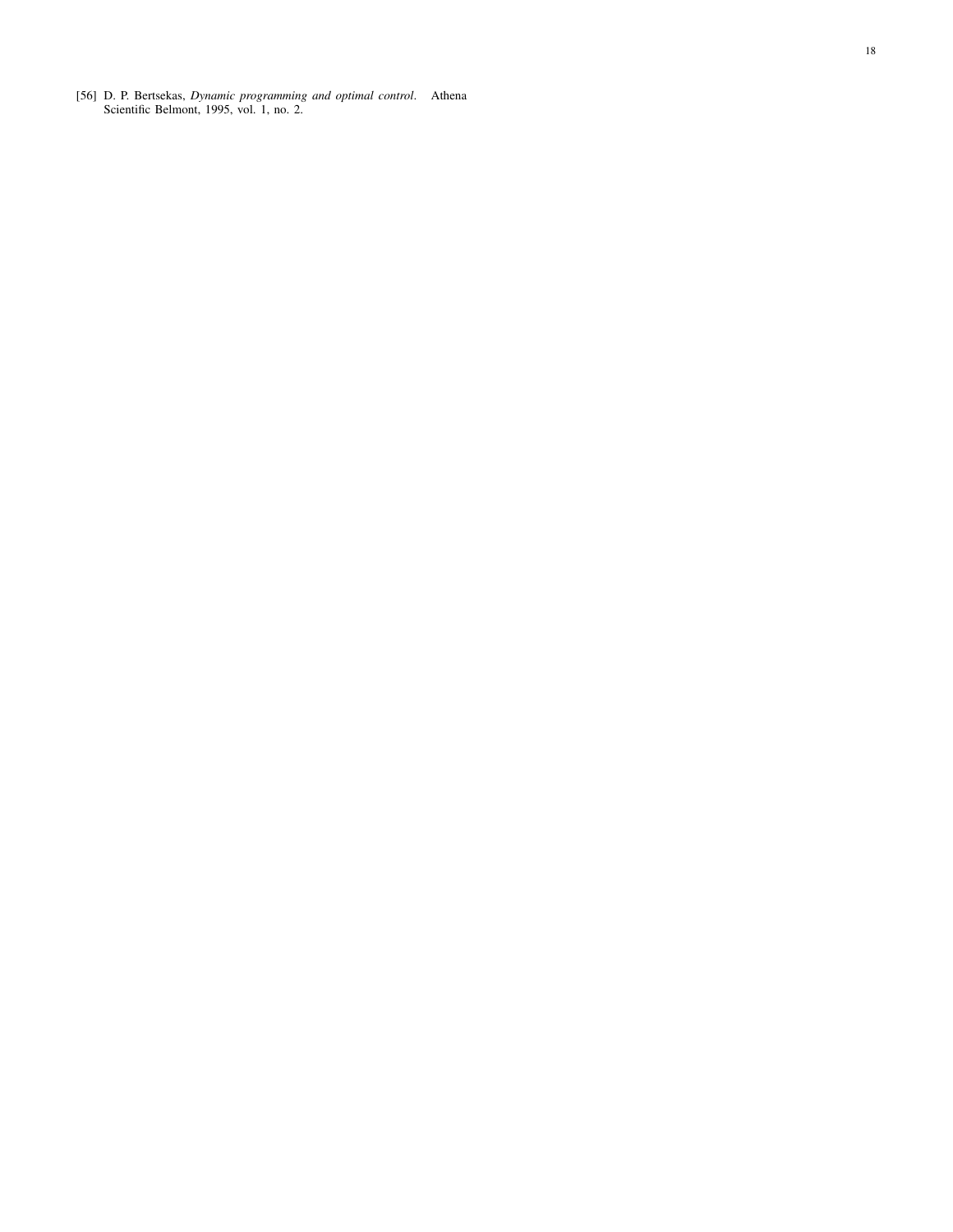[56] D. P. Bertsekas, *Dynamic programming and optimal control*. Athena Scientific Belmont, 1995, vol. 1, no. 2.